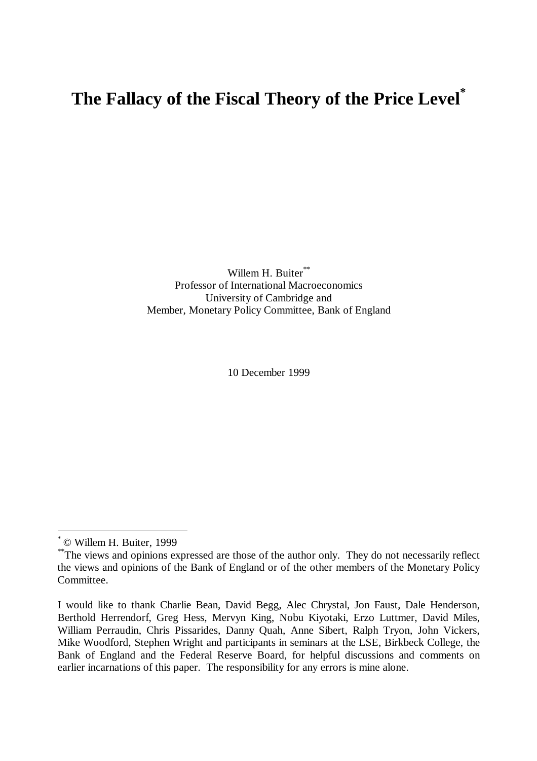# The Fallacy of the Fiscal Theory of the Price Level[*]

Willem H. Buiter[**]
Professor of International Macroeconomics
University of Cambridge and
Member, Monetary Policy Committee, Bank of England

10 December 1999

---

[*] © Willem H. Buiter, 1999

[**] The views and opinions expressed are those of the author only. They do not necessarily reflect the views and opinions of the Bank of England or of the other members of the Monetary Policy Committee.

I would like to thank Charlie Bean, David Begg, Alec Chrystal, Jon Faust, Dale Henderson, Berthold Herrendorf, Greg Hess, Mervyn King, Nobu Kiyotaki, Erzo Luttmer, David Miles, William Perraudin, Chris Pissarides, Danny Quah, Anne Sibert, Ralph Tryon, John Vickers, Mike Woodford, Stephen Wright and participants in seminars at the LSE, Birkbeck College, the Bank of England and the Federal Reserve Board, for helpful discussions and comments on earlier incarnations of this paper. The responsibility for any errors is mine alone.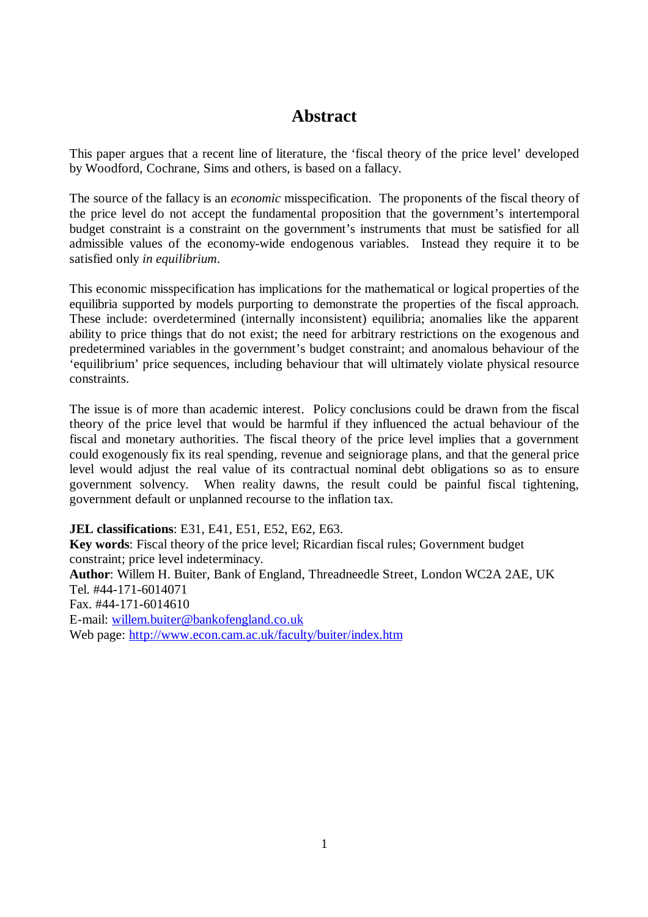# Abstract

This paper argues that a recent line of literature, the 'fiscal theory of the price level' developed by Woodford, Cochrane, Sims and others, is based on a fallacy.

The source of the fallacy is an *economic* misspecification. The proponents of the fiscal theory of the price level do not accept the fundamental proposition that the government's intertemporal budget constraint is a constraint on the government's instruments that must be satisfied for all admissible values of the economy-wide endogenous variables. Instead they require it to be satisfied only *in equilibrium*.

This economic misspecification has implications for the mathematical or logical properties of the equilibria supported by models purporting to demonstrate the properties of the fiscal approach. These include: overdetermined (internally inconsistent) equilibria; anomalies like the apparent ability to price things that do not exist; the need for arbitrary restrictions on the exogenous and predetermined variables in the government's budget constraint; and anomalous behaviour of the 'equilibrium' price sequences, including behaviour that will ultimately violate physical resource constraints.

The issue is of more than academic interest. Policy conclusions could be drawn from the fiscal theory of the price level that would be harmful if they influenced the actual behaviour of the fiscal and monetary authorities. The fiscal theory of the price level implies that a government could exogenously fix its real spending, revenue and seigniorage plans, and that the general price level would adjust the real value of its contractual nominal debt obligations so as to ensure government solvency. When reality dawns, the result could be painful fiscal tightening, government default or unplanned recourse to the inflation tax.

**JEL classifications**: E31, E41, E51, E52, E62, E63.
**Key words**: Fiscal theory of the price level; Ricardian fiscal rules; Government budget constraint; price level indeterminacy.
**Author**: Willem H. Buiter, Bank of England, Threadneedle Street, London WC2A 2AE, UK
Tel. #44-171-6014071
Fax. #44-171-6014610
E-mail: willem.buiter@bankofengland.co.uk
Web page: http://www.econ.cam.ac.uk/faculty/buiter/index.htm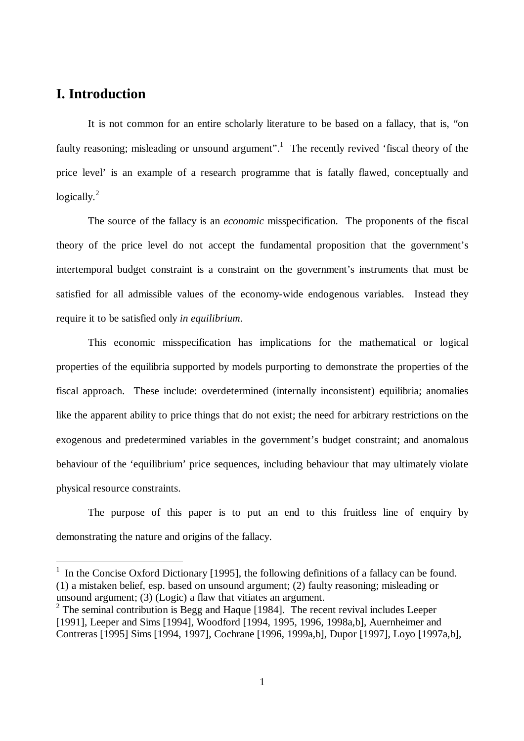# I. Introduction

It is not common for an entire scholarly literature to be based on a fallacy, that is, "on faulty reasoning; misleading or unsound argument".[1] The recently revived 'fiscal theory of the price level' is an example of a research programme that is fatally flawed, conceptually and logically.[2]

The source of the fallacy is an *economic* misspecification. The proponents of the fiscal theory of the price level do not accept the fundamental proposition that the government's intertemporal budget constraint is a constraint on the government's instruments that must be satisfied for all admissible values of the economy-wide endogenous variables. Instead they require it to be satisfied only *in equilibrium*.

This economic misspecification has implications for the mathematical or logical properties of the equilibria supported by models purporting to demonstrate the properties of the fiscal approach. These include: overdetermined (internally inconsistent) equilibria; anomalies like the apparent ability to price things that do not exist; the need for arbitrary restrictions on the exogenous and predetermined variables in the government's budget constraint; and anomalous behaviour of the 'equilibrium' price sequences, including behaviour that may ultimately violate physical resource constraints.

The purpose of this paper is to put an end to this fruitless line of enquiry by demonstrating the nature and origins of the fallacy.

---

[1] In the Concise Oxford Dictionary [1995], the following definitions of a fallacy can be found. (1) a mistaken belief, esp. based on unsound argument; (2) faulty reasoning; misleading or unsound argument; (3) (Logic) a flaw that vitiates an argument.

[2] The seminal contribution is Begg and Haque [1984]. The recent revival includes Leeper [1991], Leeper and Sims [1994], Woodford [1994, 1995, 1996, 1998a,b], Auernheimer and Contreras [1995] Sims [1994, 1997], Cochrane [1996, 1999a,b], Dupor [1997], Loyo [1997a,b],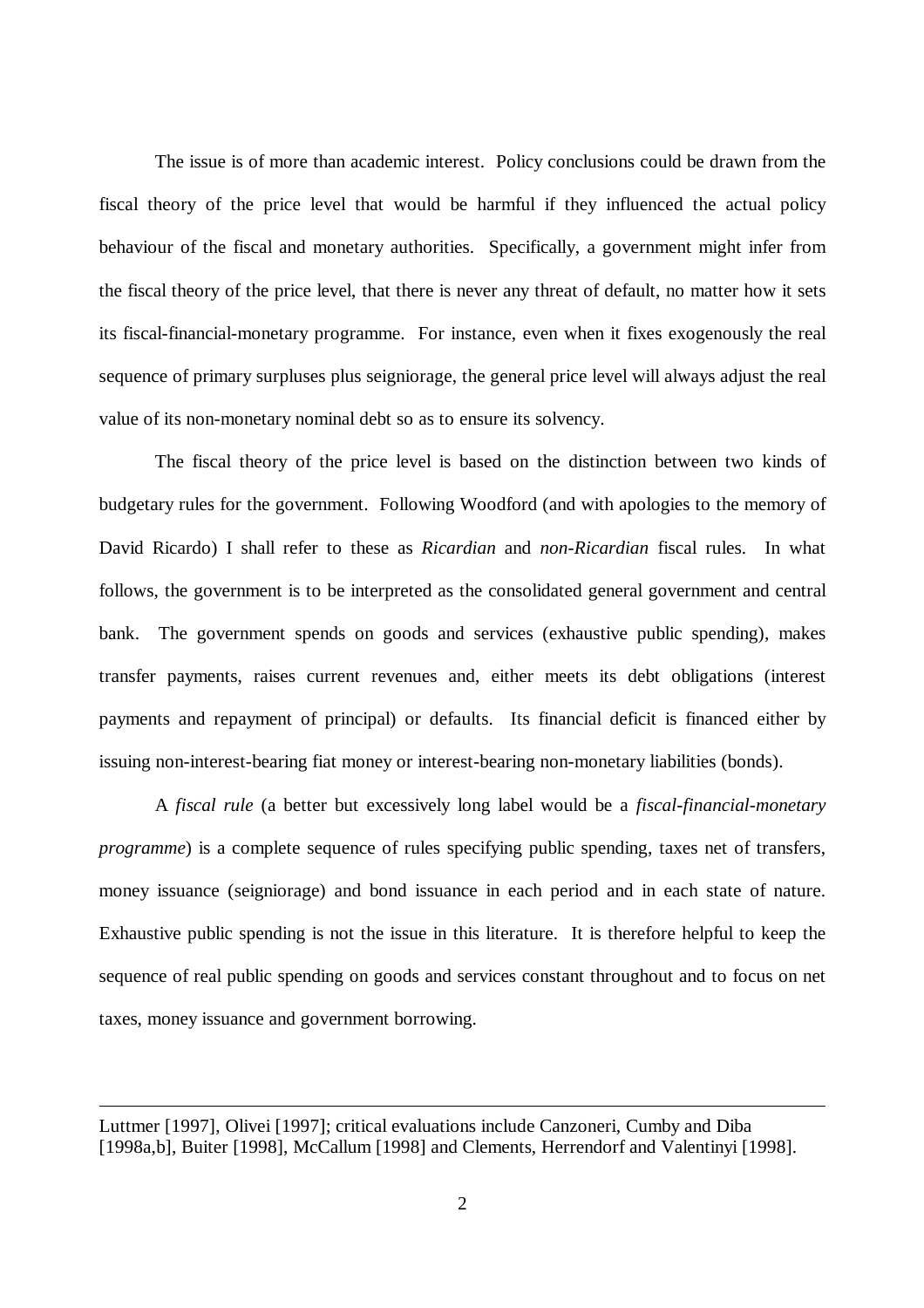The issue is of more than academic interest. Policy conclusions could be drawn from the fiscal theory of the price level that would be harmful if they influenced the actual policy behaviour of the fiscal and monetary authorities. Specifically, a government might infer from the fiscal theory of the price level, that there is never any threat of default, no matter how it sets its fiscal-financial-monetary programme. For instance, even when it fixes exogenously the real sequence of primary surpluses plus seigniorage, the general price level will always adjust the real value of its non-monetary nominal debt so as to ensure its solvency.

The fiscal theory of the price level is based on the distinction between two kinds of budgetary rules for the government. Following Woodford (and with apologies to the memory of David Ricardo) I shall refer to these as *Ricardian* and *non-Ricardian* fiscal rules. In what follows, the government is to be interpreted as the consolidated general government and central bank. The government spends on goods and services (exhaustive public spending), makes transfer payments, raises current revenues and, either meets its debt obligations (interest payments and repayment of principal) or defaults. Its financial deficit is financed either by issuing non-interest-bearing fiat money or interest-bearing non-monetary liabilities (bonds).

A *fiscal rule* (a better but excessively long label would be a *fiscal-financial-monetary programme*) is a complete sequence of rules specifying public spending, taxes net of transfers, money issuance (seigniorage) and bond issuance in each period and in each state of nature. Exhaustive public spending is not the issue in this literature. It is therefore helpful to keep the sequence of real public spending on goods and services constant throughout and to focus on net taxes, money issuance and government borrowing.

---

Luttmer [1997], Olivei [1997]; critical evaluations include Canzoneri, Cumby and Diba [1998a,b], Buiter [1998], McCallum [1998] and Clements, Herrendorf and Valentinyi [1998].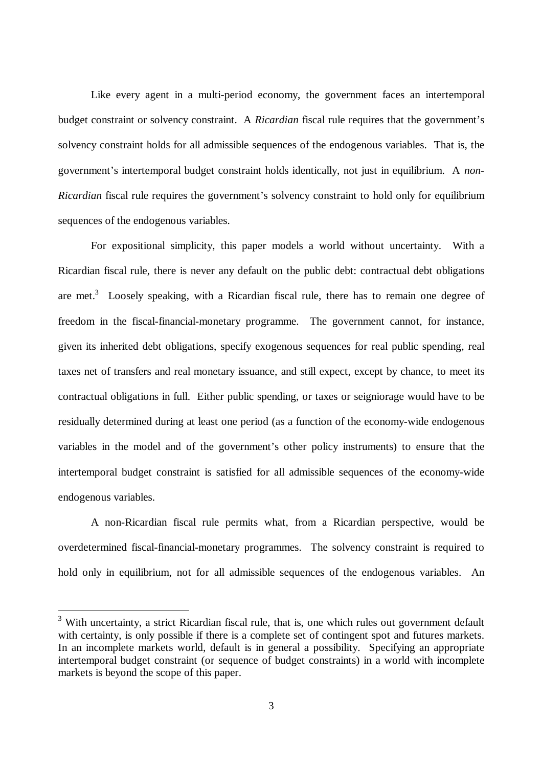Like every agent in a multi-period economy, the government faces an intertemporal budget constraint or solvency constraint. A *Ricardian* fiscal rule requires that the government's solvency constraint holds for all admissible sequences of the endogenous variables. That is, the government's intertemporal budget constraint holds identically, not just in equilibrium. A *non-Ricardian* fiscal rule requires the government's solvency constraint to hold only for equilibrium sequences of the endogenous variables.

For expositional simplicity, this paper models a world without uncertainty. With a Ricardian fiscal rule, there is never any default on the public debt: contractual debt obligations are met.[3] Loosely speaking, with a Ricardian fiscal rule, there has to remain one degree of freedom in the fiscal-financial-monetary programme. The government cannot, for instance, given its inherited debt obligations, specify exogenous sequences for real public spending, real taxes net of transfers and real monetary issuance, and still expect, except by chance, to meet its contractual obligations in full. Either public spending, or taxes or seigniorage would have to be residually determined during at least one period (as a function of the economy-wide endogenous variables in the model and of the government's other policy instruments) to ensure that the intertemporal budget constraint is satisfied for all admissible sequences of the economy-wide endogenous variables.

A non-Ricardian fiscal rule permits what, from a Ricardian perspective, would be overdetermined fiscal-financial-monetary programmes. The solvency constraint is required to hold only in equilibrium, not for all admissible sequences of the endogenous variables. An

[3] With uncertainty, a strict Ricardian fiscal rule, that is, one which rules out government default with certainty, is only possible if there is a complete set of contingent spot and futures markets. In an incomplete markets world, default is in general a possibility. Specifying an appropriate intertemporal budget constraint (or sequence of budget constraints) in a world with incomplete markets is beyond the scope of this paper.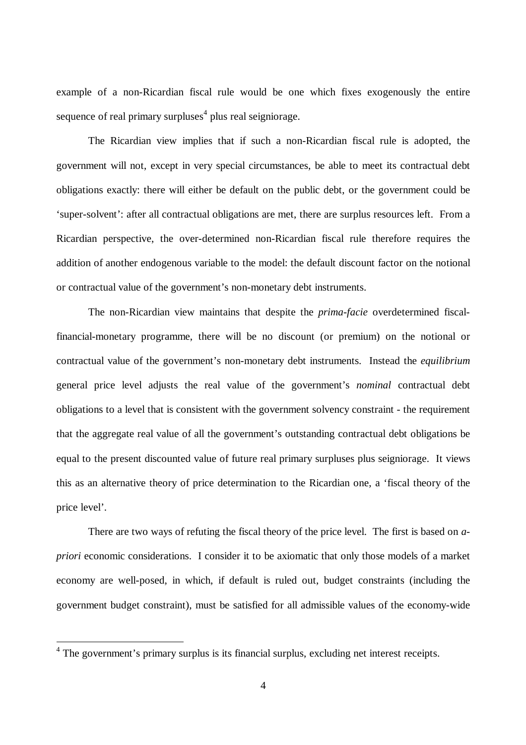example of a non-Ricardian fiscal rule would be one which fixes exogenously the entire sequence of real primary surpluses[4] plus real seigniorage.

The Ricardian view implies that if such a non-Ricardian fiscal rule is adopted, the government will not, except in very special circumstances, be able to meet its contractual debt obligations exactly: there will either be default on the public debt, or the government could be 'super-solvent': after all contractual obligations are met, there are surplus resources left. From a Ricardian perspective, the over-determined non-Ricardian fiscal rule therefore requires the addition of another endogenous variable to the model: the default discount factor on the notional or contractual value of the government's non-monetary debt instruments.

The non-Ricardian view maintains that despite the *prima-facie* overdetermined fiscal-financial-monetary programme, there will be no discount (or premium) on the notional or contractual value of the government's non-monetary debt instruments. Instead the *equilibrium* general price level adjusts the real value of the government's *nominal* contractual debt obligations to a level that is consistent with the government solvency constraint - the requirement that the aggregate real value of all the government's outstanding contractual debt obligations be equal to the present discounted value of future real primary surpluses plus seigniorage. It views this as an alternative theory of price determination to the Ricardian one, a 'fiscal theory of the price level'.

There are two ways of refuting the fiscal theory of the price level. The first is based on *a-priori* economic considerations. I consider it to be axiomatic that only those models of a market economy are well-posed, in which, if default is ruled out, budget constraints (including the government budget constraint), must be satisfied for all admissible values of the economy-wide

[4] The government's primary surplus is its financial surplus, excluding net interest receipts.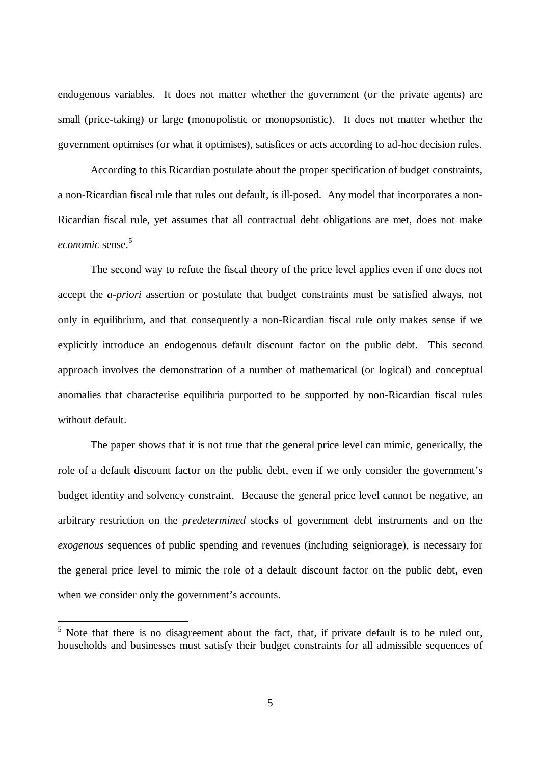endogenous variables. It does not matter whether the government (or the private agents) are small (price-taking) or large (monopolistic or monopsonistic). It does not matter whether the government optimises (or what it optimises), satisfices or acts according to ad-hoc decision rules.

According to this Ricardian postulate about the proper specification of budget constraints, a non-Ricardian fiscal rule that rules out default, is ill-posed. Any model that incorporates a non-Ricardian fiscal rule, yet assumes that all contractual debt obligations are met, does not make *economic* sense.[5]

The second way to refute the fiscal theory of the price level applies even if one does not accept the *a-priori* assertion or postulate that budget constraints must be satisfied always, not only in equilibrium, and that consequently a non-Ricardian fiscal rule only makes sense if we explicitly introduce an endogenous default discount factor on the public debt. This second approach involves the demonstration of a number of mathematical (or logical) and conceptual anomalies that characterise equilibria purported to be supported by non-Ricardian fiscal rules without default.

The paper shows that it is not true that the general price level can mimic, generically, the role of a default discount factor on the public debt, even if we only consider the government's budget identity and solvency constraint. Because the general price level cannot be negative, an arbitrary restriction on the *predetermined* stocks of government debt instruments and on the *exogenous* sequences of public spending and revenues (including seigniorage), is necessary for the general price level to mimic the role of a default discount factor on the public debt, even when we consider only the government's accounts.

[5] Note that there is no disagreement about the fact, that, if private default is to be ruled out, households and businesses must satisfy their budget constraints for all admissible sequences of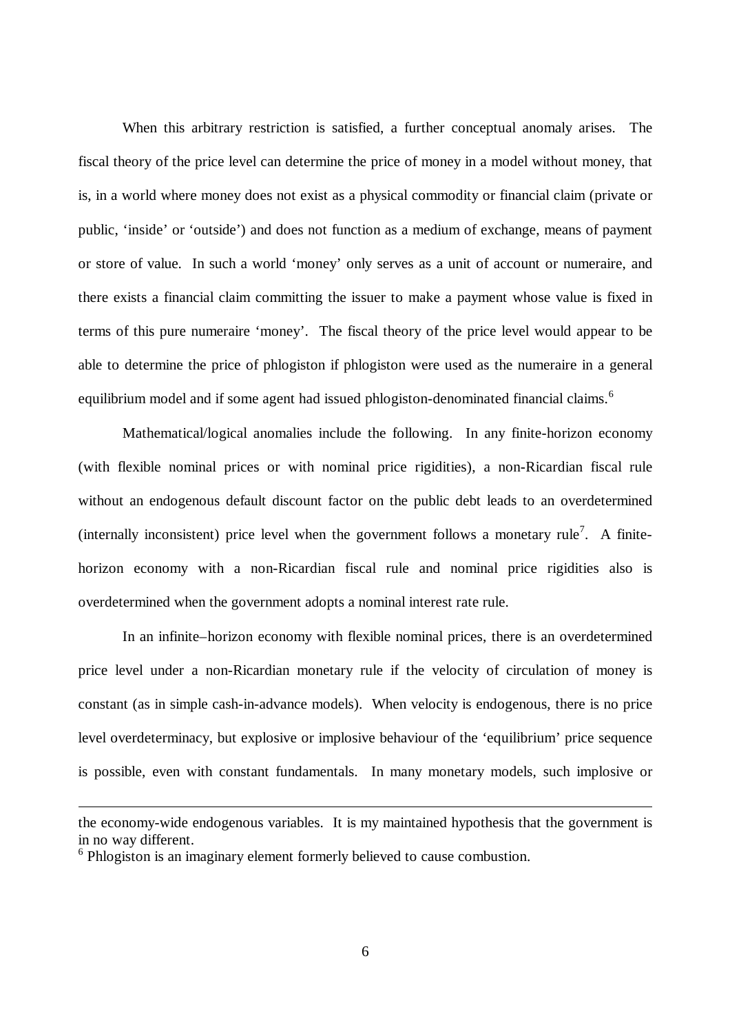When this arbitrary restriction is satisfied, a further conceptual anomaly arises. The fiscal theory of the price level can determine the price of money in a model without money, that is, in a world where money does not exist as a physical commodity or financial claim (private or public, 'inside' or 'outside') and does not function as a medium of exchange, means of payment or store of value. In such a world 'money' only serves as a unit of account or numeraire, and there exists a financial claim committing the issuer to make a payment whose value is fixed in terms of this pure numeraire 'money'. The fiscal theory of the price level would appear to be able to determine the price of phlogiston if phlogiston were used as the numeraire in a general equilibrium model and if some agent had issued phlogiston-denominated financial claims.[6]

Mathematical/logical anomalies include the following. In any finite-horizon economy (with flexible nominal prices or with nominal price rigidities), a non-Ricardian fiscal rule without an endogenous default discount factor on the public debt leads to an overdetermined (internally inconsistent) price level when the government follows a monetary rule[7]. A finite-horizon economy with a non-Ricardian fiscal rule and nominal price rigidities also is overdetermined when the government adopts a nominal interest rate rule.

In an infinite–horizon economy with flexible nominal prices, there is an overdetermined price level under a non-Ricardian monetary rule if the velocity of circulation of money is constant (as in simple cash-in-advance models). When velocity is endogenous, there is no price level overdeterminacy, but explosive or implosive behaviour of the 'equilibrium' price sequence is possible, even with constant fundamentals. In many monetary models, such implosive or

---

the economy-wide endogenous variables. It is my maintained hypothesis that the government is in no way different.

[6] Phlogiston is an imaginary element formerly believed to cause combustion.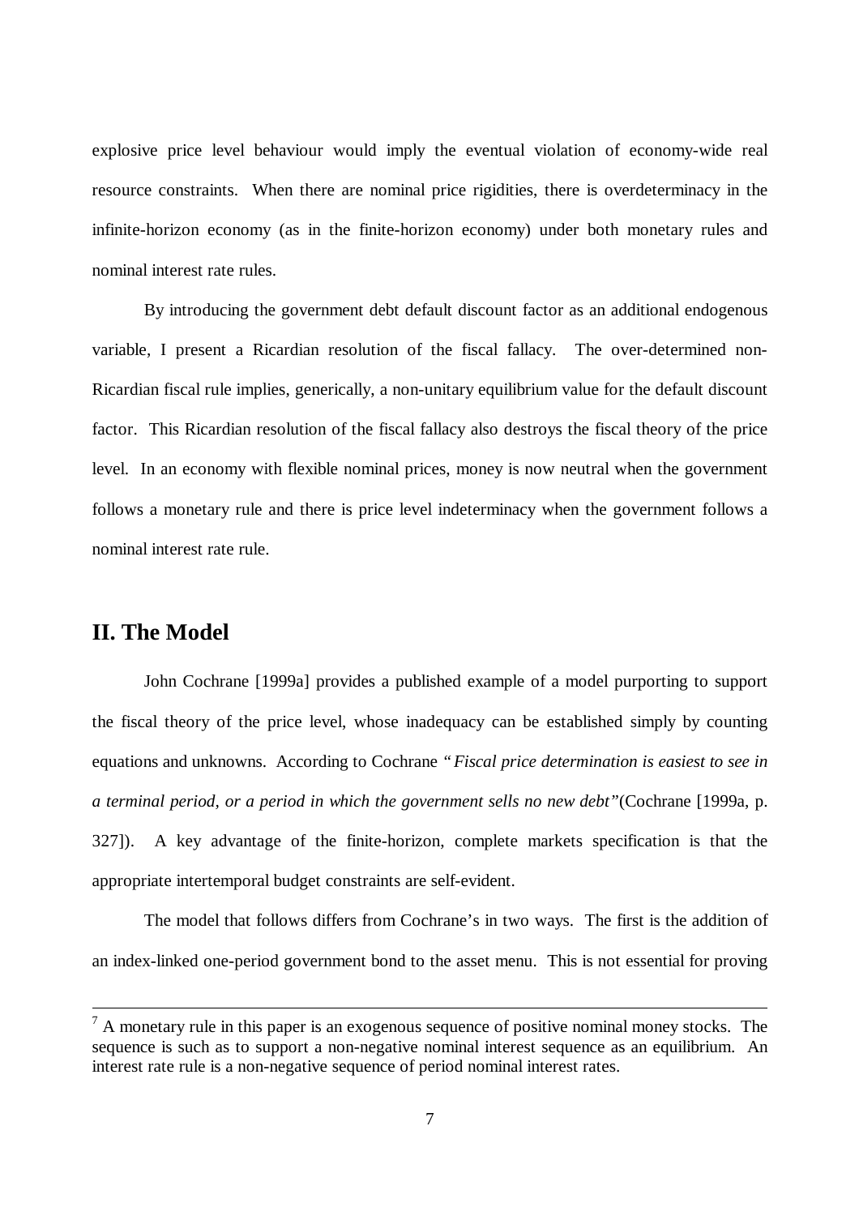explosive price level behaviour would imply the eventual violation of economy-wide real resource constraints. When there are nominal price rigidities, there is overdeterminacy in the infinite-horizon economy (as in the finite-horizon economy) under both monetary rules and nominal interest rate rules.

By introducing the government debt default discount factor as an additional endogenous variable, I present a Ricardian resolution of the fiscal fallacy. The over-determined non-Ricardian fiscal rule implies, generically, a non-unitary equilibrium value for the default discount factor. This Ricardian resolution of the fiscal fallacy also destroys the fiscal theory of the price level. In an economy with flexible nominal prices, money is now neutral when the government follows a monetary rule and there is price level indeterminacy when the government follows a nominal interest rate rule.

## II. The Model

John Cochrane [1999a] provides a published example of a model purporting to support the fiscal theory of the price level, whose inadequacy can be established simply by counting equations and unknowns. According to Cochrane *"Fiscal price determination is easiest to see in a terminal period, or a period in which the government sells no new debt"*(Cochrane [1999a, p. 327]). A key advantage of the finite-horizon, complete markets specification is that the appropriate intertemporal budget constraints are self-evident.

The model that follows differs from Cochrane's in two ways. The first is the addition of an index-linked one-period government bond to the asset menu. This is not essential for proving

---

[7] A monetary rule in this paper is an exogenous sequence of positive nominal money stocks. The sequence is such as to support a non-negative nominal interest sequence as an equilibrium. An interest rate rule is a non-negative sequence of period nominal interest rates.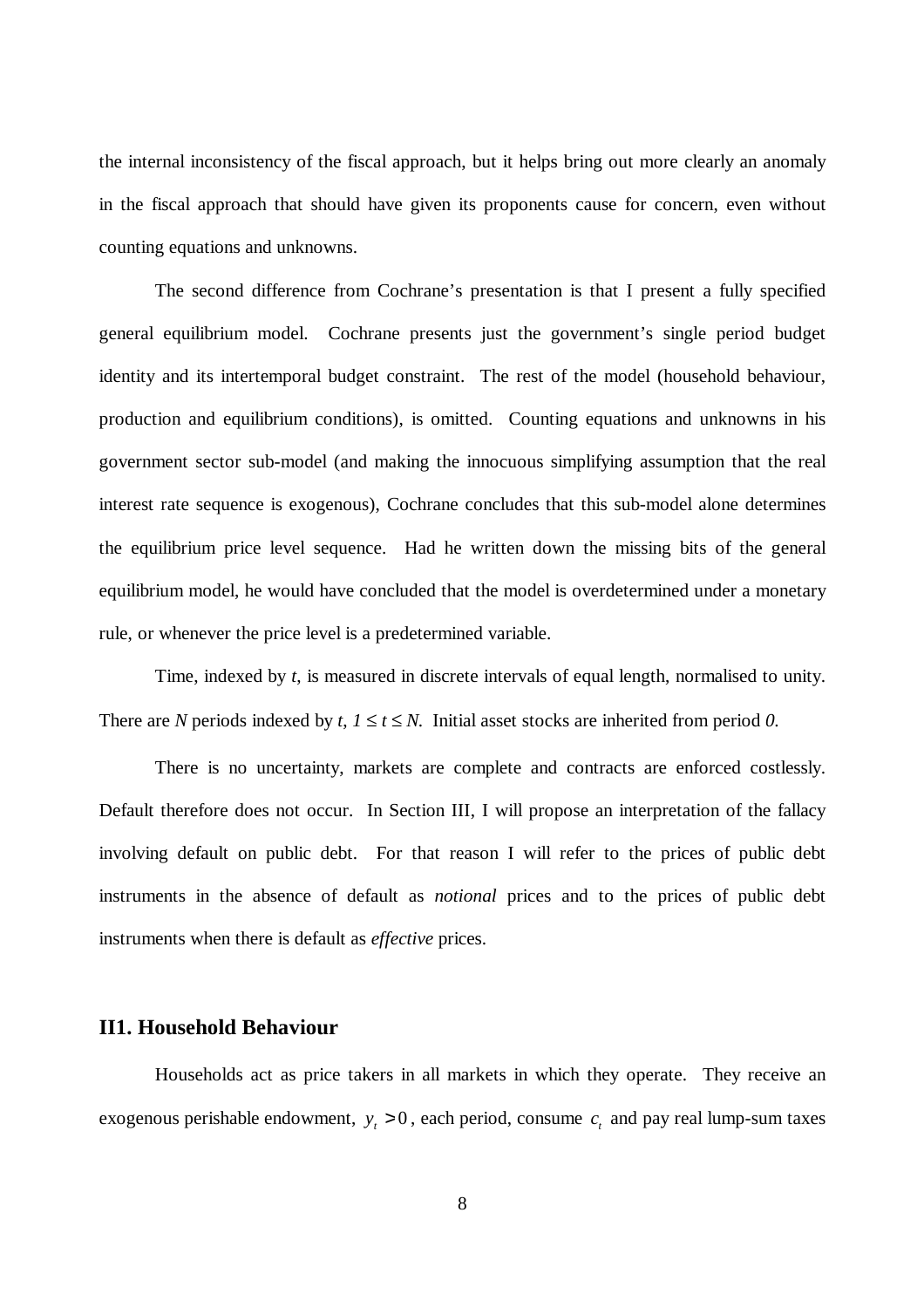the internal inconsistency of the fiscal approach, but it helps bring out more clearly an anomaly in the fiscal approach that should have given its proponents cause for concern, even without counting equations and unknowns.

The second difference from Cochrane's presentation is that I present a fully specified general equilibrium model. Cochrane presents just the government's single period budget identity and its intertemporal budget constraint. The rest of the model (household behaviour, production and equilibrium conditions), is omitted. Counting equations and unknowns in his government sector sub-model (and making the innocuous simplifying assumption that the real interest rate sequence is exogenous), Cochrane concludes that this sub-model alone determines the equilibrium price level sequence. Had he written down the missing bits of the general equilibrium model, he would have concluded that the model is overdetermined under a monetary rule, or whenever the price level is a predetermined variable.

Time, indexed by $t$, is measured in discrete intervals of equal length, normalised to unity. There are $N$ periods indexed by $t$, $1 \leq t \leq N$. Initial asset stocks are inherited from period $0$.

There is no uncertainty, markets are complete and contracts are enforced costlessly. Default therefore does not occur. In Section III, I will propose an interpretation of the fallacy involving default on public debt. For that reason I will refer to the prices of public debt instruments in the absence of default as *notional* prices and to the prices of public debt instruments when there is default as *effective* prices.

## II1. Household Behaviour

Households act as price takers in all markets in which they operate. They receive an exogenous perishable endowment, $y_t > 0$, each period, consume $c_t$ and pay real lump-sum taxes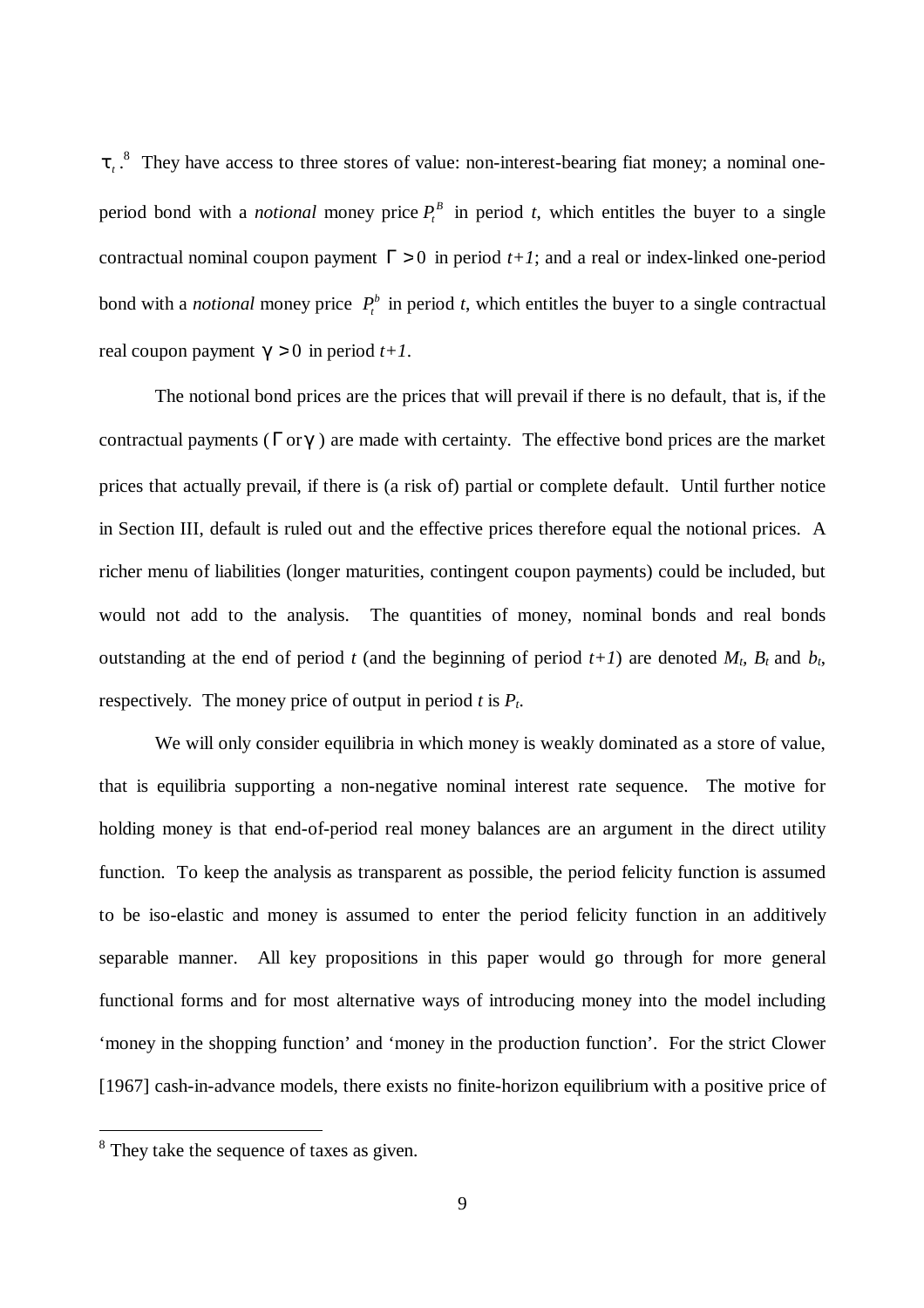$\tau_t$.[8] They have access to three stores of value: non-interest-bearing fiat money; a nominal one-period bond with a *notional* money price $P_t^B$ in period *t*, which entitles the buyer to a single contractual nominal coupon payment $\Gamma > 0$ in period *t+1*; and a real or index-linked one-period bond with a *notional* money price $P_t^b$ in period *t*, which entitles the buyer to a single contractual real coupon payment $\gamma > 0$ in period *t+1*.

The notional bond prices are the prices that will prevail if there is no default, that is, if the contractual payments ($\Gamma$ or $\gamma$) are made with certainty. The effective bond prices are the market prices that actually prevail, if there is (a risk of) partial or complete default. Until further notice in Section III, default is ruled out and the effective prices therefore equal the notional prices. A richer menu of liabilities (longer maturities, contingent coupon payments) could be included, but would not add to the analysis. The quantities of money, nominal bonds and real bonds outstanding at the end of period *t* (and the beginning of period *t+1*) are denoted $M_t$, $B_t$ and $b_t$, respectively. The money price of output in period *t* is $P_t$.

We will only consider equilibria in which money is weakly dominated as a store of value, that is equilibria supporting a non-negative nominal interest rate sequence. The motive for holding money is that end-of-period real money balances are an argument in the direct utility function. To keep the analysis as transparent as possible, the period felicity function is assumed to be iso-elastic and money is assumed to enter the period felicity function in an additively separable manner. All key propositions in this paper would go through for more general functional forms and for most alternative ways of introducing money into the model including 'money in the shopping function' and 'money in the production function'. For the strict Clower [1967] cash-in-advance models, there exists no finite-horizon equilibrium with a positive price of

[8] They take the sequence of taxes as given.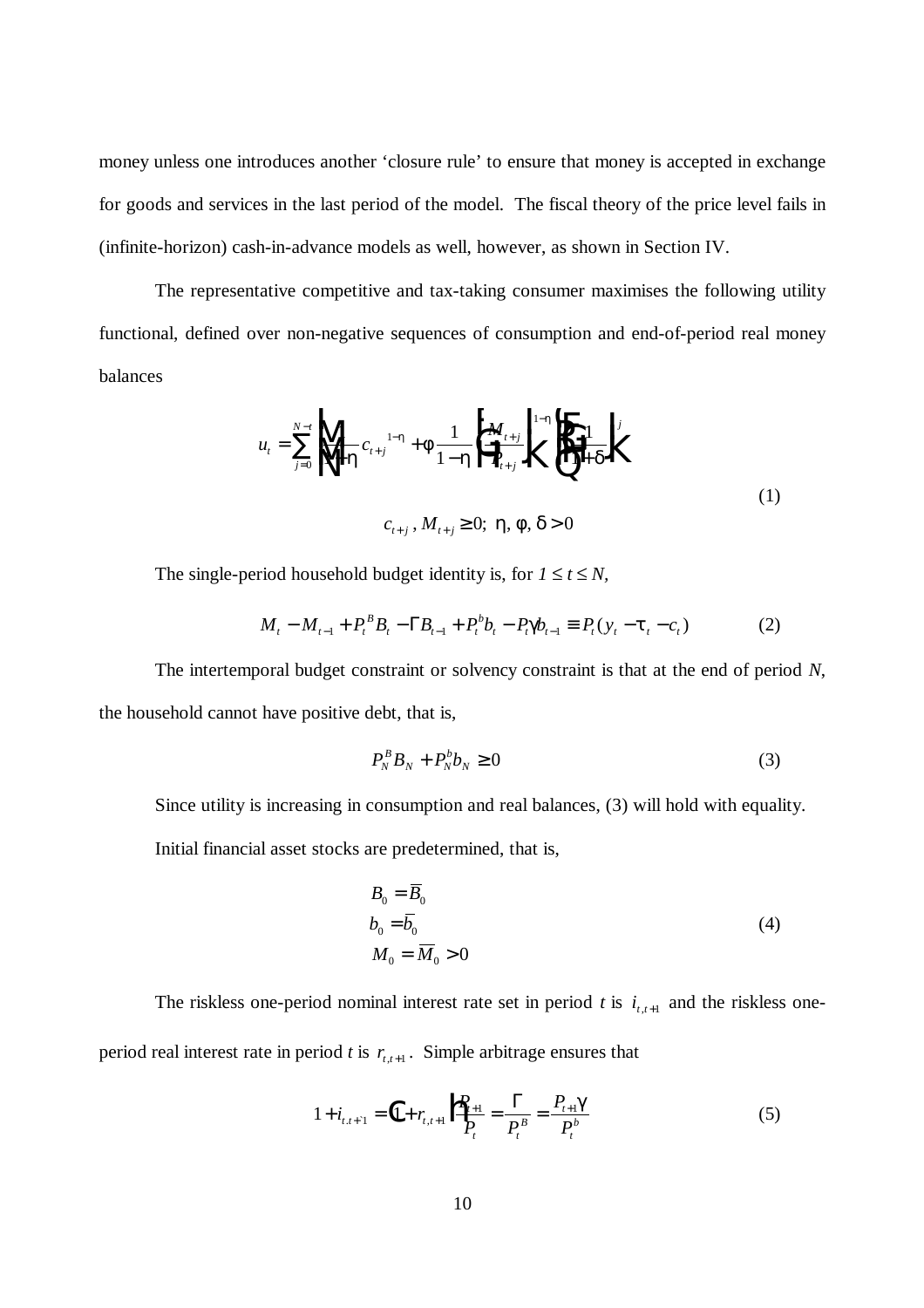money unless one introduces another 'closure rule' to ensure that money is accepted in exchange for goods and services in the last period of the model. The fiscal theory of the price level fails in (infinite-horizon) cash-in-advance models as well, however, as shown in Section IV.

The representative competitive and tax-taking consumer maximises the following utility functional, defined over non-negative sequences of consumption and end-of-period real money balances

$$u_t = \sum_{j=0}^{N-t} \left[ \frac{1}{1-\eta} c_{t+j}^{\;1-\eta} + \phi \frac{1}{1-\eta} \left( \frac{M_{t+j}}{P_{t+j}} \right)^{1-\eta} \right] \left( \frac{1}{1+\delta} \right)^{j} \tag{1}$$

$$c_{t+j},\, M_{t+j} \geq 0;\; \eta, \phi, \delta > 0$$

The single-period household budget identity is, for $1 \leq t \leq N$,

$$M_t - M_{t-1} + P_t^B B_t - \Gamma B_{t-1} + P_t^b b_t - P_t \gamma b_{t-1} \equiv P_t (y_t - \tau_t - c_t) \tag{2}$$

The intertemporal budget constraint or solvency constraint is that at the end of period $N$, the household cannot have positive debt, that is,

$$P_N^B B_N + P_N^b b_N \geq 0 \tag{3}$$

Since utility is increasing in consumption and real balances, (3) will hold with equality.

Initial financial asset stocks are predetermined, that is,

$$\begin{aligned} B_0 &= \overline{B}_0 \\ b_0 &= \overline{b}_0 \\ M_0 &= \overline{M}_0 > 0 \end{aligned} \tag{4}$$

The riskless one-period nominal interest rate set in period $t$ is $i_{t,t+1}$ and the riskless one-period real interest rate in period $t$ is $r_{t,t+1}$. Simple arbitrage ensures that

$$1 + i_{t,t+1} = \left(1 + r_{t,t+1}\right) \frac{P_{t+1}}{P_t} = \frac{\Gamma}{P_t^B} = \frac{P_{t+1}\gamma}{P_t^b} \tag{5}$$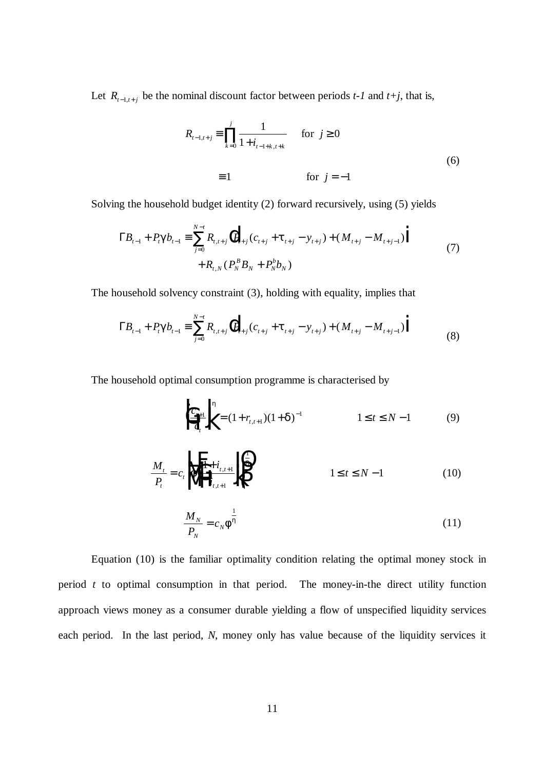Let $R_{t-1,t+j}$ be the nominal discount factor between periods *t-1* and *t+j*, that is,

$$
\begin{aligned}
R_{t-1,t+j} &\equiv \prod_{k=0}^{j} \frac{1}{1+i_{t-1+k,t+k}} \qquad \text{for } j \geq 0 \\
&\equiv 1 \qquad\qquad\qquad\qquad \text{for } j = -1
\end{aligned}
\tag{6}
$$

Solving the household budget identity (2) forward recursively, using (5) yields

$$
\begin{aligned}
\Gamma B_{t-1} + P_t \gamma b_{t-1} \equiv \sum_{j=0}^{N-t} R_{t,t+j} \left[ P_{t+j}(c_{t+j} + \tau_{t+j} - y_{t+j}) + (M_{t+j} - M_{t+j-1}) \right] \\
+ R_{t,N}(P_N^B B_N + P_N^b b_N)
\end{aligned}
\tag{7}
$$

The household solvency constraint (3), holding with equality, implies that

$$
\Gamma B_{t-1} + P_t \gamma b_{t-1} \equiv \sum_{j=0}^{N-t} R_{t,t+j} \left[ P_{t+j}(c_{t+j} + \tau_{t+j} - y_{t+j}) + (M_{t+j} - M_{t+j-1}) \right]
\tag{8}
$$

The household optimal consumption programme is characterised by

$$
\left( \frac{c_{t+1}}{c_t} \right)^{\eta} = (1 + r_{t,t+1})(1+\delta)^{-1} \qquad 1 \leq t \leq N-1 \tag{9}
$$

$$
\frac{M_t}{P_t} = c_t \left[ \phi \left( \frac{1+i_{t,t+1}}{i_{t,t+1}} \right) \right]^{\frac{1}{\eta}} \qquad 1 \leq t \leq N-1 \tag{10}
$$

$$
\frac{M_N}{P_N} = c_N \phi^{\frac{1}{\eta}} \tag{11}
$$

Equation (10) is the familiar optimality condition relating the optimal money stock in period *t* to optimal consumption in that period. The money-in-the direct utility function approach views money as a consumer durable yielding a flow of unspecified liquidity services each period. In the last period, *N*, money only has value because of the liquidity services it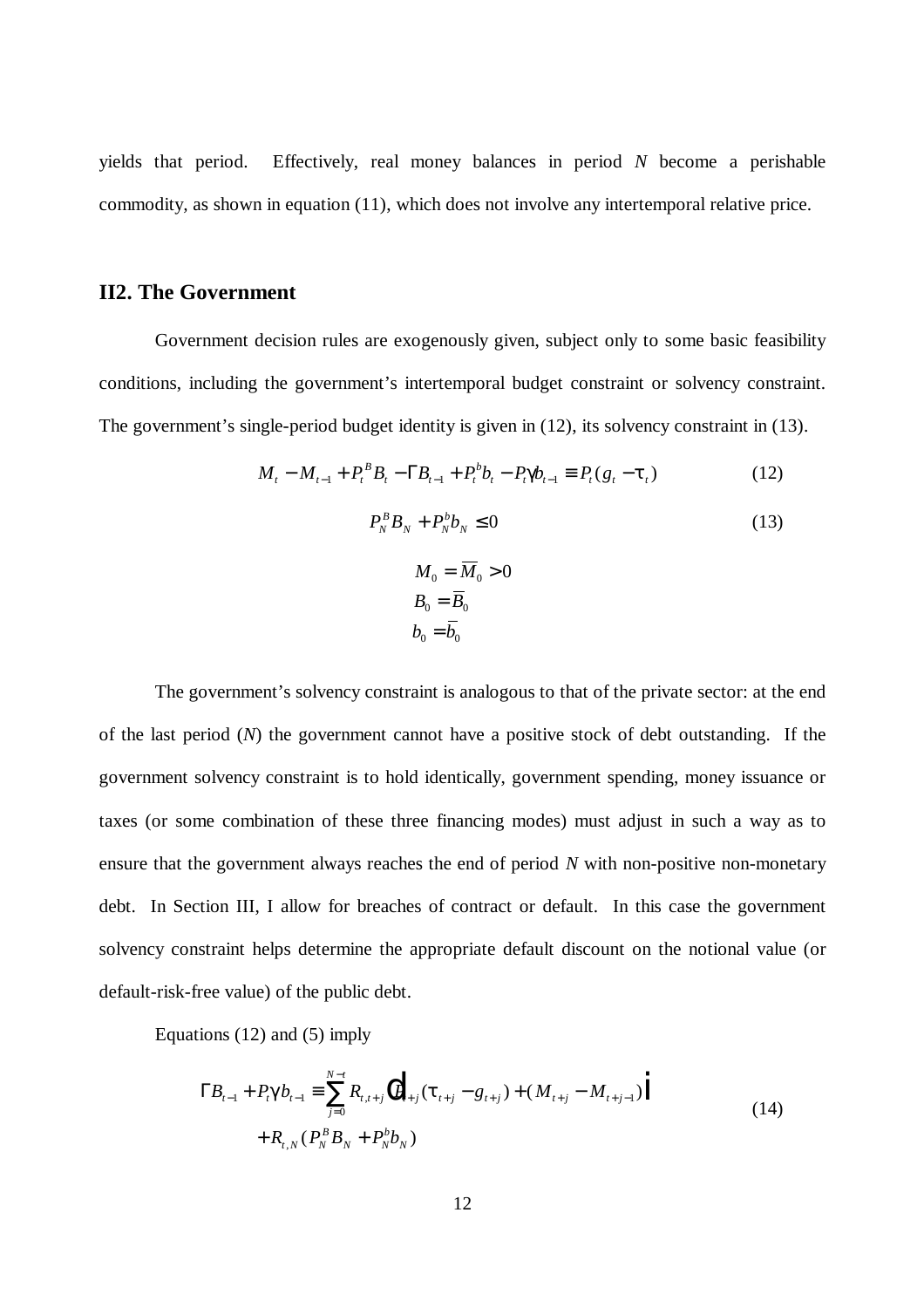yields that period. Effectively, real money balances in period $N$ become a perishable commodity, as shown in equation (11), which does not involve any intertemporal relative price.

## II2. The Government

Government decision rules are exogenously given, subject only to some basic feasibility conditions, including the government's intertemporal budget constraint or solvency constraint. The government's single-period budget identity is given in (12), its solvency constraint in (13).

$$M_t - M_{t-1} + P_t^B B_t - \Gamma B_{t-1} + P_t^b b_t - P_t \gamma b_{t-1} \equiv P_t (g_t - \tau_t) \tag{12}$$

$$P_N^B B_N + P_N^b b_N \leq 0 \tag{13}$$

$$\begin{aligned} M_0 &= \overline{M}_0 > 0 \\ B_0 &= \overline{B}_0 \\ b_0 &= \overline{b}_0 \end{aligned}$$

The government's solvency constraint is analogous to that of the private sector: at the end of the last period ($N$) the government cannot have a positive stock of debt outstanding. If the government solvency constraint is to hold identically, government spending, money issuance or taxes (or some combination of these three financing modes) must adjust in such a way as to ensure that the government always reaches the end of period $N$ with non-positive non-monetary debt. In Section III, I allow for breaches of contract or default. In this case the government solvency constraint helps determine the appropriate default discount on the notional value (or default-risk-free value) of the public debt.

Equations (12) and (5) imply

$$\begin{aligned} \Gamma B_{t-1} + P_t \gamma b_{t-1} \equiv \sum_{j=0}^{N-t} R_{t,t+j} \left[ P_{t+j} (\tau_{t+j} - g_{t+j}) + (M_{t+j} - M_{t+j-1}) \right] \\ + R_{t,N} (P_N^B B_N + P_N^b b_N) \end{aligned} \tag{14}$$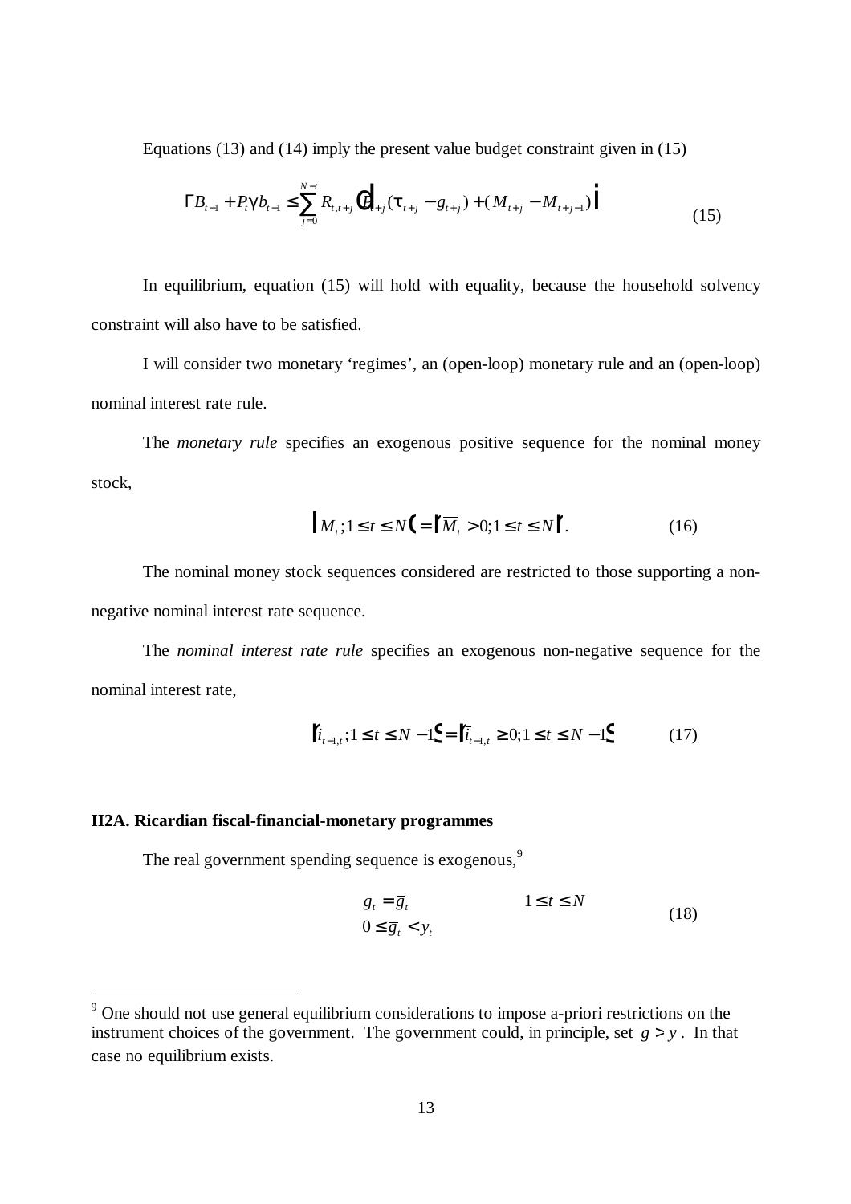Equations (13) and (14) imply the present value budget constraint given in (15)

$$B_{t-1} + P_t \gamma b_{t-1} \leq \sum_{j=0}^{N-t} R_{t,t+j} \left[ P_{t+j}(\tau_{t+j} - g_{t+j}) + (M_{t+j} - M_{t+j-1}) \right] \tag{15}$$

In equilibrium, equation (15) will hold with equality, because the household solvency constraint will also have to be satisfied.

I will consider two monetary 'regimes', an (open-loop) monetary rule and an (open-loop) nominal interest rate rule.

The *monetary rule* specifies an exogenous positive sequence for the nominal money stock,

$$\{M_t; 1 \leq t \leq N\} = \{\overline{M}_t > 0; 1 \leq t \leq N\}. \tag{16}$$

The nominal money stock sequences considered are restricted to those supporting a non-negative nominal interest rate sequence.

The *nominal interest rate rule* specifies an exogenous non-negative sequence for the nominal interest rate,

$$\{i_{t-1,t}; 1 \leq t \leq N-1\} = \{\bar{i}_{t-1,t} \geq 0; 1 \leq t \leq N-1\} \tag{17}$$

**II2A. Ricardian fiscal-financial-monetary programmes**

The real government spending sequence is exogenous,[9]

$$\begin{aligned} g_t &= \bar{g}_t \qquad\qquad 1 \leq t \leq N \\ 0 &\leq \bar{g}_t < y_t \end{aligned} \tag{18}$$

[9] One should not use general equilibrium considerations to impose a-priori restrictions on the instrument choices of the government. The government could, in principle, set $g > y$. In that case no equilibrium exists.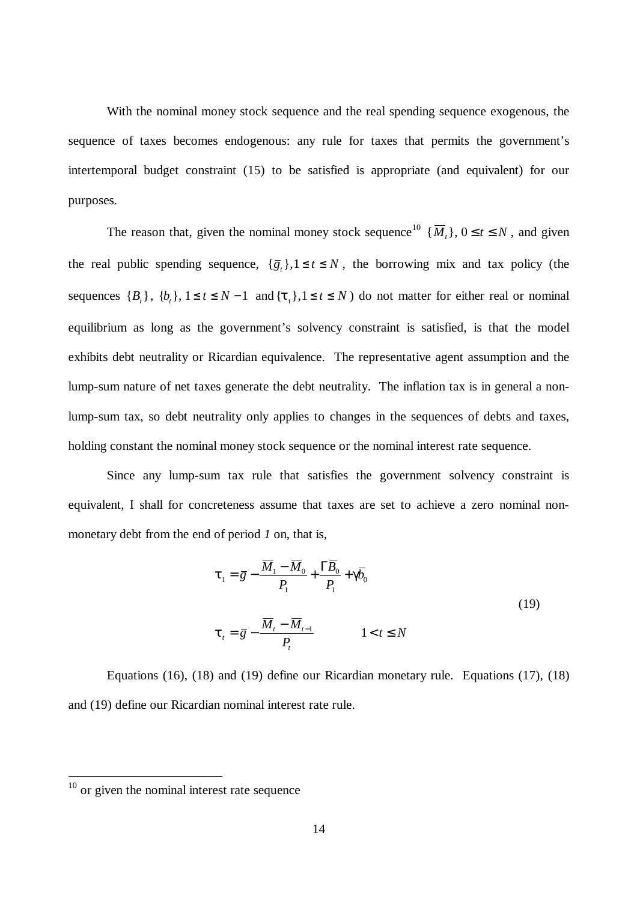With the nominal money stock sequence and the real spending sequence exogenous, the sequence of taxes becomes endogenous: any rule for taxes that permits the government's intertemporal budget constraint (15) to be satisfied is appropriate (and equivalent) for our purposes.

The reason that, given the nominal money stock sequence[10] $\{\overline{M}_t\}, 0 \leq t \leq N$, and given the real public spending sequence, $\{\overline{g}_t\}, 1 \leq t \leq N$, the borrowing mix and tax policy (the sequences $\{B_t\}$, $\{b_t\}$, $1 \leq t \leq N-1$ and $\{\tau_t\}, 1 \leq t \leq N$) do not matter for either real or nominal equilibrium as long as the government's solvency constraint is satisfied, is that the model exhibits debt neutrality or Ricardian equivalence. The representative agent assumption and the lump-sum nature of net taxes generate the debt neutrality. The inflation tax is in general a non-lump-sum tax, so debt neutrality only applies to changes in the sequences of debts and taxes, holding constant the nominal money stock sequence or the nominal interest rate sequence.

Since any lump-sum tax rule that satisfies the government solvency constraint is equivalent, I shall for concreteness assume that taxes are set to achieve a zero nominal non-monetary debt from the end of period *1* on, that is,

$$
\begin{aligned}
\tau_1 &= \overline{g} - \frac{\overline{M}_1 - \overline{M}_0}{P_1} + \frac{\Gamma \overline{B}_0}{P_1} + \gamma \overline{b}_0 \\
\tau_t &= \overline{g} - \frac{\overline{M}_t - \overline{M}_{t-1}}{P_t} \qquad 1 < t \leq N
\end{aligned}
\tag{19}
$$

Equations (16), (18) and (19) define our Ricardian monetary rule. Equations (17), (18) and (19) define our Ricardian nominal interest rate rule.

---

[10] or given the nominal interest rate sequence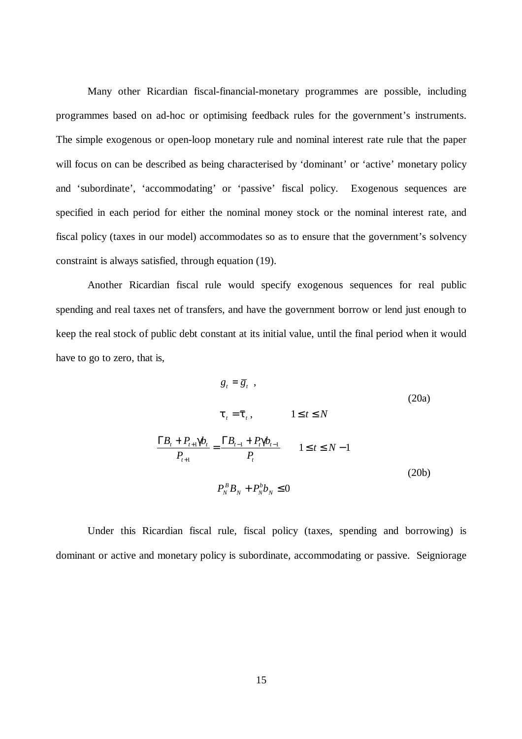Many other Ricardian fiscal-financial-monetary programmes are possible, including programmes based on ad-hoc or optimising feedback rules for the government's instruments. The simple exogenous or open-loop monetary rule and nominal interest rate rule that the paper will focus on can be described as being characterised by 'dominant' or 'active' monetary policy and 'subordinate', 'accommodating' or 'passive' fiscal policy. Exogenous sequences are specified in each period for either the nominal money stock or the nominal interest rate, and fiscal policy (taxes in our model) accommodates so as to ensure that the government's solvency constraint is always satisfied, through equation (19).

Another Ricardian fiscal rule would specify exogenous sequences for real public spending and real taxes net of transfers, and have the government borrow or lend just enough to keep the real stock of public debt constant at its initial value, until the final period when it would have to go to zero, that is,

$$
\begin{aligned}
g_t &= \bar{g}_t \;, \\
\tau_t &= \bar{\tau}_t \,, \qquad 1 \leq t \leq N
\end{aligned}
\tag{20a}
$$

$$
\begin{aligned}
\frac{\Gamma B_t + P_{t+1}\gamma b_t}{P_{t+1}} &= \frac{\Gamma B_{t-1} + P_t \gamma b_{t-1}}{P_t} \qquad 1 \leq t \leq N-1 \\
P_N^B B_N + P_N^b b_N &\leq 0
\end{aligned}
\tag{20b}
$$

Under this Ricardian fiscal rule, fiscal policy (taxes, spending and borrowing) is dominant or active and monetary policy is subordinate, accommodating or passive. Seigniorage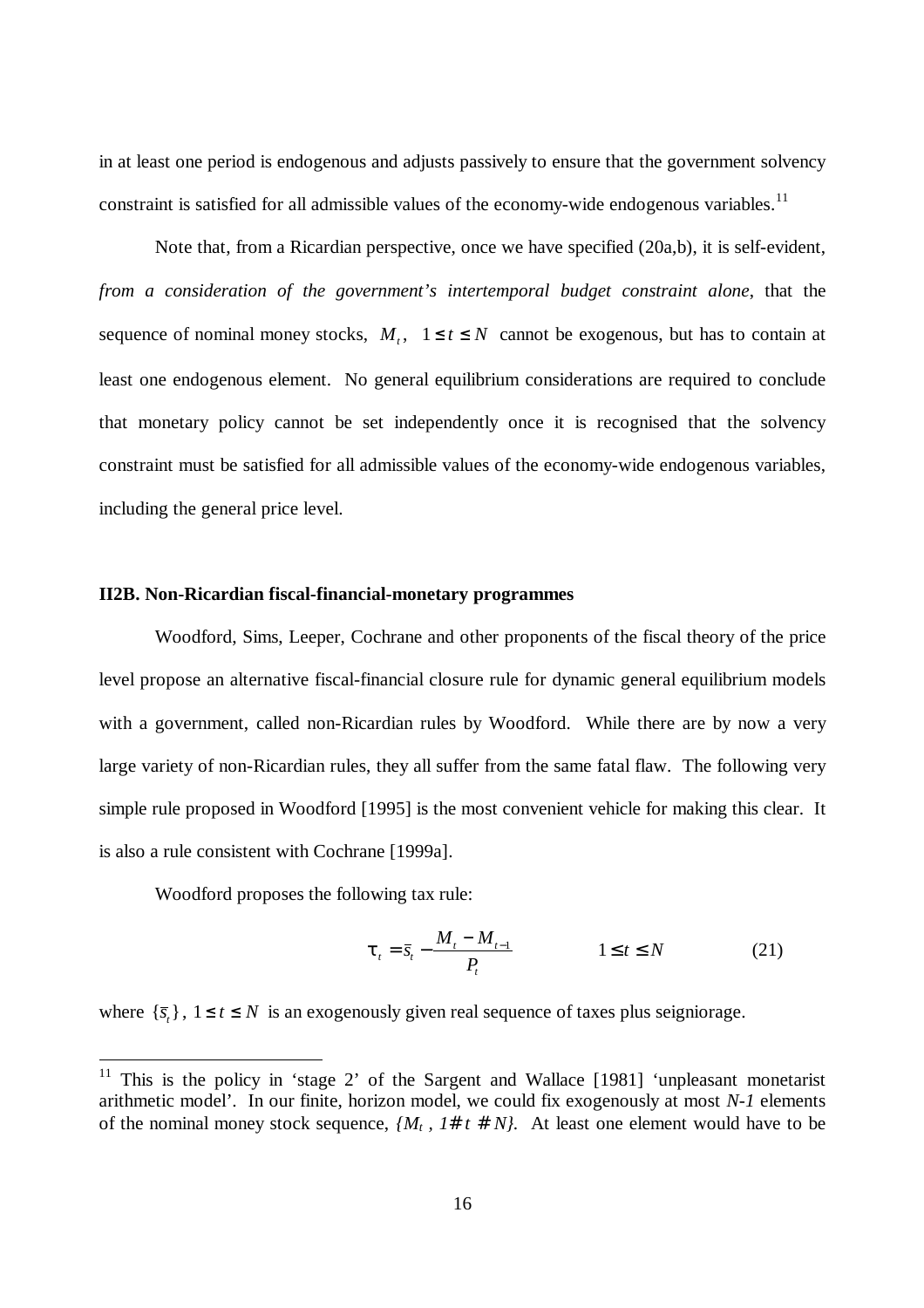in at least one period is endogenous and adjusts passively to ensure that the government solvency constraint is satisfied for all admissible values of the economy-wide endogenous variables.[11]

Note that, from a Ricardian perspective, once we have specified (20a,b), it is self-evident, *from a consideration of the government's intertemporal budget constraint alone*, that the sequence of nominal money stocks, $M_t,\ \ 1 \leq t \leq N$ cannot be exogenous, but has to contain at least one endogenous element. No general equilibrium considerations are required to conclude that monetary policy cannot be set independently once it is recognised that the solvency constraint must be satisfied for all admissible values of the economy-wide endogenous variables, including the general price level.

**II2B. Non-Ricardian fiscal-financial-monetary programmes**

Woodford, Sims, Leeper, Cochrane and other proponents of the fiscal theory of the price level propose an alternative fiscal-financial closure rule for dynamic general equilibrium models with a government, called non-Ricardian rules by Woodford. While there are by now a very large variety of non-Ricardian rules, they all suffer from the same fatal flaw. The following very simple rule proposed in Woodford [1995] is the most convenient vehicle for making this clear. It is also a rule consistent with Cochrane [1999a].

Woodford proposes the following tax rule:

$$\tau_t = \bar{s}_t - \frac{M_t - M_{t-1}}{P_t} \qquad\qquad 1 \leq t \leq N \qquad\qquad (21)$$

where $\{\bar{s}_t\},\ 1 \leq t \leq N$ is an exogenously given real sequence of taxes plus seigniorage.

[11] This is the policy in 'stage 2' of the Sargent and Wallace [1981] 'unpleasant monetarist arithmetic model'. In our finite, horizon model, we could fix exogenously at most *N-1* elements of the nominal money stock sequence, $\{M_t,\ 1 \leq t \leq N\}$. At least one element would have to be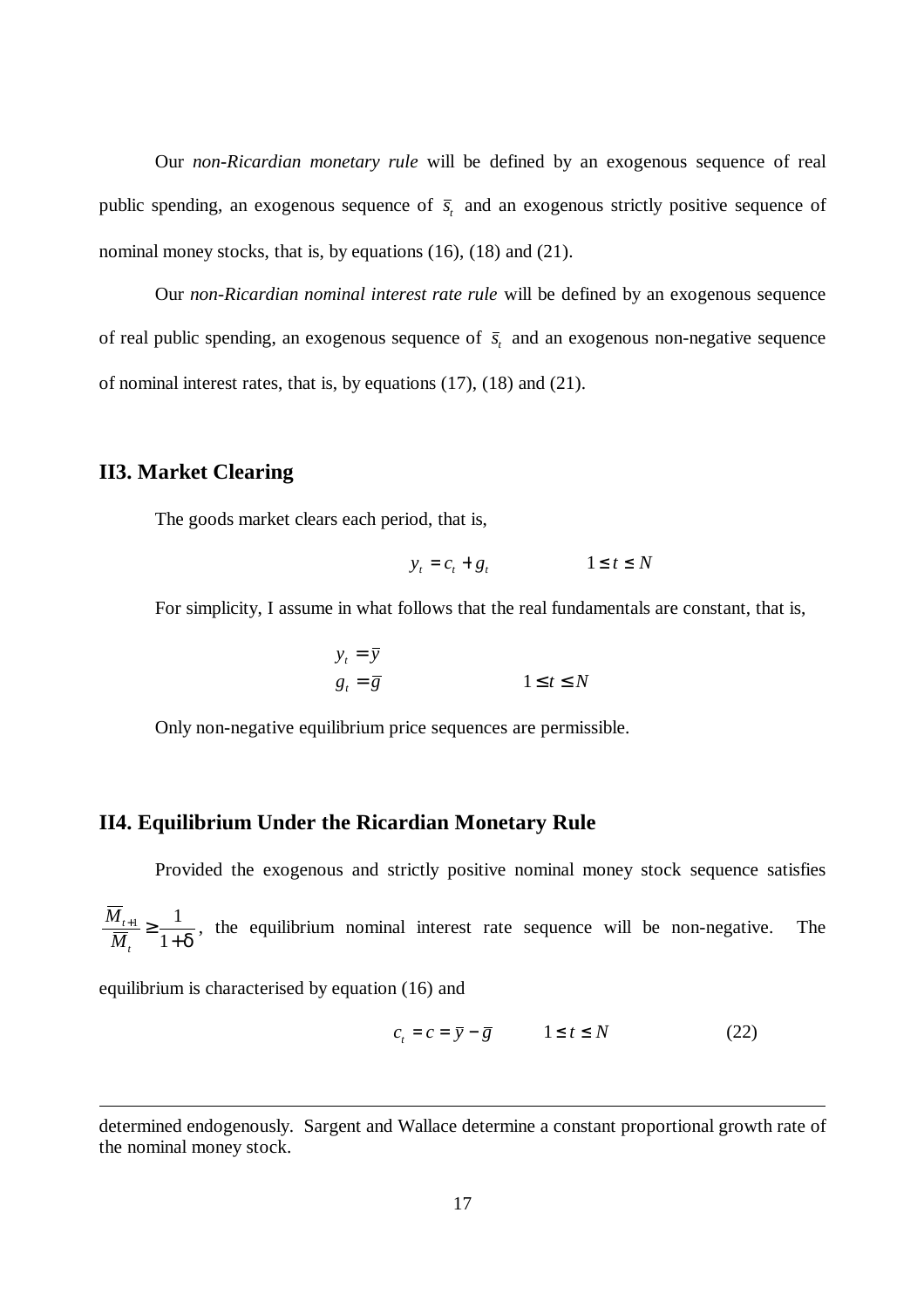Our *non-Ricardian monetary rule* will be defined by an exogenous sequence of real public spending, an exogenous sequence of $\bar{s}_t$ and an exogenous strictly positive sequence of nominal money stocks, that is, by equations (16), (18) and (21).

Our *non-Ricardian nominal interest rate rule* will be defined by an exogenous sequence of real public spending, an exogenous sequence of $\bar{s}_t$ and an exogenous non-negative sequence of nominal interest rates, that is, by equations (17), (18) and (21).

## II3. Market Clearing

The goods market clears each period, that is,

$$y_t = c_t + g_t \qquad\qquad 1 \le t \le N$$

For simplicity, I assume in what follows that the real fundamentals are constant, that is,

$$\begin{aligned} y_t &= \bar{y} \\ g_t &= \bar{g} \qquad\qquad 1 \le t \le N \end{aligned}$$

Only non-negative equilibrium price sequences are permissible.

## II4. Equilibrium Under the Ricardian Monetary Rule

Provided the exogenous and strictly positive nominal money stock sequence satisfies $\frac{\overline{M}_{t+1}}{\overline{M}_t} \ge \frac{1}{1+\delta}$, the equilibrium nominal interest rate sequence will be non-negative. The equilibrium is characterised by equation (16) and

$$c_t = c = \bar{y} - \bar{g} \qquad 1 \le t \le N \qquad\qquad (22)$$

---

determined endogenously. Sargent and Wallace determine a constant proportional growth rate of the nominal money stock.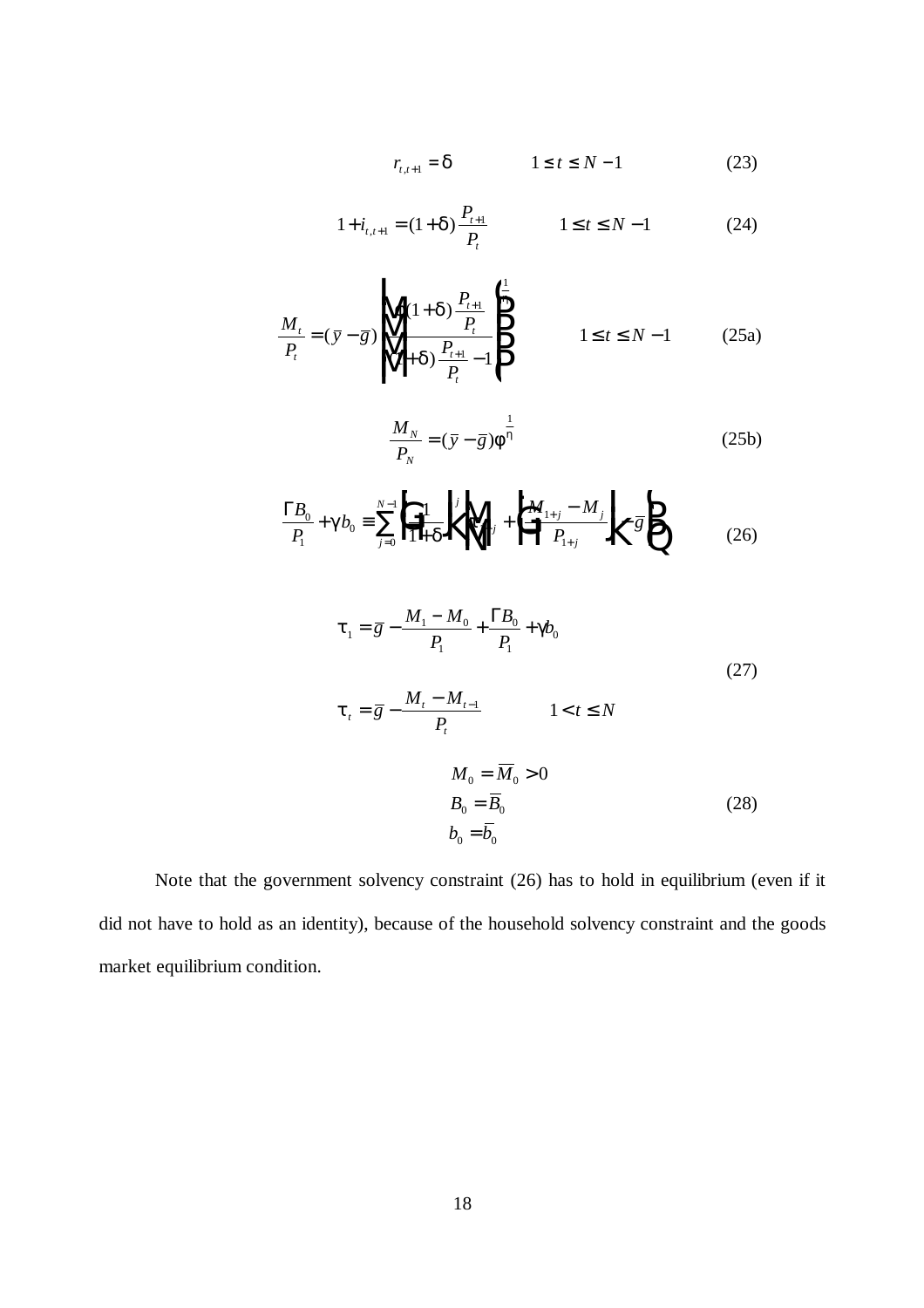$$r_{t,t+1} = \delta \qquad 1 \le t \le N-1 \tag{23}$$

$$1 + i_{t,t+1} = (1+\delta)\frac{P_{t+1}}{P_t} \qquad 1 \le t \le N-1 \tag{24}$$

$$\frac{M_t}{P_t} = (\bar{y} - \bar{g})\left[\frac{\phi(1+\delta)\frac{P_{t+1}}{P_t}}{(1+\delta)\frac{P_{t+1}}{P_t} - 1}\right]^{\frac{1}{\eta}} \qquad 1 \le t \le N-1 \tag{25a}$$

$$\frac{M_N}{P_N} = (\bar{y} - \bar{g})\phi^{\frac{1}{\eta}} \tag{25b}$$

$$\frac{\Gamma B_0}{P_1} + \gamma b_0 \equiv \sum_{j=0}^{N-1}\left(\frac{1}{1+\delta}\right)^j \left[\tau_{1+j} + \left(\frac{M_{1+j} - M_j}{P_{1+j}}\right) - \bar{g}\right] \tag{26}$$

$$\begin{aligned}
\tau_1 &= \bar{g} - \frac{M_1 - M_0}{P_1} + \frac{\Gamma B_0}{P_1} + \gamma b_0 \\
\tau_t &= \bar{g} - \frac{M_t - M_{t-1}}{P_t} \qquad 1 < t \le N
\end{aligned} \tag{27}$$

$$\begin{aligned}
M_0 &= \overline{M}_0 > 0 \\
B_0 &= \overline{B}_0 \\
b_0 &= \overline{b}_0
\end{aligned} \tag{28}$$

Note that the government solvency constraint (26) has to hold in equilibrium (even if it did not have to hold as an identity), because of the household solvency constraint and the goods market equilibrium condition.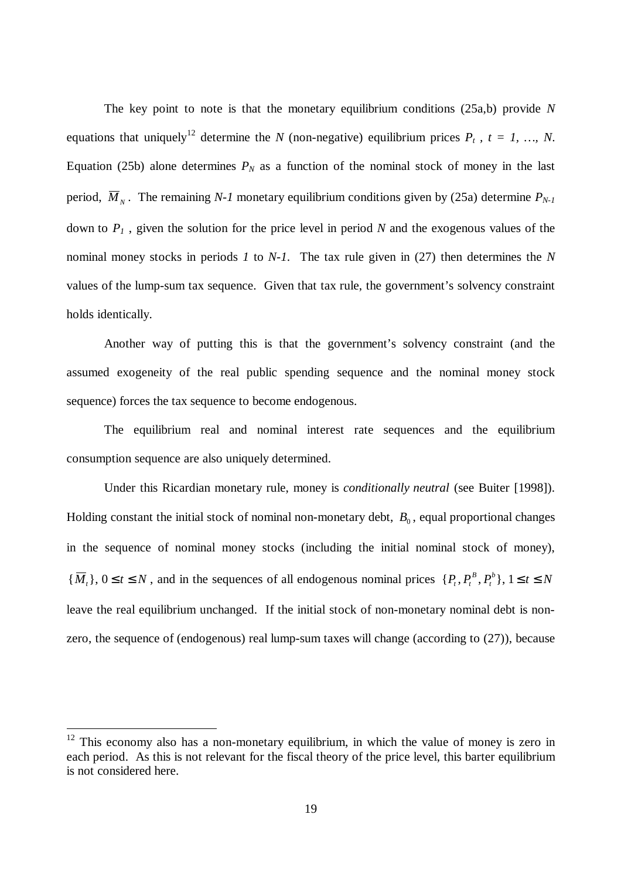The key point to note is that the monetary equilibrium conditions (25a,b) provide $N$ equations that uniquely[12] determine the $N$ (non-negative) equilibrium prices $P_t$ , $t = 1, \ldots, N$. Equation (25b) alone determines $P_N$ as a function of the nominal stock of money in the last period, $\overline{M}_N$. The remaining $N$-$1$ monetary equilibrium conditions given by (25a) determine $P_{N-1}$ down to $P_1$ , given the solution for the price level in period $N$ and the exogenous values of the nominal money stocks in periods $1$ to $N$-$1$. The tax rule given in (27) then determines the $N$ values of the lump-sum tax sequence. Given that tax rule, the government's solvency constraint holds identically.

Another way of putting this is that the government's solvency constraint (and the assumed exogeneity of the real public spending sequence and the nominal money stock sequence) forces the tax sequence to become endogenous.

The equilibrium real and nominal interest rate sequences and the equilibrium consumption sequence are also uniquely determined.

Under this Ricardian monetary rule, money is *conditionally neutral* (see Buiter [1998]). Holding constant the initial stock of nominal non-monetary debt, $B_0$, equal proportional changes in the sequence of nominal money stocks (including the initial nominal stock of money), $\{\overline{M}_t\},\ 0 \leq t \leq N$, and in the sequences of all endogenous nominal prices $\{P_t, P_t^B, P_t^b\},\ 1 \leq t \leq N$ leave the real equilibrium unchanged. If the initial stock of non-monetary nominal debt is non-zero, the sequence of (endogenous) real lump-sum taxes will change (according to (27)), because

[12] This economy also has a non-monetary equilibrium, in which the value of money is zero in each period. As this is not relevant for the fiscal theory of the price level, this barter equilibrium is not considered here.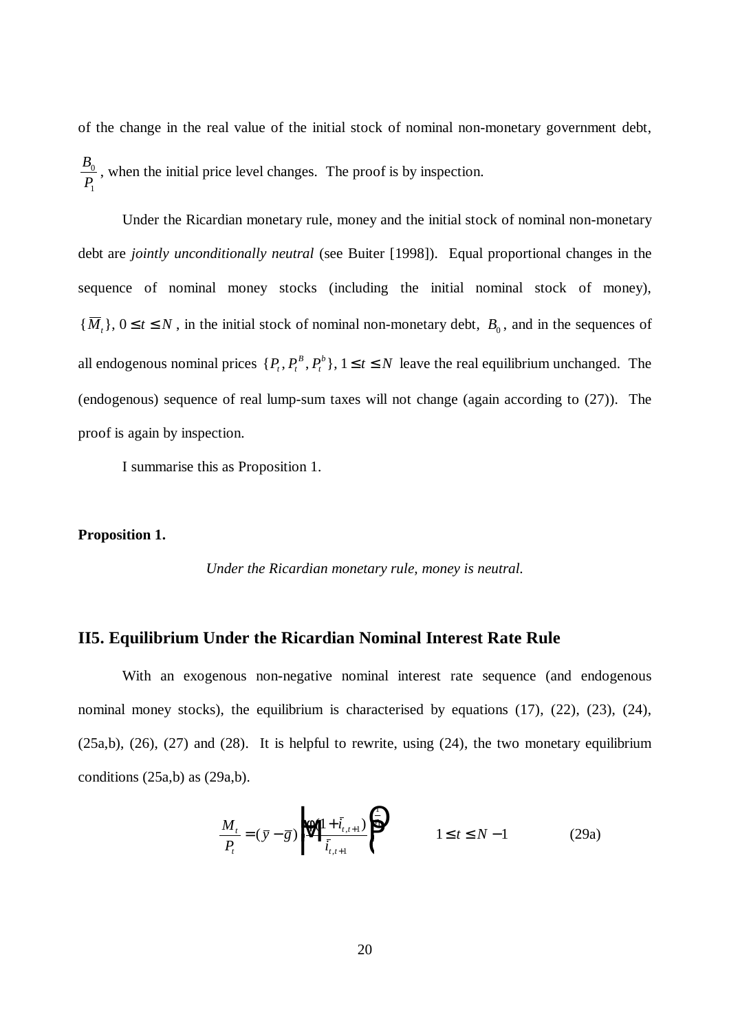of the change in the real value of the initial stock of nominal non-monetary government debt, $\frac{B_0}{P_1}$, when the initial price level changes. The proof is by inspection.

Under the Ricardian monetary rule, money and the initial stock of nominal non-monetary debt are *jointly unconditionally neutral* (see Buiter [1998]). Equal proportional changes in the sequence of nominal money stocks (including the initial nominal stock of money), $\{\overline{M}_t\},\ 0 \le t \le N$, in the initial stock of nominal non-monetary debt, $B_0$, and in the sequences of all endogenous nominal prices $\{P_t, P_t^B, P_t^b\},\ 1 \le t \le N$ leave the real equilibrium unchanged. The (endogenous) sequence of real lump-sum taxes will not change (again according to (27)). The proof is again by inspection.

I summarise this as Proposition 1.

**Proposition 1.**

*Under the Ricardian monetary rule, money is neutral.*

## II5. Equilibrium Under the Ricardian Nominal Interest Rate Rule

With an exogenous non-negative nominal interest rate sequence (and endogenous nominal money stocks), the equilibrium is characterised by equations (17), (22), (23), (24), (25a,b), (26), (27) and (28). It is helpful to rewrite, using (24), the two monetary equilibrium conditions (25a,b) as (29a,b).

$$\frac{M_t}{P_t} = (\bar{y} - \bar{g})\left[\frac{\beta(1+\bar{i}_{t,t+1})}{\bar{i}_{t,t+1}}\right]^{\frac{1}{\eta}} \qquad 1 \le t \le N-1 \qquad \text{(29a)}$$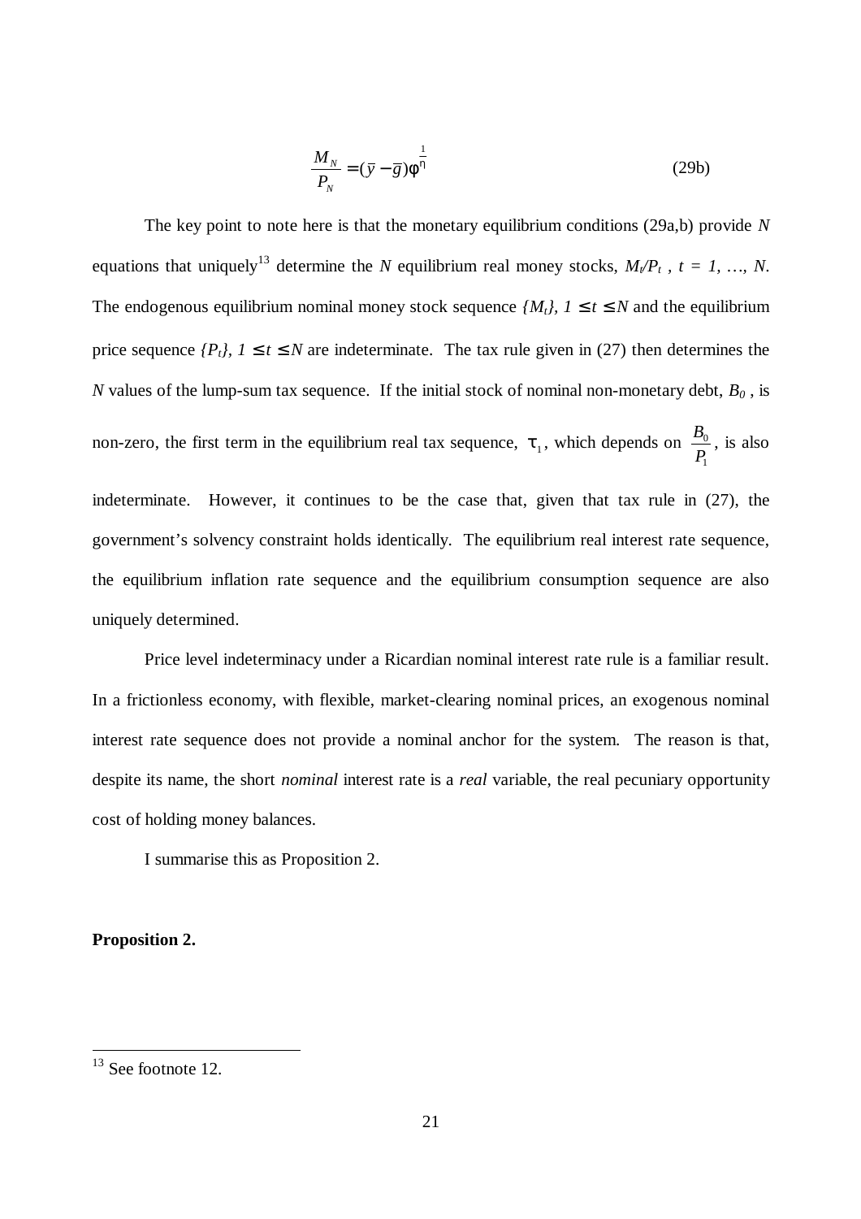$$\frac{M_N}{P_N} = (\bar{y} - \bar{g})\phi^{\frac{1}{\eta}} \tag{29b}$$

The key point to note here is that the monetary equilibrium conditions (29a,b) provide $N$ equations that uniquely[13] determine the $N$ equilibrium real money stocks, $M_t/P_t$ , $t = 1, \ldots, N$. The endogenous equilibrium nominal money stock sequence $\{M_t\}$, $1 \leq t \leq N$ and the equilibrium price sequence $\{P_t\}$, $1 \leq t \leq N$ are indeterminate. The tax rule given in (27) then determines the $N$ values of the lump-sum tax sequence. If the initial stock of nominal non-monetary debt, $B_0$ , is non-zero, the first term in the equilibrium real tax sequence, $\tau_1$, which depends on $\frac{B_0}{P_1}$, is also indeterminate. However, it continues to be the case that, given that tax rule in (27), the government's solvency constraint holds identically. The equilibrium real interest rate sequence, the equilibrium inflation rate sequence and the equilibrium consumption sequence are also uniquely determined.

Price level indeterminacy under a Ricardian nominal interest rate rule is a familiar result. In a frictionless economy, with flexible, market-clearing nominal prices, an exogenous nominal interest rate sequence does not provide a nominal anchor for the system. The reason is that, despite its name, the short *nominal* interest rate is a *real* variable, the real pecuniary opportunity cost of holding money balances.

I summarise this as Proposition 2.

**Proposition 2.**

[13] See footnote 12.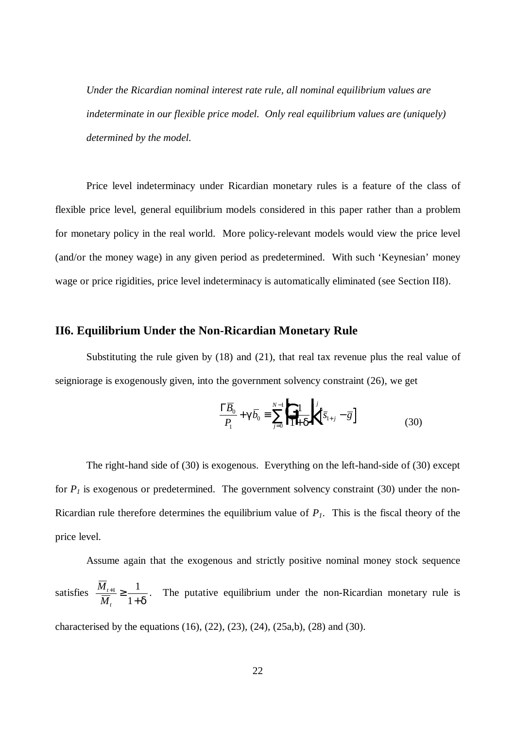*Under the Ricardian nominal interest rate rule, all nominal equilibrium values are indeterminate in our flexible price model. Only real equilibrium values are (uniquely) determined by the model.*

Price level indeterminacy under Ricardian monetary rules is a feature of the class of flexible price level, general equilibrium models considered in this paper rather than a problem for monetary policy in the real world. More policy-relevant models would view the price level (and/or the money wage) in any given period as predetermined. With such 'Keynesian' money wage or price rigidities, price level indeterminacy is automatically eliminated (see Section II8).

## II6. Equilibrium Under the Non-Ricardian Monetary Rule

Substituting the rule given by (18) and (21), that real tax revenue plus the real value of seigniorage is exogenously given, into the government solvency constraint (26), we get

$$\frac{\Gamma \bar{B}_0}{P_1} + \gamma \bar{b}_0 \equiv \sum_{j=0}^{N-1} \left( \frac{1}{1+\delta} \right)^j \left[ \bar{s}_{1+j} - \bar{g} \right] \tag{30}$$

The right-hand side of (30) is exogenous. Everything on the left-hand-side of (30) except for $P_1$ is exogenous or predetermined. The government solvency constraint (30) under the non-Ricardian rule therefore determines the equilibrium value of $P_1$. This is the fiscal theory of the price level.

Assume again that the exogenous and strictly positive nominal money stock sequence satisfies $\frac{\bar{M}_{t+1}}{\bar{M}_t} \geq \frac{1}{1+\delta}$. The putative equilibrium under the non-Ricardian monetary rule is characterised by the equations (16), (22), (23), (24), (25a,b), (28) and (30).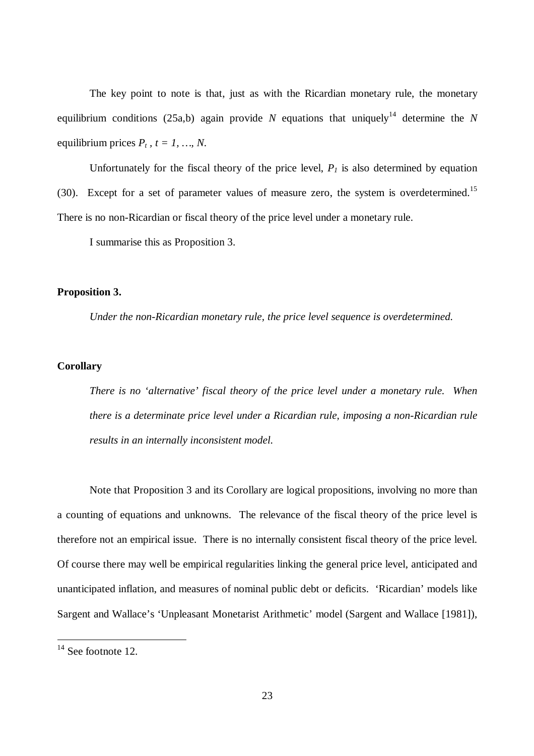The key point to note is that, just as with the Ricardian monetary rule, the monetary equilibrium conditions (25a,b) again provide $N$ equations that uniquely[14] determine the $N$ equilibrium prices $P_t$ , $t = 1, \ldots, N$.

Unfortunately for the fiscal theory of the price level, $P_1$ is also determined by equation (30). Except for a set of parameter values of measure zero, the system is overdetermined.[15] There is no non-Ricardian or fiscal theory of the price level under a monetary rule.

I summarise this as Proposition 3.

**Proposition 3.**

*Under the non-Ricardian monetary rule, the price level sequence is overdetermined.*

**Corollary**

*There is no 'alternative' fiscal theory of the price level under a monetary rule. When there is a determinate price level under a Ricardian rule, imposing a non-Ricardian rule results in an internally inconsistent model.*

Note that Proposition 3 and its Corollary are logical propositions, involving no more than a counting of equations and unknowns. The relevance of the fiscal theory of the price level is therefore not an empirical issue. There is no internally consistent fiscal theory of the price level. Of course there may well be empirical regularities linking the general price level, anticipated and unanticipated inflation, and measures of nominal public debt or deficits. 'Ricardian' models like Sargent and Wallace's 'Unpleasant Monetarist Arithmetic' model (Sargent and Wallace [1981]),

---

[14] See footnote 12.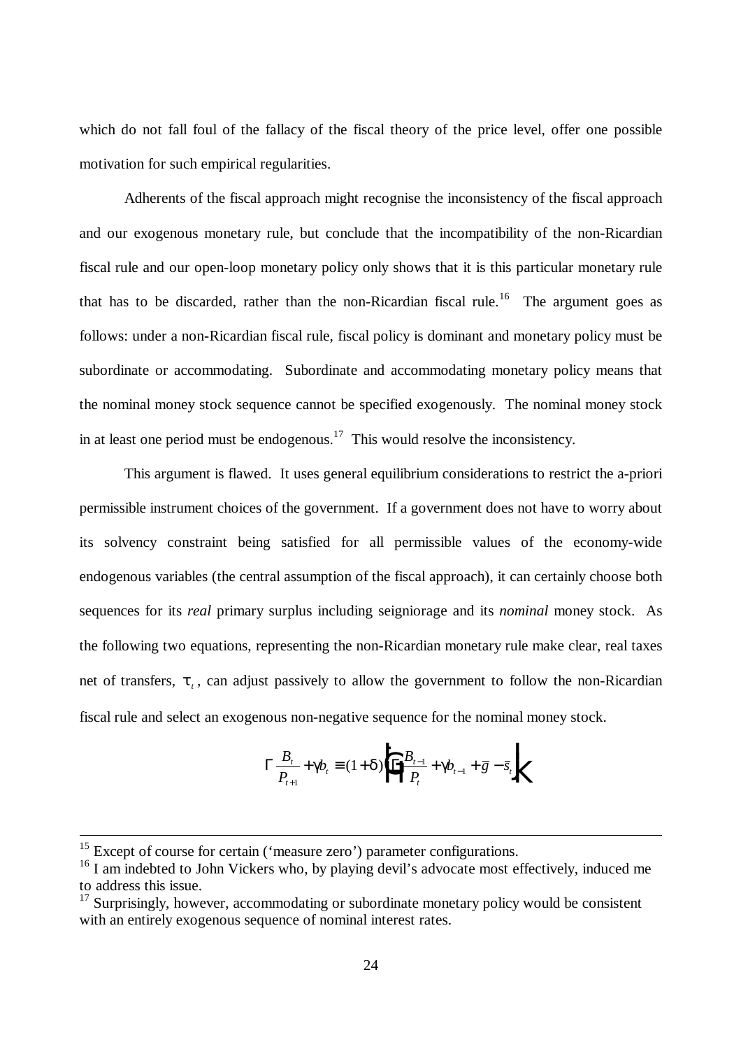which do not fall foul of the fallacy of the fiscal theory of the price level, offer one possible motivation for such empirical regularities.

Adherents of the fiscal approach might recognise the inconsistency of the fiscal approach and our exogenous monetary rule, but conclude that the incompatibility of the non-Ricardian fiscal rule and our open-loop monetary policy only shows that it is this particular monetary rule that has to be discarded, rather than the non-Ricardian fiscal rule.[16] The argument goes as follows: under a non-Ricardian fiscal rule, fiscal policy is dominant and monetary policy must be subordinate or accommodating. Subordinate and accommodating monetary policy means that the nominal money stock sequence cannot be specified exogenously. The nominal money stock in at least one period must be endogenous.[17] This would resolve the inconsistency.

This argument is flawed. It uses general equilibrium considerations to restrict the a-priori permissible instrument choices of the government. If a government does not have to worry about its solvency constraint being satisfied for all permissible values of the economy-wide endogenous variables (the central assumption of the fiscal approach), it can certainly choose both sequences for its *real* primary surplus including seigniorage and its *nominal* money stock. As the following two equations, representing the non-Ricardian monetary rule make clear, real taxes net of transfers, $\tau_t$, can adjust passively to allow the government to follow the non-Ricardian fiscal rule and select an exogenous non-negative sequence for the nominal money stock.

$$\Gamma \frac{B_t}{P_{t+1}} + \gamma b_t \equiv (1+\delta)\left[\frac{B_{t-1}}{P_t} + \gamma b_{t-1} + \bar{g} - \bar{s}_t\right]$$

---

[15] Except of course for certain ('measure zero') parameter configurations.

[16] I am indebted to John Vickers who, by playing devil's advocate most effectively, induced me to address this issue.

[17] Surprisingly, however, accommodating or subordinate monetary policy would be consistent with an entirely exogenous sequence of nominal interest rates.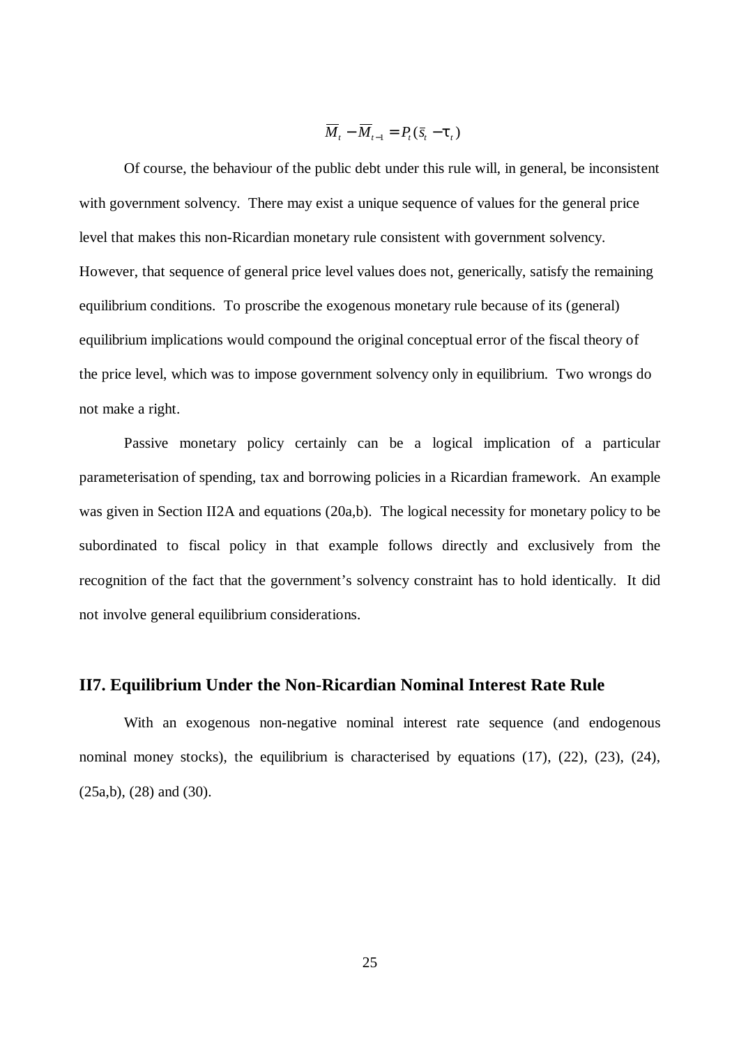$$\overline{M}_t - \overline{M}_{t-1} = P_t(\bar{s}_t - \tau_t)$$

Of course, the behaviour of the public debt under this rule will, in general, be inconsistent with government solvency. There may exist a unique sequence of values for the general price level that makes this non-Ricardian monetary rule consistent with government solvency. However, that sequence of general price level values does not, generically, satisfy the remaining equilibrium conditions. To proscribe the exogenous monetary rule because of its (general) equilibrium implications would compound the original conceptual error of the fiscal theory of the price level, which was to impose government solvency only in equilibrium. Two wrongs do not make a right.

Passive monetary policy certainly can be a logical implication of a particular parameterisation of spending, tax and borrowing policies in a Ricardian framework. An example was given in Section II2A and equations (20a,b). The logical necessity for monetary policy to be subordinated to fiscal policy in that example follows directly and exclusively from the recognition of the fact that the government's solvency constraint has to hold identically. It did not involve general equilibrium considerations.

## II7. Equilibrium Under the Non-Ricardian Nominal Interest Rate Rule

With an exogenous non-negative nominal interest rate sequence (and endogenous nominal money stocks), the equilibrium is characterised by equations (17), (22), (23), (24), (25a,b), (28) and (30).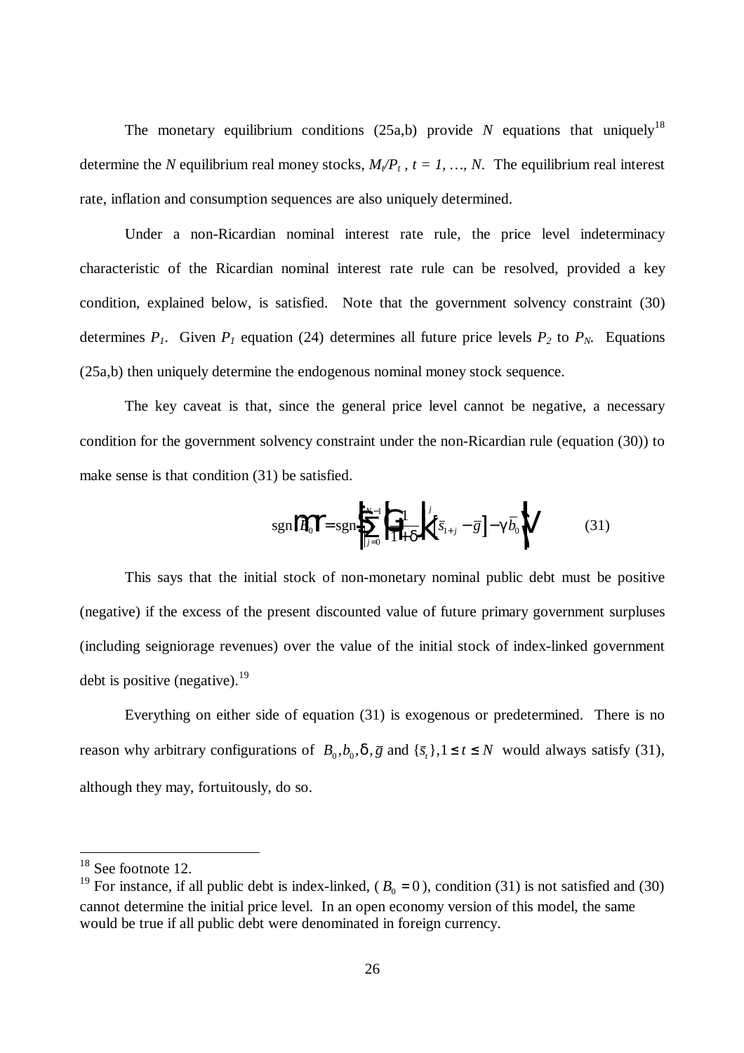The monetary equilibrium conditions (25a,b) provide $N$ equations that uniquely[18] determine the $N$ equilibrium real money stocks, $M_t/P_t$ , $t = 1, \ldots, N$. The equilibrium real interest rate, inflation and consumption sequences are also uniquely determined.

Under a non-Ricardian nominal interest rate rule, the price level indeterminacy characteristic of the Ricardian nominal interest rate rule can be resolved, provided a key condition, explained below, is satisfied. Note that the government solvency constraint (30) determines $P_1$. Given $P_1$ equation (24) determines all future price levels $P_2$ to $P_N$. Equations (25a,b) then uniquely determine the endogenous nominal money stock sequence.

The key caveat is that, since the general price level cannot be negative, a necessary condition for the government solvency constraint under the non-Ricardian rule (equation (30)) to make sense is that condition (31) be satisfied.

$$\text{sgn}\left\{B_0\right\} = \text{sgn}\left\{\sum_{j=0}^{N-1}\left(\frac{1}{1+\delta}\right)^j\left[\bar{s}_{1+j} - \bar{g}\right] - \gamma \bar{b}_0\right\} \qquad (31)$$

This says that the initial stock of non-monetary nominal public debt must be positive (negative) if the excess of the present discounted value of future primary government surpluses (including seigniorage revenues) over the value of the initial stock of index-linked government debt is positive (negative).[19]

Everything on either side of equation (31) is exogenous or predetermined. There is no reason why arbitrary configurations of $B_0, b_0, \delta, \bar{g}$ and $\{\bar{s}_t\}, 1 \le t \le N$ would always satisfy (31), although they may, fortuitously, do so.

---

[18] See footnote 12.

[19] For instance, if all public debt is index-linked, ( $B_0 = 0$ ), condition (31) is not satisfied and (30) cannot determine the initial price level. In an open economy version of this model, the same would be true if all public debt were denominated in foreign currency.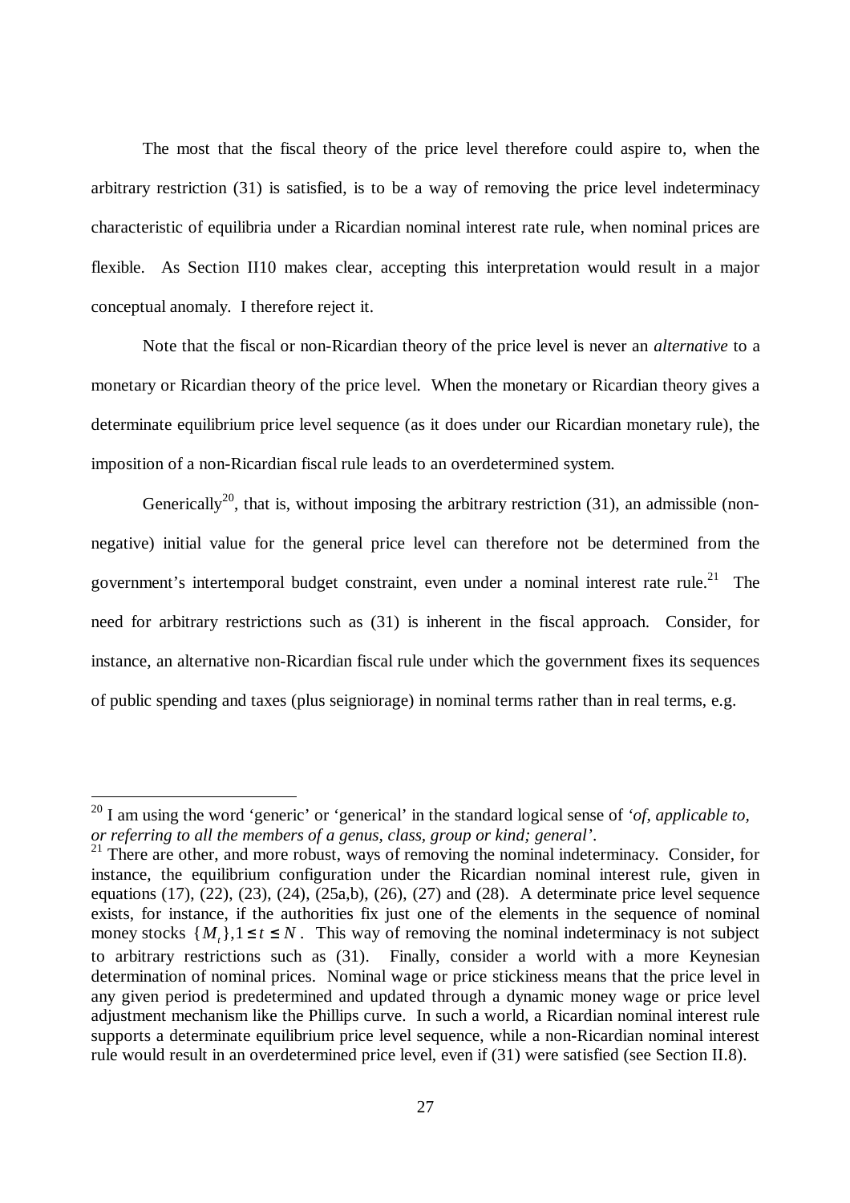The most that the fiscal theory of the price level therefore could aspire to, when the arbitrary restriction (31) is satisfied, is to be a way of removing the price level indeterminacy characteristic of equilibria under a Ricardian nominal interest rate rule, when nominal prices are flexible. As Section II10 makes clear, accepting this interpretation would result in a major conceptual anomaly. I therefore reject it.

Note that the fiscal or non-Ricardian theory of the price level is never an *alternative* to a monetary or Ricardian theory of the price level. When the monetary or Ricardian theory gives a determinate equilibrium price level sequence (as it does under our Ricardian monetary rule), the imposition of a non-Ricardian fiscal rule leads to an overdetermined system.

Generically[20], that is, without imposing the arbitrary restriction (31), an admissible (non-negative) initial value for the general price level can therefore not be determined from the government's intertemporal budget constraint, even under a nominal interest rate rule.[21] The need for arbitrary restrictions such as (31) is inherent in the fiscal approach. Consider, for instance, an alternative non-Ricardian fiscal rule under which the government fixes its sequences of public spending and taxes (plus seigniorage) in nominal terms rather than in real terms, e.g.

---

[20] I am using the word 'generic' or 'generical' in the standard logical sense of *'of, applicable to, or referring to all the members of a genus, class, group or kind; general'*.

[21] There are other, and more robust, ways of removing the nominal indeterminacy. Consider, for instance, the equilibrium configuration under the Ricardian nominal interest rule, given in equations (17), (22), (23), (24), (25a,b), (26), (27) and (28). A determinate price level sequence exists, for instance, if the authorities fix just one of the elements in the sequence of nominal money stocks $\{M_t\}, 1 \leq t \leq N$. This way of removing the nominal indeterminacy is not subject to arbitrary restrictions such as (31). Finally, consider a world with a more Keynesian determination of nominal prices. Nominal wage or price stickiness means that the price level in any given period is predetermined and updated through a dynamic money wage or price level adjustment mechanism like the Phillips curve. In such a world, a Ricardian nominal interest rule supports a determinate equilibrium price level sequence, while a non-Ricardian nominal interest rule would result in an overdetermined price level, even if (31) were satisfied (see Section II.8).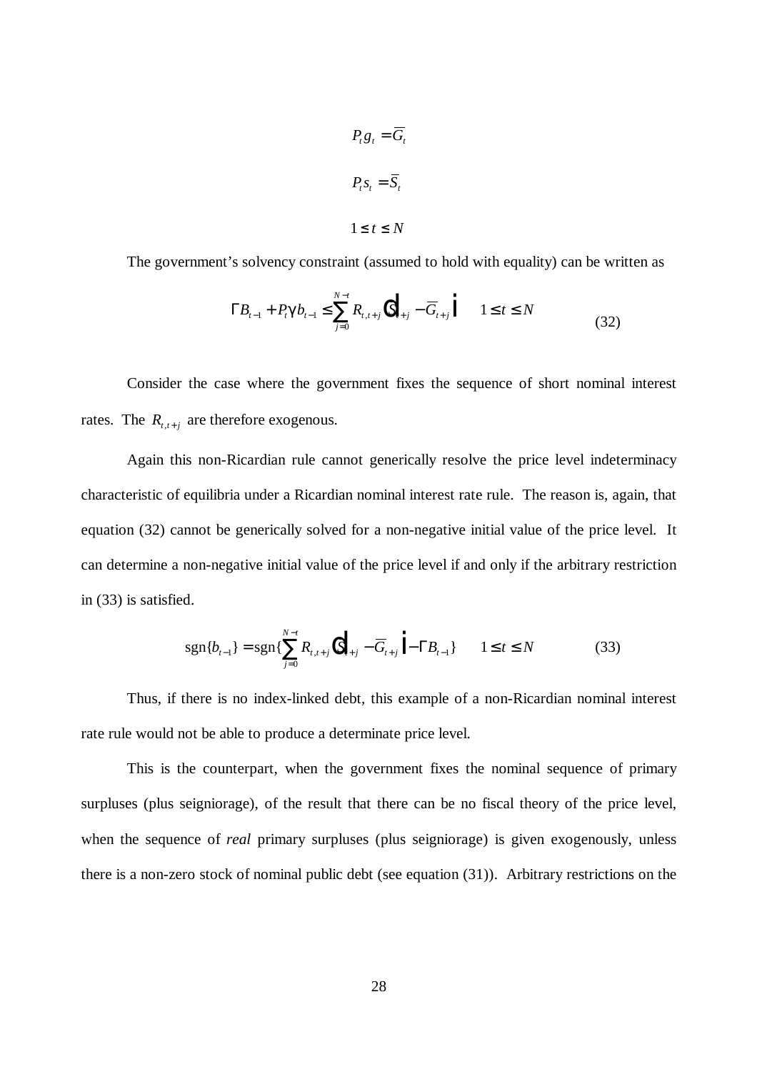$$P_t g_t = \overline{G}_t$$

$$P_t s_t = \overline{S}_t$$

$$1 \leq t \leq N$$

The government's solvency constraint (assumed to hold with equality) can be written as

$$\Gamma B_{t-1} + P_t \gamma b_{t-1} \leq \sum_{j=0}^{N-t} R_{t,t+j} \left( \overline{S}_{t+j} - \overline{G}_{t+j} \right) \qquad 1 \leq t \leq N \tag{32}$$

Consider the case where the government fixes the sequence of short nominal interest rates. The $R_{t,t+j}$ are therefore exogenous.

Again this non-Ricardian rule cannot generically resolve the price level indeterminacy characteristic of equilibria under a Ricardian nominal interest rate rule. The reason is, again, that equation (32) cannot be generically solved for a non-negative initial value of the price level. It can determine a non-negative initial value of the price level if and only if the arbitrary restriction in (33) is satisfied.

$$\text{sgn}\{b_{t-1}\} = \text{sgn}\{\sum_{j=0}^{N-t} R_{t,t+j} \left( \overline{S}_{t+j} - \overline{G}_{t+j} \right) - \Gamma B_{t-1}\} \qquad 1 \leq t \leq N \tag{33}$$

Thus, if there is no index-linked debt, this example of a non-Ricardian nominal interest rate rule would not be able to produce a determinate price level.

This is the counterpart, when the government fixes the nominal sequence of primary surpluses (plus seigniorage), of the result that there can be no fiscal theory of the price level, when the sequence of *real* primary surpluses (plus seigniorage) is given exogenously, unless there is a non-zero stock of nominal public debt (see equation (31)). Arbitrary restrictions on the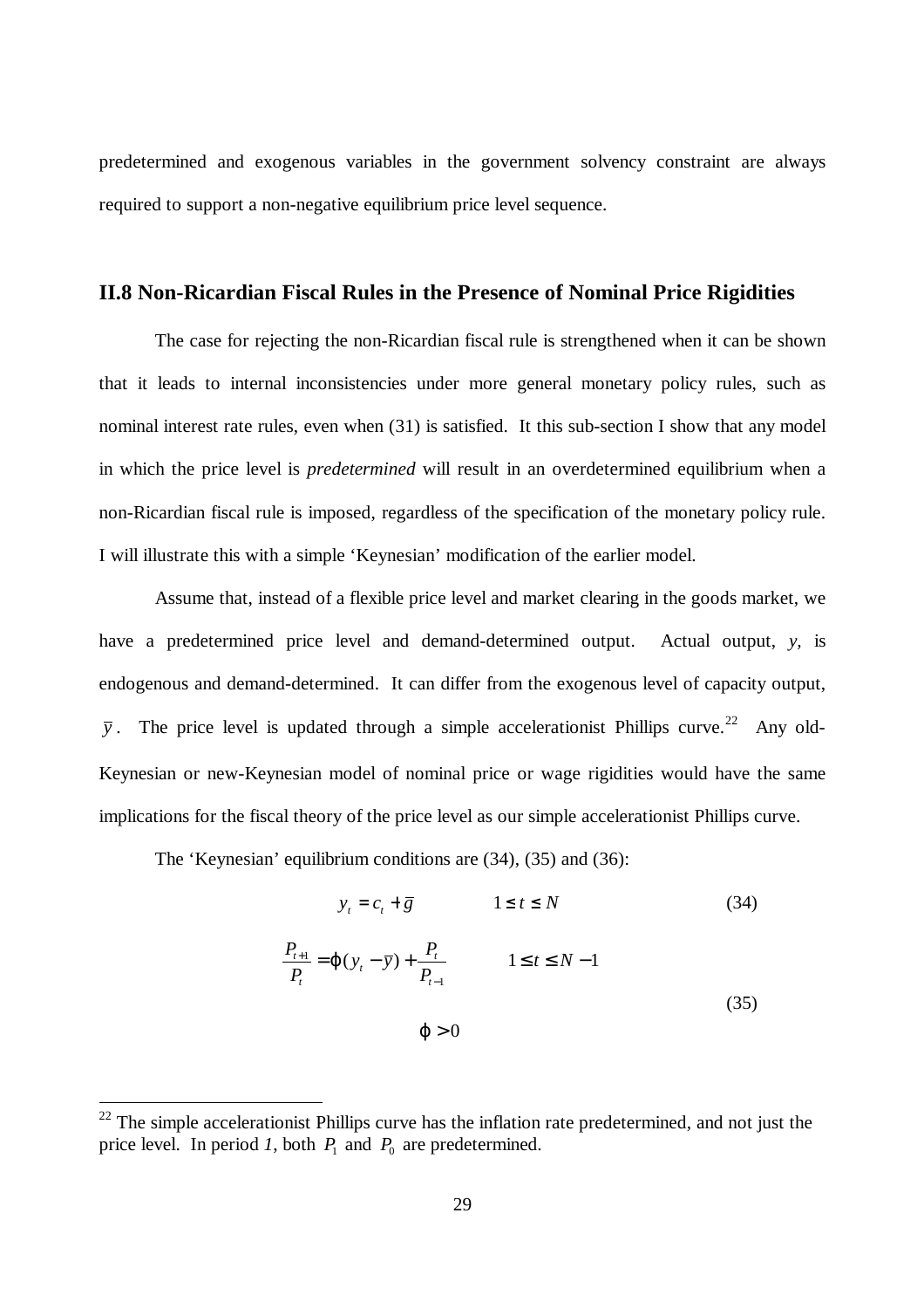predetermined and exogenous variables in the government solvency constraint are always required to support a non-negative equilibrium price level sequence.

### II.8 Non-Ricardian Fiscal Rules in the Presence of Nominal Price Rigidities

The case for rejecting the non-Ricardian fiscal rule is strengthened when it can be shown that it leads to internal inconsistencies under more general monetary policy rules, such as nominal interest rate rules, even when (31) is satisfied. It this sub-section I show that any model in which the price level is *predetermined* will result in an overdetermined equilibrium when a non-Ricardian fiscal rule is imposed, regardless of the specification of the monetary policy rule. I will illustrate this with a simple 'Keynesian' modification of the earlier model.

Assume that, instead of a flexible price level and market clearing in the goods market, we have a predetermined price level and demand-determined output. Actual output, $y$, is endogenous and demand-determined. It can differ from the exogenous level of capacity output, $\bar{y}$. The price level is updated through a simple accelerationist Phillips curve.[22] Any old-Keynesian or new-Keynesian model of nominal price or wage rigidities would have the same implications for the fiscal theory of the price level as our simple accelerationist Phillips curve.

The 'Keynesian' equilibrium conditions are (34), (35) and (36):

$$y_t = c_t + \bar{g} \qquad 1 \le t \le N \tag{34}$$

$$\frac{P_{t+1}}{P_t} = \varphi(y_t - \bar{y}) + \frac{P_t}{P_{t-1}} \qquad 1 \le t \le N-1$$

$$\varphi > 0 \tag{35}$$

[22] The simple accelerationist Phillips curve has the inflation rate predetermined, and not just the price level. In period *1*, both $P_1$ and $P_0$ are predetermined.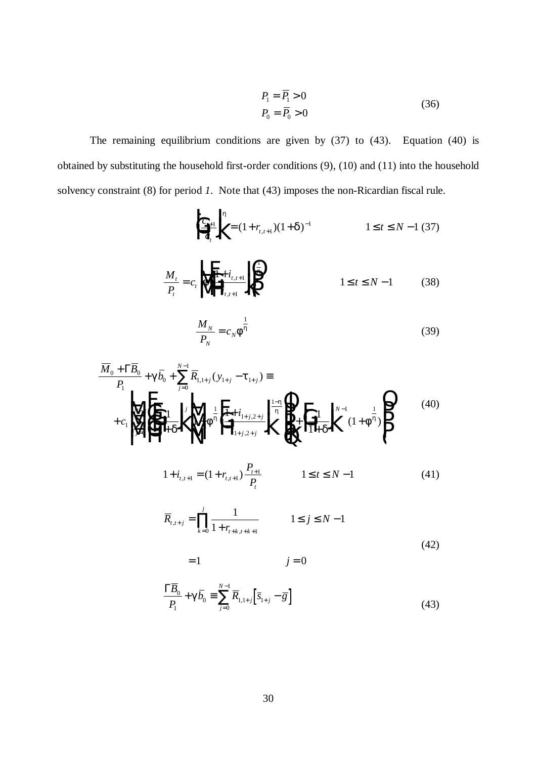$$P_1 = \bar{P}_1 > 0$$
$$P_0 = \bar{P}_0 > 0 \tag{36}$$

The remaining equilibrium conditions are given by (37) to (43). Equation (40) is obtained by substituting the household first-order conditions (9), (10) and (11) into the household solvency constraint (8) for period *1*. Note that (43) imposes the non-Ricardian fiscal rule.

$$\left(\frac{c_{t+1}}{c_t}\right)^{\eta} = (1 + r_{t,t+1})(1+\delta)^{-1} \qquad 1 \leq t \leq N-1 \tag{37}$$

$$\frac{M_t}{P_t} = c_t \left(\phi\left(\frac{1+i_{t,t+1}}{i_{t,t+1}}\right)\right)^{\frac{1}{\eta}} \qquad 1 \leq t \leq N-1 \tag{38}$$

$$\frac{M_N}{P_N} = c_N \phi^{\frac{1}{\eta}} \tag{39}$$

$$\begin{aligned}
&\frac{\bar{M}_0 + \Gamma \bar{B}_0}{P_1} + \gamma \bar{b}_0 + \sum_{j=0}^{N-1} \bar{R}_{1,1+j}(y_{1+j} - \tau_{1+j}) \equiv \\
&+ c_1 \left\{ \sum_{j=0}^{N-2} \left(\frac{1}{1+\delta}\right)^{j} \left[1 + \phi^{\frac{1}{\eta}} \left(\frac{1+i_{1+j,2+j}}{i_{1+j,2+j}}\right)^{\frac{1-\eta}{\eta}}\right] + \left(\frac{1}{1+\delta}\right)^{N-1} (1 + \phi^{\frac{1}{\eta}}) \right\}
\end{aligned} \tag{40}$$

$$1 + i_{t,t+1} = (1 + r_{t,t+1})\frac{P_{t+1}}{P_t} \qquad 1 \leq t \leq N-1 \tag{41}$$

$$\begin{aligned}
\bar{R}_{t,t+j} &= \prod_{k=0}^{j} \frac{1}{1 + r_{t+k,t+k+1}} \qquad 1 \leq j \leq N-1 \\
&= 1 \qquad\qquad\qquad\qquad\quad j = 0
\end{aligned} \tag{42}$$

$$\frac{\Gamma \bar{B}_0}{P_1} + \gamma \bar{b}_0 \equiv \sum_{j=0}^{N-1} \bar{R}_{1,1+j}\left[\bar{s}_{1+j} - \bar{g}\right] \tag{43}$$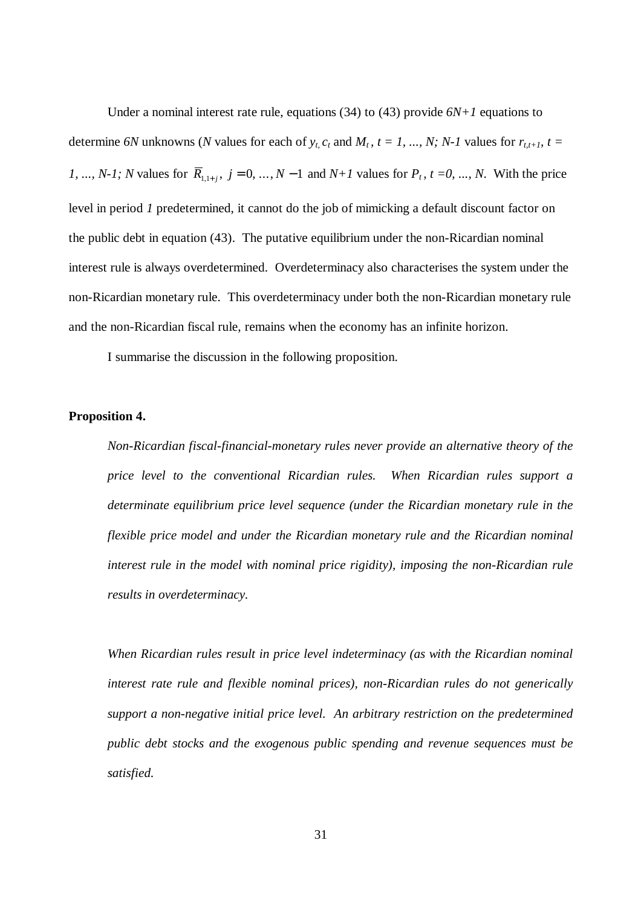Under a nominal interest rate rule, equations (34) to (43) provide *6N+1* equations to determine *6N* unknowns (*N* values for each of $y_t$, $c_t$ and $M_t$, $t = 1, ..., N$; *N-1* values for $r_{t,t+1}$, $t = 1, ..., N-1$; *N* values for $\bar{R}_{1,1+j}$, $j = 0, \ldots, N-1$ and *N+1* values for $P_t$, $t = 0, ..., N$. With the price level in period *1* predetermined, it cannot do the job of mimicking a default discount factor on the public debt in equation (43). The putative equilibrium under the non-Ricardian nominal interest rule is always overdetermined. Overdeterminacy also characterises the system under the non-Ricardian monetary rule. This overdeterminacy under both the non-Ricardian monetary rule and the non-Ricardian fiscal rule, remains when the economy has an infinite horizon.

I summarise the discussion in the following proposition.

**Proposition 4.**

*Non-Ricardian fiscal-financial-monetary rules never provide an alternative theory of the price level to the conventional Ricardian rules. When Ricardian rules support a determinate equilibrium price level sequence (under the Ricardian monetary rule in the flexible price model and under the Ricardian monetary rule and the Ricardian nominal interest rule in the model with nominal price rigidity), imposing the non-Ricardian rule results in overdeterminacy.*

*When Ricardian rules result in price level indeterminacy (as with the Ricardian nominal interest rate rule and flexible nominal prices), non-Ricardian rules do not generically support a non-negative initial price level. An arbitrary restriction on the predetermined public debt stocks and the exogenous public spending and revenue sequences must be satisfied.*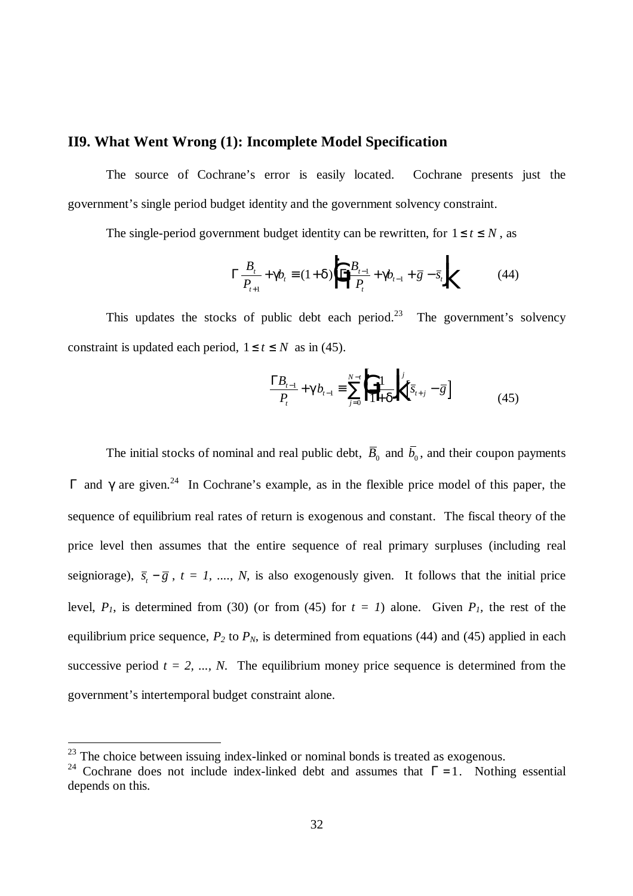## II9. What Went Wrong (1): Incomplete Model Specification

The source of Cochrane's error is easily located. Cochrane presents just the government's single period budget identity and the government solvency constraint.

The single-period government budget identity can be rewritten, for $1 \leq t \leq N$, as

$$\Gamma \frac{B_t}{P_{t+1}} + \gamma b_t \equiv (1+\delta)\left(\Gamma \frac{B_{t-1}}{P_t} + \gamma b_{t-1} + \bar{g} - \bar{s}_t\right) \tag{44}$$

This updates the stocks of public debt each period.[23] The government's solvency constraint is updated each period, $1 \leq t \leq N$ as in (45).

$$\frac{\Gamma B_{t-1}}{P_t} + \gamma b_{t-1} \equiv \sum_{j=0}^{N-t} \left(\frac{1}{1+\delta}\right)^j \left[\bar{s}_{t+j} - \bar{g}\right] \tag{45}$$

The initial stocks of nominal and real public debt, $\bar{B}_0$ and $\bar{b}_0$, and their coupon payments $\Gamma$ and $\gamma$ are given.[24] In Cochrane's example, as in the flexible price model of this paper, the sequence of equilibrium real rates of return is exogenous and constant. The fiscal theory of the price level then assumes that the entire sequence of real primary surpluses (including real seigniorage), $\bar{s}_t - \bar{g}$, *t = 1, ...., N*, is also exogenously given. It follows that the initial price level, $P_1$, is determined from (30) (or from (45) for *t = 1*) alone. Given $P_1$, the rest of the equilibrium price sequence, $P_2$ to $P_N$, is determined from equations (44) and (45) applied in each successive period *t = 2, ..., N*. The equilibrium money price sequence is determined from the government's intertemporal budget constraint alone.

---

[23] The choice between issuing index-linked or nominal bonds is treated as exogenous.

[24] Cochrane does not include index-linked debt and assumes that $\Gamma = 1$. Nothing essential depends on this.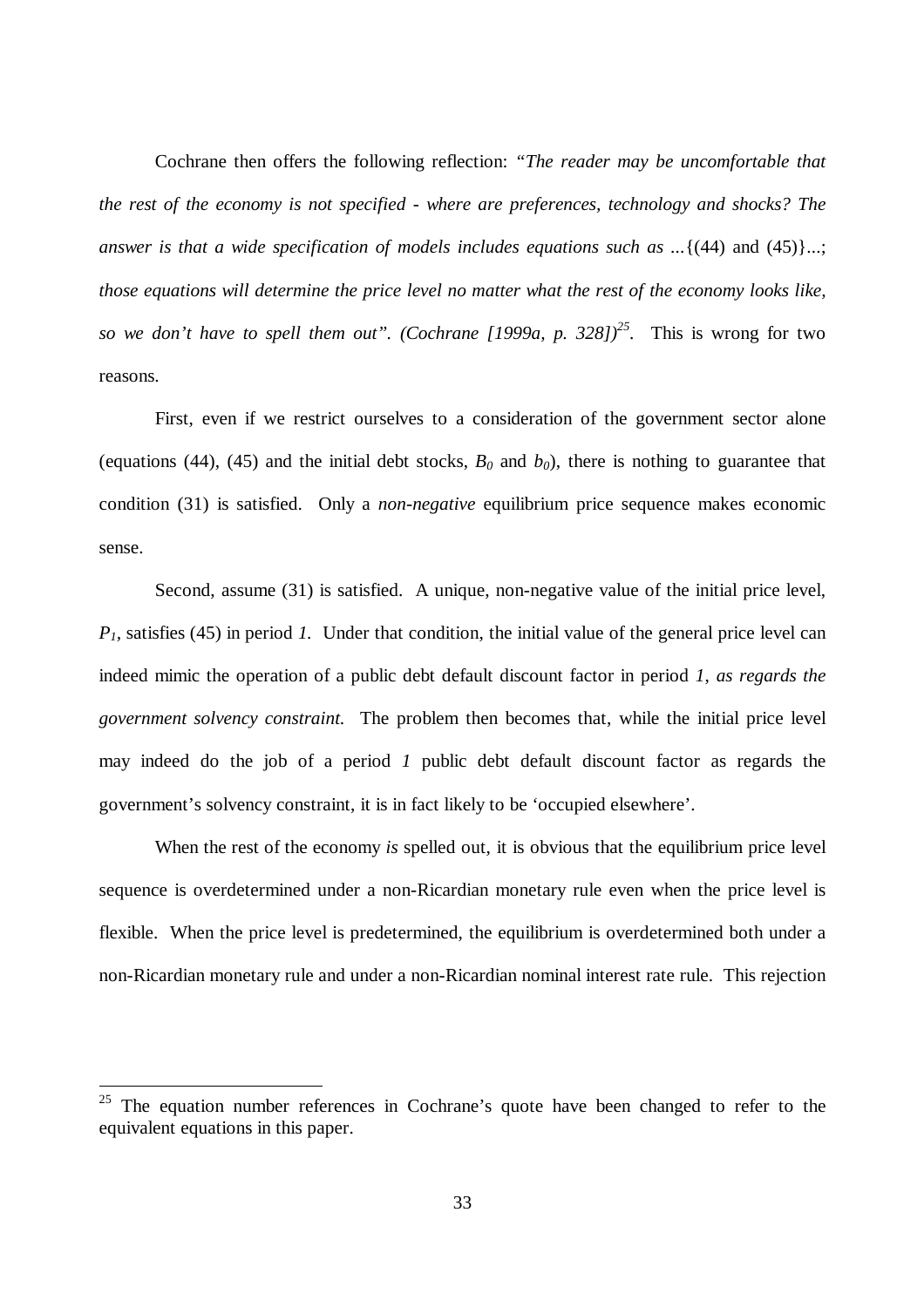Cochrane then offers the following reflection: "*The reader may be uncomfortable that the rest of the economy is not specified - where are preferences, technology and shocks? The answer is that a wide specification of models includes equations such as* ...{(44) and (45)}...; *those equations will determine the price level no matter what the rest of the economy looks like, so we don't have to spell them out". (Cochrane [1999a, p. 328])*[25]. This is wrong for two reasons.

First, even if we restrict ourselves to a consideration of the government sector alone (equations (44), (45) and the initial debt stocks, $B_0$ and $b_0$), there is nothing to guarantee that condition (31) is satisfied. Only a *non-negative* equilibrium price sequence makes economic sense.

Second, assume (31) is satisfied. A unique, non-negative value of the initial price level, $P_1$, satisfies (45) in period *1.* Under that condition, the initial value of the general price level can indeed mimic the operation of a public debt default discount factor in period *1*, *as regards the government solvency constraint.* The problem then becomes that, while the initial price level may indeed do the job of a period *1* public debt default discount factor as regards the government's solvency constraint, it is in fact likely to be 'occupied elsewhere'.

When the rest of the economy *is* spelled out, it is obvious that the equilibrium price level sequence is overdetermined under a non-Ricardian monetary rule even when the price level is flexible. When the price level is predetermined, the equilibrium is overdetermined both under a non-Ricardian monetary rule and under a non-Ricardian nominal interest rate rule. This rejection

---

[25] The equation number references in Cochrane's quote have been changed to refer to the equivalent equations in this paper.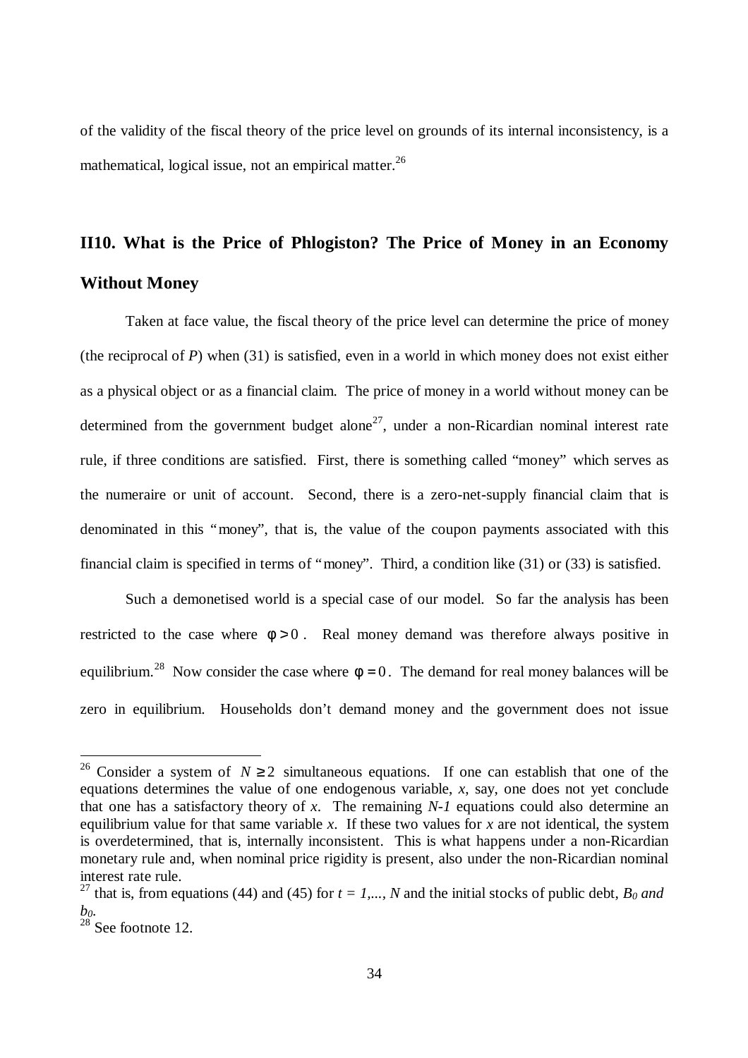of the validity of the fiscal theory of the price level on grounds of its internal inconsistency, is a mathematical, logical issue, not an empirical matter.[26]

## II10. What is the Price of Phlogiston? The Price of Money in an Economy Without Money

Taken at face value, the fiscal theory of the price level can determine the price of money (the reciprocal of $P$) when (31) is satisfied, even in a world in which money does not exist either as a physical object or as a financial claim. The price of money in a world without money can be determined from the government budget alone[27], under a non-Ricardian nominal interest rate rule, if three conditions are satisfied. First, there is something called "money" which serves as the numeraire or unit of account. Second, there is a zero-net-supply financial claim that is denominated in this "money", that is, the value of the coupon payments associated with this financial claim is specified in terms of "money". Third, a condition like (31) or (33) is satisfied.

Such a demonetised world is a special case of our model. So far the analysis has been restricted to the case where $\phi > 0$. Real money demand was therefore always positive in equilibrium.[28] Now consider the case where $\phi = 0$. The demand for real money balances will be zero in equilibrium. Households don't demand money and the government does not issue

---

[26] Consider a system of $N \geq 2$ simultaneous equations. If one can establish that one of the equations determines the value of one endogenous variable, $x$, say, one does not yet conclude that one has a satisfactory theory of $x$. The remaining $N-1$ equations could also determine an equilibrium value for that same variable $x$. If these two values for $x$ are not identical, the system is overdetermined, that is, internally inconsistent. This is what happens under a non-Ricardian monetary rule and, when nominal price rigidity is present, also under the non-Ricardian nominal interest rate rule.

[27] that is, from equations (44) and (45) for $t = 1, \ldots, N$ and the initial stocks of public debt, $B_0$ *and* $b_0$.

[28] See footnote 12.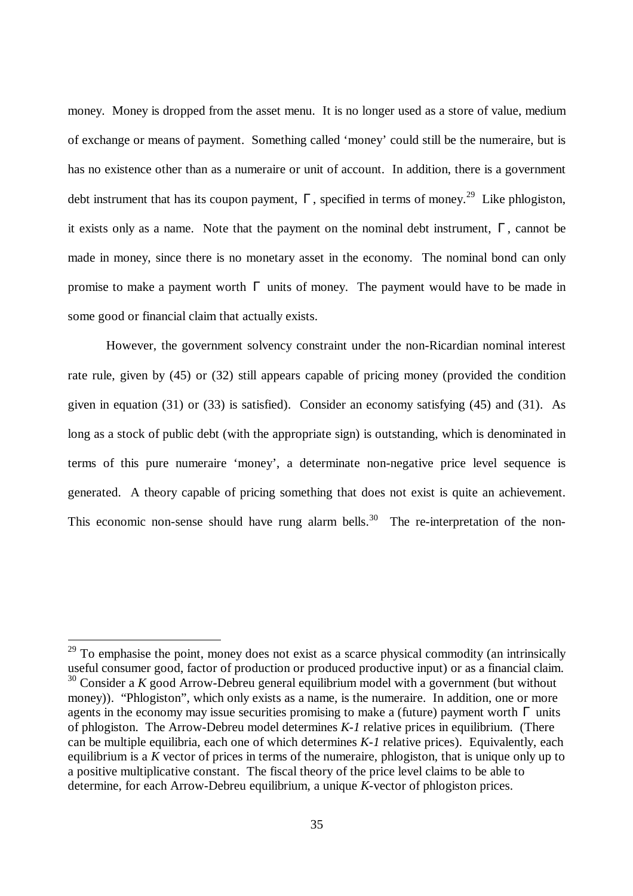money. Money is dropped from the asset menu. It is no longer used as a store of value, medium of exchange or means of payment. Something called 'money' could still be the numeraire, but is has no existence other than as a numeraire or unit of account. In addition, there is a government debt instrument that has its coupon payment, $\Gamma$, specified in terms of money.[29] Like phlogiston, it exists only as a name. Note that the payment on the nominal debt instrument, $\Gamma$, cannot be made in money, since there is no monetary asset in the economy. The nominal bond can only promise to make a payment worth $\Gamma$ units of money. The payment would have to be made in some good or financial claim that actually exists.

However, the government solvency constraint under the non-Ricardian nominal interest rate rule, given by (45) or (32) still appears capable of pricing money (provided the condition given in equation (31) or (33) is satisfied). Consider an economy satisfying (45) and (31). As long as a stock of public debt (with the appropriate sign) is outstanding, which is denominated in terms of this pure numeraire 'money', a determinate non-negative price level sequence is generated. A theory capable of pricing something that does not exist is quite an achievement. This economic non-sense should have rung alarm bells.[30] The re-interpretation of the non-

---

[29] To emphasise the point, money does not exist as a scarce physical commodity (an intrinsically useful consumer good, factor of production or produced productive input) or as a financial claim.

[30] Consider a $K$ good Arrow-Debreu general equilibrium model with a government (but without money)). "Phlogiston", which only exists as a name, is the numeraire. In addition, one or more agents in the economy may issue securities promising to make a (future) payment worth $\Gamma$ units of phlogiston. The Arrow-Debreu model determines $K$-$1$ relative prices in equilibrium. (There can be multiple equilibria, each one of which determines $K$-$1$ relative prices). Equivalently, each equilibrium is a $K$ vector of prices in terms of the numeraire, phlogiston, that is unique only up to a positive multiplicative constant. The fiscal theory of the price level claims to be able to determine, for each Arrow-Debreu equilibrium, a unique $K$-vector of phlogiston prices.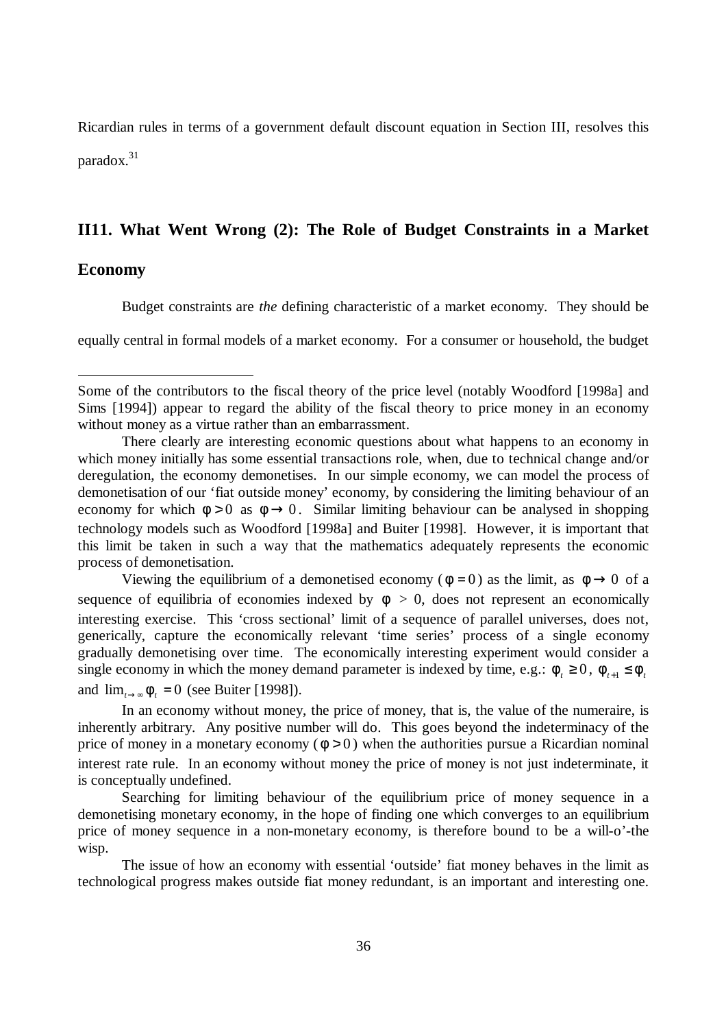Ricardian rules in terms of a government default discount equation in Section III, resolves this paradox.[31]

## II11. What Went Wrong (2): The Role of Budget Constraints in a Market Economy

Budget constraints are *the* defining characteristic of a market economy. They should be equally central in formal models of a market economy. For a consumer or household, the budget

---

Some of the contributors to the fiscal theory of the price level (notably Woodford [1998a] and Sims [1994]) appear to regard the ability of the fiscal theory to price money in an economy without money as a virtue rather than an embarrassment.

There clearly are interesting economic questions about what happens to an economy in which money initially has some essential transactions role, when, due to technical change and/or deregulation, the economy demonetises. In our simple economy, we can model the process of demonetisation of our 'fiat outside money' economy, by considering the limiting behaviour of an economy for which $\phi > 0$ as $\phi \to 0$. Similar limiting behaviour can be analysed in shopping technology models such as Woodford [1998a] and Buiter [1998]. However, it is important that this limit be taken in such a way that the mathematics adequately represents the economic process of demonetisation.

Viewing the equilibrium of a demonetised economy ($\phi = 0$) as the limit, as $\phi \to 0$ of a sequence of equilibria of economies indexed by $\phi > 0$, does not represent an economically interesting exercise. This 'cross sectional' limit of a sequence of parallel universes, does not, generically, capture the economically relevant 'time series' process of a single economy gradually demonetising over time. The economically interesting experiment would consider a single economy in which the money demand parameter is indexed by time, e.g.: $\phi_t \geq 0$, $\phi_{t+1} \leq \phi_t$ and $\lim_{t \to \infty} \phi_t = 0$ (see Buiter [1998]).

In an economy without money, the price of money, that is, the value of the numeraire, is inherently arbitrary. Any positive number will do. This goes beyond the indeterminacy of the price of money in a monetary economy ($\phi > 0$) when the authorities pursue a Ricardian nominal interest rate rule. In an economy without money the price of money is not just indeterminate, it is conceptually undefined.

Searching for limiting behaviour of the equilibrium price of money sequence in a demonetising monetary economy, in the hope of finding one which converges to an equilibrium price of money sequence in a non-monetary economy, is therefore bound to be a will-o'-the wisp.

The issue of how an economy with essential 'outside' fiat money behaves in the limit as technological progress makes outside fiat money redundant, is an important and interesting one.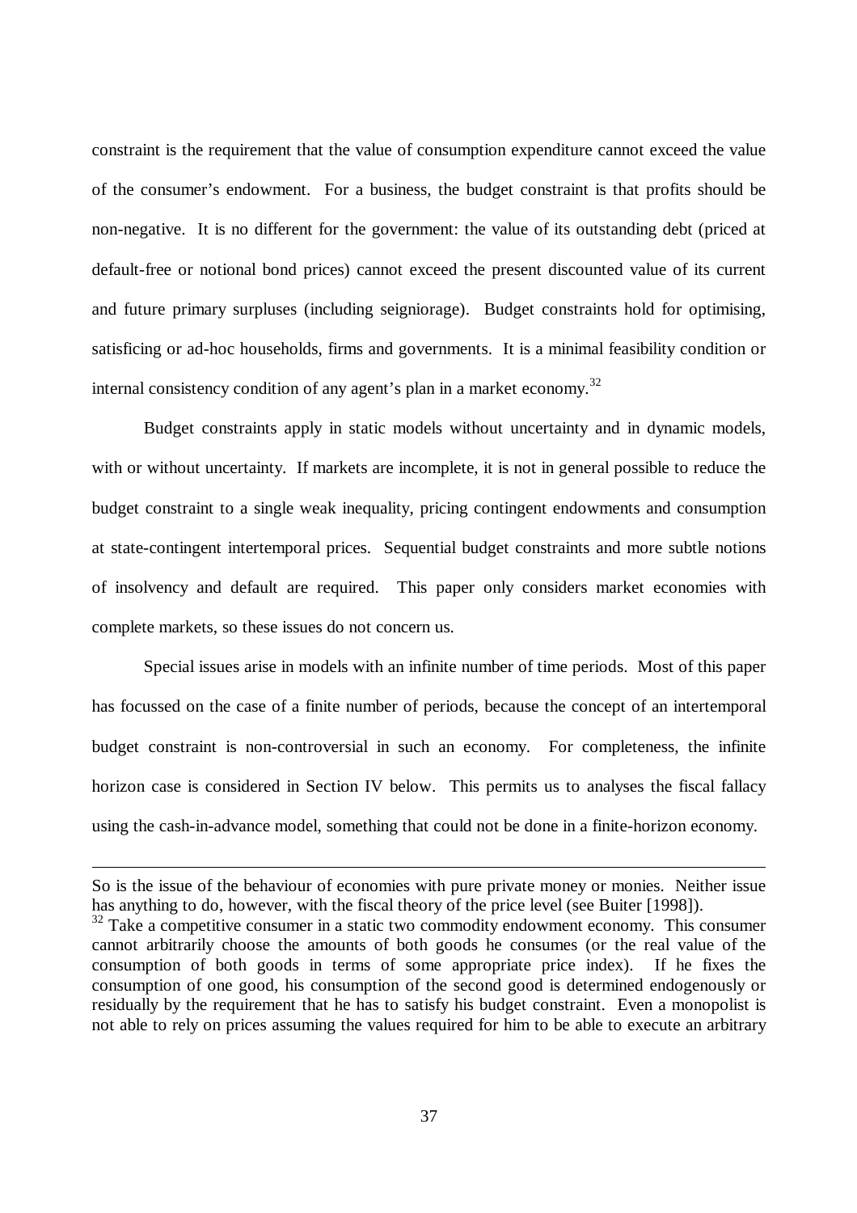constraint is the requirement that the value of consumption expenditure cannot exceed the value of the consumer's endowment. For a business, the budget constraint is that profits should be non-negative. It is no different for the government: the value of its outstanding debt (priced at default-free or notional bond prices) cannot exceed the present discounted value of its current and future primary surpluses (including seigniorage). Budget constraints hold for optimising, satisficing or ad-hoc households, firms and governments. It is a minimal feasibility condition or internal consistency condition of any agent's plan in a market economy.[32]

Budget constraints apply in static models without uncertainty and in dynamic models, with or without uncertainty. If markets are incomplete, it is not in general possible to reduce the budget constraint to a single weak inequality, pricing contingent endowments and consumption at state-contingent intertemporal prices. Sequential budget constraints and more subtle notions of insolvency and default are required. This paper only considers market economies with complete markets, so these issues do not concern us.

Special issues arise in models with an infinite number of time periods. Most of this paper has focussed on the case of a finite number of periods, because the concept of an intertemporal budget constraint is non-controversial in such an economy. For completeness, the infinite horizon case is considered in Section IV below. This permits us to analyses the fiscal fallacy using the cash-in-advance model, something that could not be done in a finite-horizon economy.

---

So is the issue of the behaviour of economies with pure private money or monies. Neither issue has anything to do, however, with the fiscal theory of the price level (see Buiter [1998]).

[32] Take a competitive consumer in a static two commodity endowment economy. This consumer cannot arbitrarily choose the amounts of both goods he consumes (or the real value of the consumption of both goods in terms of some appropriate price index). If he fixes the consumption of one good, his consumption of the second good is determined endogenously or residually by the requirement that he has to satisfy his budget constraint. Even a monopolist is not able to rely on prices assuming the values required for him to be able to execute an arbitrary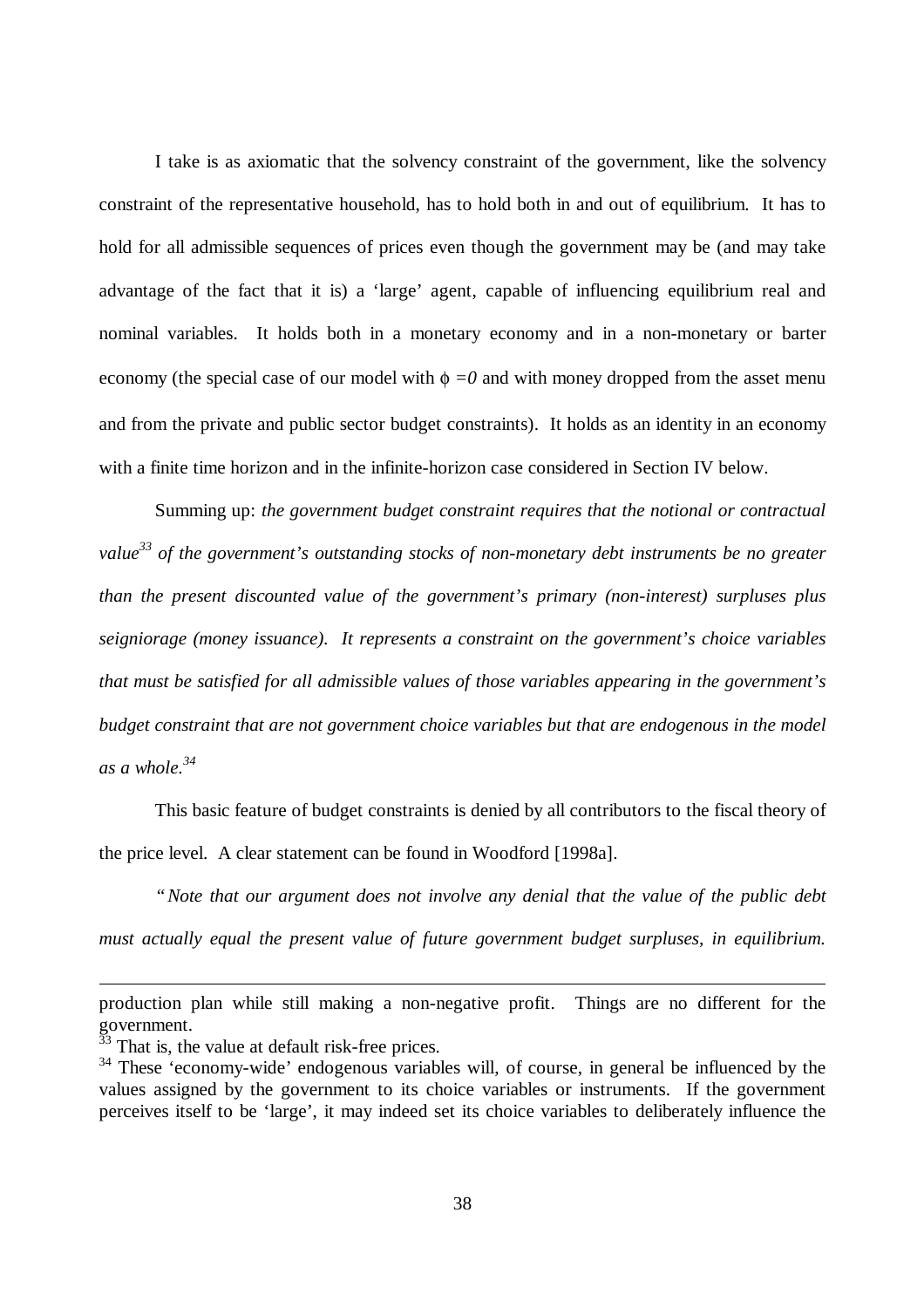I take is as axiomatic that the solvency constraint of the government, like the solvency constraint of the representative household, has to hold both in and out of equilibrium. It has to hold for all admissible sequences of prices even though the government may be (and may take advantage of the fact that it is) a 'large' agent, capable of influencing equilibrium real and nominal variables. It holds both in a monetary economy and in a non-monetary or barter economy (the special case of our model with $\phi = 0$ and with money dropped from the asset menu and from the private and public sector budget constraints). It holds as an identity in an economy with a finite time horizon and in the infinite-horizon case considered in Section IV below.

Summing up: *the government budget constraint requires that the notional or contractual value*[33] *of the government's outstanding stocks of non-monetary debt instruments be no greater than the present discounted value of the government's primary (non-interest) surpluses plus seigniorage (money issuance). It represents a constraint on the government's choice variables that must be satisfied for all admissible values of those variables appearing in the government's budget constraint that are not government choice variables but that are endogenous in the model as a whole.*[34]

This basic feature of budget constraints is denied by all contributors to the fiscal theory of the price level. A clear statement can be found in Woodford [1998a].

*"Note that our argument does not involve any denial that the value of the public debt must actually equal the present value of future government budget surpluses, in equilibrium.*

---

production plan while still making a non-negative profit. Things are no different for the government.

[33] That is, the value at default risk-free prices.

[34] These 'economy-wide' endogenous variables will, of course, in general be influenced by the values assigned by the government to its choice variables or instruments. If the government perceives itself to be 'large', it may indeed set its choice variables to deliberately influence the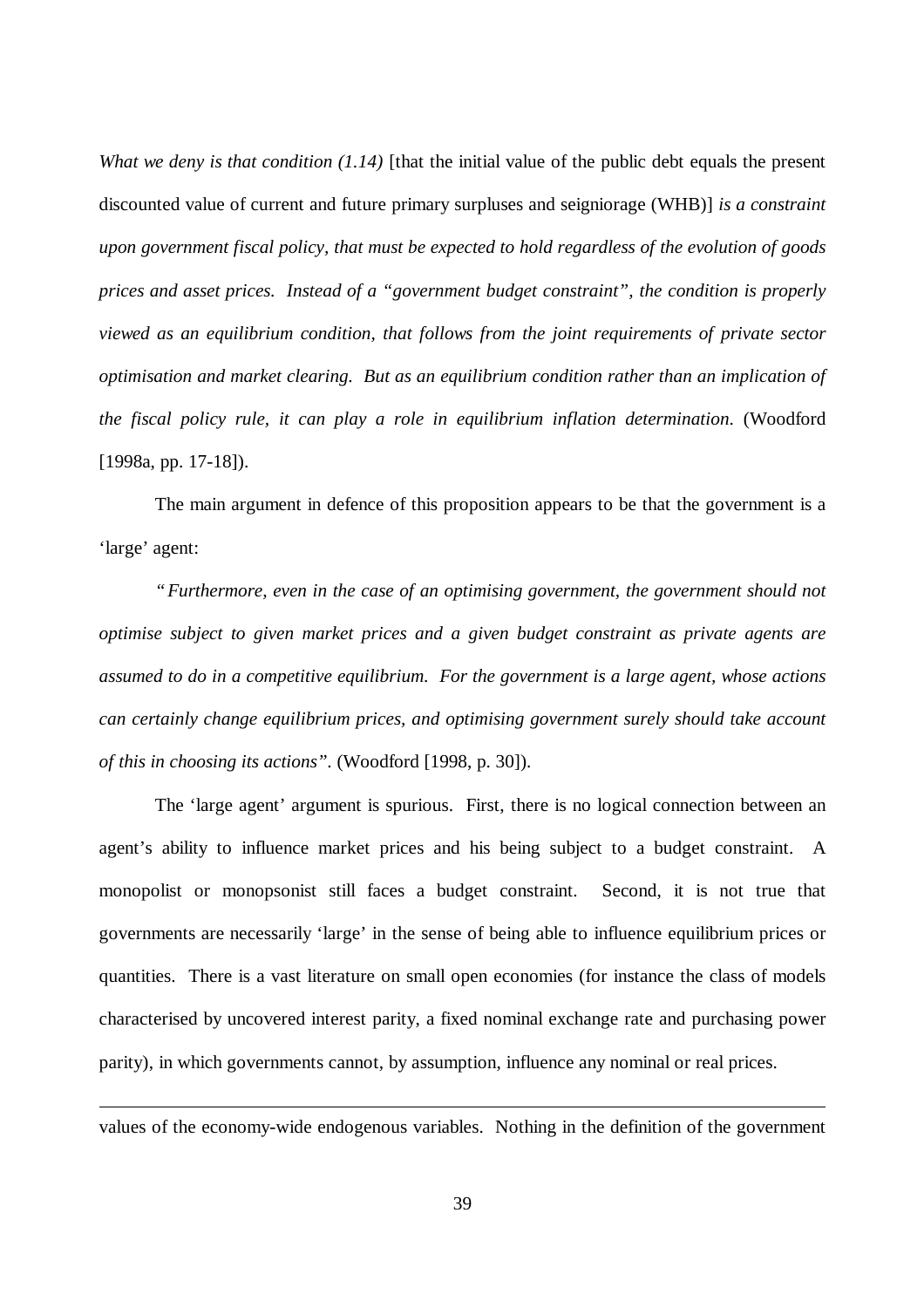*What we deny is that condition (1.14)* [that the initial value of the public debt equals the present discounted value of current and future primary surpluses and seigniorage (WHB)] *is a constraint upon government fiscal policy, that must be expected to hold regardless of the evolution of goods prices and asset prices. Instead of a "government budget constraint", the condition is properly viewed as an equilibrium condition, that follows from the joint requirements of private sector optimisation and market clearing. But as an equilibrium condition rather than an implication of the fiscal policy rule, it can play a role in equilibrium inflation determination*. (Woodford [1998a, pp. 17-18]).

The main argument in defence of this proposition appears to be that the government is a 'large' agent:

*"Furthermore, even in the case of an optimising government, the government should not optimise subject to given market prices and a given budget constraint as private agents are assumed to do in a competitive equilibrium. For the government is a large agent, whose actions can certainly change equilibrium prices, and optimising government surely should take account of this in choosing its actions"*. (Woodford [1998, p. 30]).

The 'large agent' argument is spurious. First, there is no logical connection between an agent's ability to influence market prices and his being subject to a budget constraint. A monopolist or monopsonist still faces a budget constraint. Second, it is not true that governments are necessarily 'large' in the sense of being able to influence equilibrium prices or quantities. There is a vast literature on small open economies (for instance the class of models characterised by uncovered interest parity, a fixed nominal exchange rate and purchasing power parity), in which governments cannot, by assumption, influence any nominal or real prices.

---

values of the economy-wide endogenous variables. Nothing in the definition of the government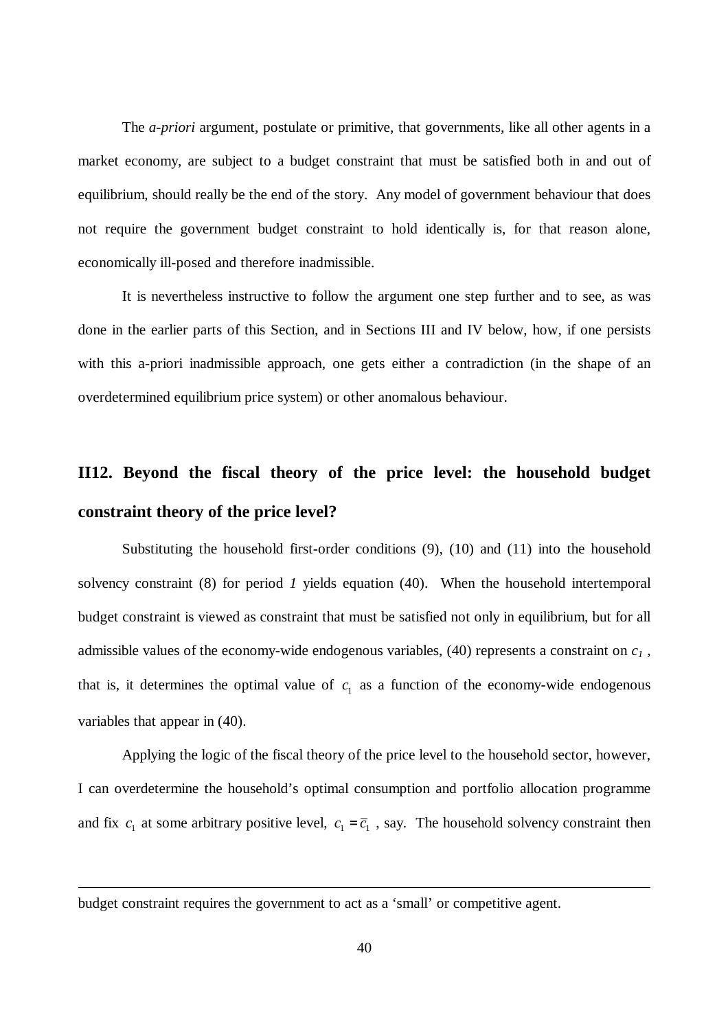The *a-priori* argument, postulate or primitive, that governments, like all other agents in a market economy, are subject to a budget constraint that must be satisfied both in and out of equilibrium, should really be the end of the story. Any model of government behaviour that does not require the government budget constraint to hold identically is, for that reason alone, economically ill-posed and therefore inadmissible.

It is nevertheless instructive to follow the argument one step further and to see, as was done in the earlier parts of this Section, and in Sections III and IV below, how, if one persists with this a-priori inadmissible approach, one gets either a contradiction (in the shape of an overdetermined equilibrium price system) or other anomalous behaviour.

## II12. Beyond the fiscal theory of the price level: the household budget constraint theory of the price level?

Substituting the household first-order conditions (9), (10) and (11) into the household solvency constraint (8) for period *1* yields equation (40). When the household intertemporal budget constraint is viewed as constraint that must be satisfied not only in equilibrium, but for all admissible values of the economy-wide endogenous variables, (40) represents a constraint on $c_1$, that is, it determines the optimal value of $c_1$ as a function of the economy-wide endogenous variables that appear in (40).

Applying the logic of the fiscal theory of the price level to the household sector, however, I can overdetermine the household's optimal consumption and portfolio allocation programme and fix $c_1$ at some arbitrary positive level, $c_1 = \bar{c}_1$, say. The household solvency constraint then

---

budget constraint requires the government to act as a 'small' or competitive agent.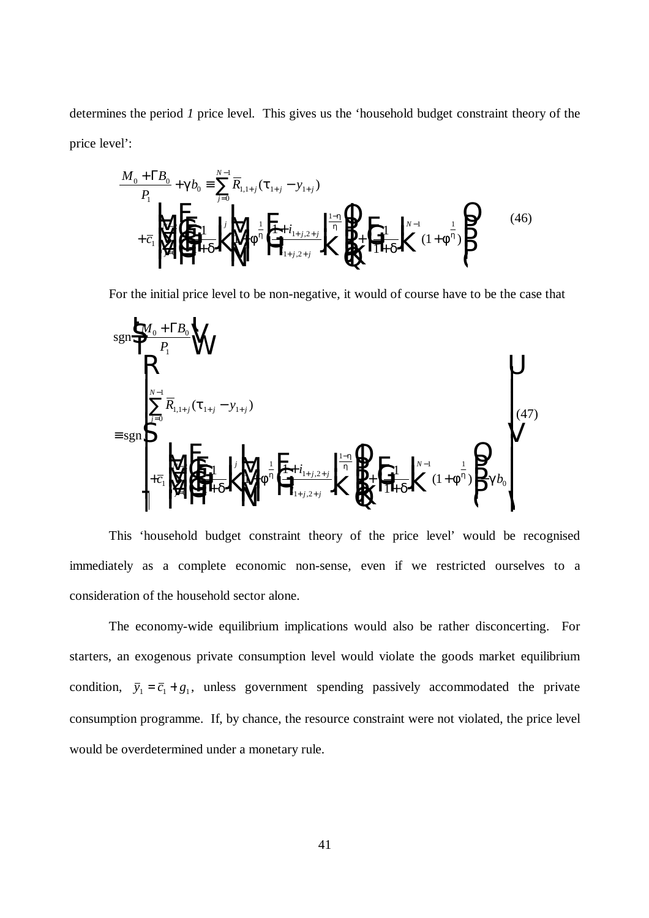determines the period *1* price level. This gives us the 'household budget constraint theory of the price level':

$$\frac{M_0 + \Gamma B_0}{P_1} + \gamma b_0 \equiv \sum_{j=0}^{N-1} \overline{R}_{1,1+j}(\tau_{1+j} - y_{1+j}) + \overline{c}_1 \left\{ \sum_{j=0}^{N-1} \left(\frac{1}{1+\delta}\right)^j \left[ \phi^{\frac{1}{\eta}} \left(\frac{1+i_{1+j,2+j}}{i_{1+j,2+j}}\right)^{\frac{1-\eta}{\eta}} \right] + \left(\frac{1}{1+\delta}\right)^{N-1} (1+\phi^{\frac{1}{\eta}}) \right\} \tag{46}$$

For the initial price level to be non-negative, it would of course have to be the case that

$$\text{sgn}\left(\frac{M_0 + \Gamma B_0}{P_1}\right) \equiv \text{sgn}\left\{ \begin{array}{l} \sum_{j=0}^{N-1} \overline{R}_{1,1+j}(\tau_{1+j} - y_{1+j}) \\ + \overline{c}_1 \left\{ \sum_{j=0}^{N-1} \left(\frac{1}{1+\delta}\right)^j \left[ \phi^{\frac{1}{\eta}} \left(\frac{1+i_{1+j,2+j}}{i_{1+j,2+j}}\right)^{\frac{1-\eta}{\eta}} \right] + \left(\frac{1}{1+\delta}\right)^{N-1} (1+\phi^{\frac{1}{\eta}}) \right\} - \gamma b_0 \end{array} \right\} \tag{47}$$

This 'household budget constraint theory of the price level' would be recognised immediately as a complete economic non-sense, even if we restricted ourselves to a consideration of the household sector alone.

The economy-wide equilibrium implications would also be rather disconcerting. For starters, an exogenous private consumption level would violate the goods market equilibrium condition, $\overline{y}_1 = \overline{c}_1 + g_1$, unless government spending passively accommodated the private consumption programme. If, by chance, the resource constraint were not violated, the price level would be overdetermined under a monetary rule.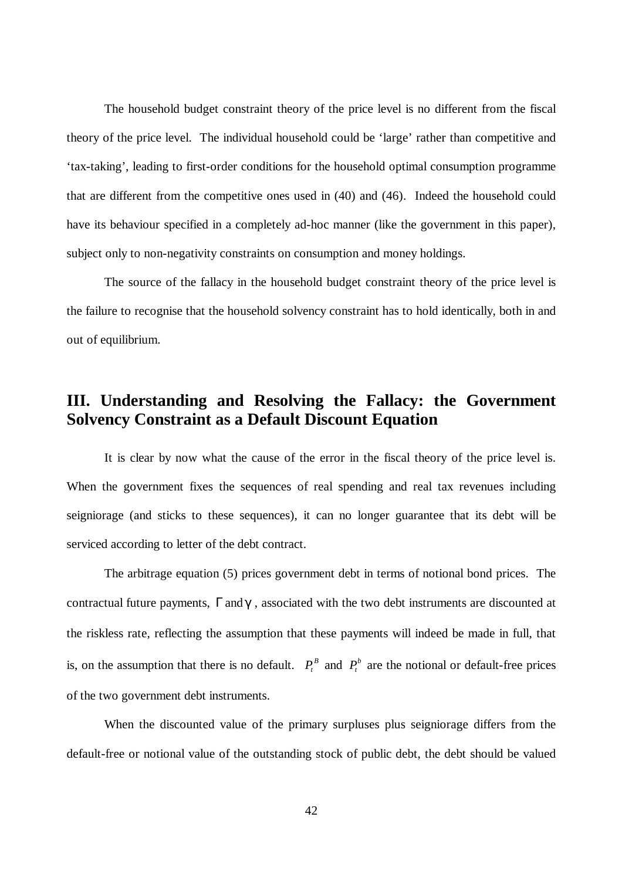The household budget constraint theory of the price level is no different from the fiscal theory of the price level. The individual household could be 'large' rather than competitive and 'tax-taking', leading to first-order conditions for the household optimal consumption programme that are different from the competitive ones used in (40) and (46). Indeed the household could have its behaviour specified in a completely ad-hoc manner (like the government in this paper), subject only to non-negativity constraints on consumption and money holdings.

The source of the fallacy in the household budget constraint theory of the price level is the failure to recognise that the household solvency constraint has to hold identically, both in and out of equilibrium.

## III. Understanding and Resolving the Fallacy: the Government Solvency Constraint as a Default Discount Equation

It is clear by now what the cause of the error in the fiscal theory of the price level is. When the government fixes the sequences of real spending and real tax revenues including seigniorage (and sticks to these sequences), it can no longer guarantee that its debt will be serviced according to letter of the debt contract.

The arbitrage equation (5) prices government debt in terms of notional bond prices. The contractual future payments, $\Gamma$ and $\gamma$, associated with the two debt instruments are discounted at the riskless rate, reflecting the assumption that these payments will indeed be made in full, that is, on the assumption that there is no default. $P_t^B$ and $P_t^b$ are the notional or default-free prices of the two government debt instruments.

When the discounted value of the primary surpluses plus seigniorage differs from the default-free or notional value of the outstanding stock of public debt, the debt should be valued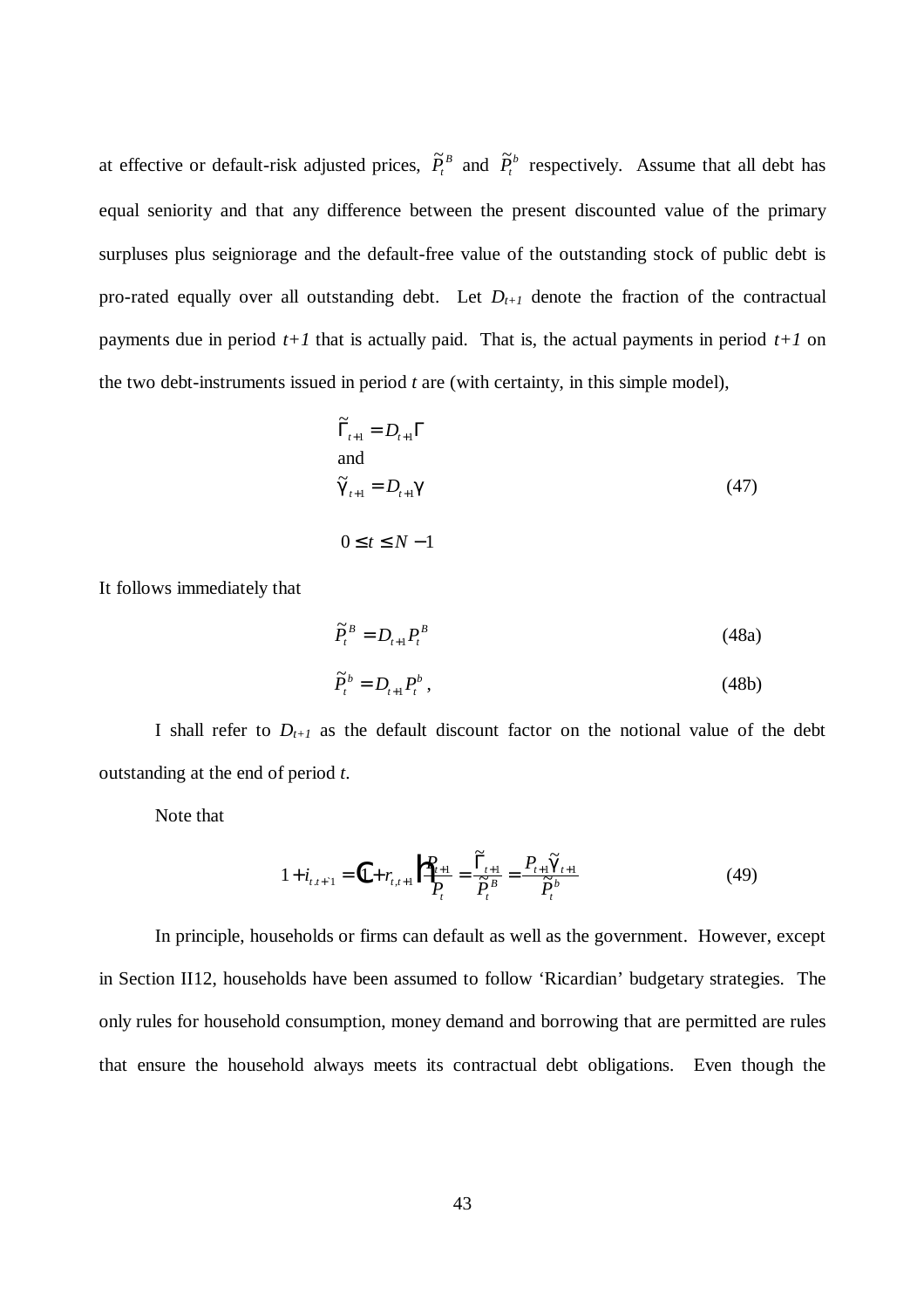at effective or default-risk adjusted prices, $\tilde{P}_t^B$ and $\tilde{P}_t^b$ respectively. Assume that all debt has equal seniority and that any difference between the present discounted value of the primary surpluses plus seigniorage and the default-free value of the outstanding stock of public debt is pro-rated equally over all outstanding debt. Let $D_{t+1}$ denote the fraction of the contractual payments due in period $t+1$ that is actually paid. That is, the actual payments in period $t+1$ on the two debt-instruments issued in period $t$ are (with certainty, in this simple model),

$$
\begin{aligned}
&\tilde{\Gamma}_{t+1} = D_{t+1}\Gamma \\
&\text{and} \\
&\tilde{\gamma}_{t+1} = D_{t+1}\gamma \qquad\qquad (47) \\
&0 \le t \le N-1
\end{aligned}
$$

It follows immediately that

$$
\tilde{P}_t^B = D_{t+1} P_t^B \tag{48a}
$$

$$
\tilde{P}_t^b = D_{t+1} P_t^b , \tag{48b}
$$

I shall refer to $D_{t+1}$ as the default discount factor on the notional value of the debt outstanding at the end of period $t$.

Note that

$$
1 + i_{t,t+1} = \left(1 + r_{t,t+1}\right)\frac{P_{t+1}}{P_t} = \frac{\tilde{\Gamma}_{t+1}}{\tilde{P}_t^B} = \frac{P_{t+1}\tilde{\gamma}_{t+1}}{\tilde{P}_t^b} \tag{49}
$$

In principle, households or firms can default as well as the government. However, except in Section II12, households have been assumed to follow 'Ricardian' budgetary strategies. The only rules for household consumption, money demand and borrowing that are permitted are rules that ensure the household always meets its contractual debt obligations. Even though the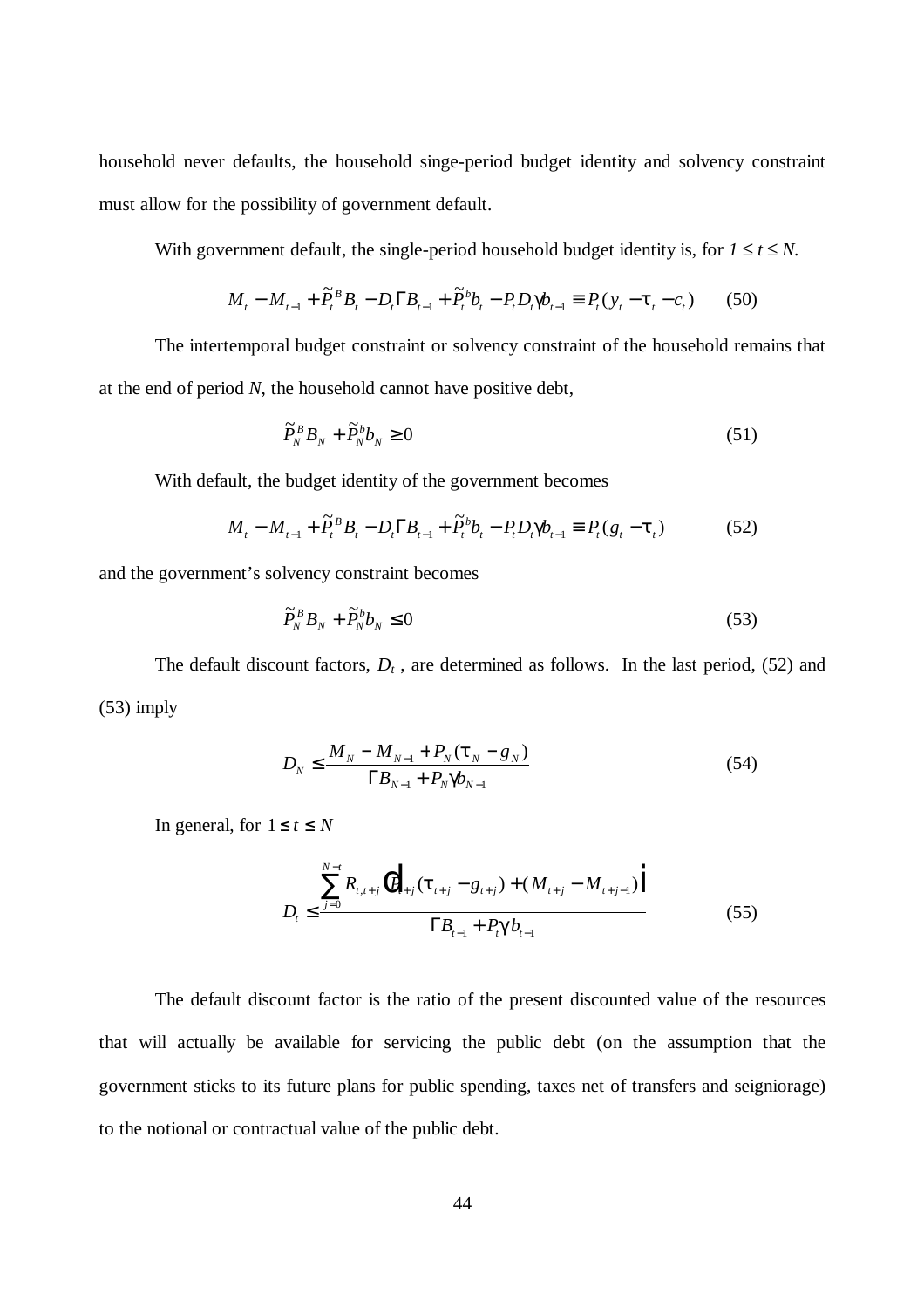household never defaults, the household singe-period budget identity and solvency constraint must allow for the possibility of government default.

With government default, the single-period household budget identity is, for $1 \le t \le N$.

$$M_t - M_{t-1} + \tilde{P}_t^B B_t - D_t \Gamma B_{t-1} + \tilde{P}_t^b b_t - P_t D_t \gamma b_{t-1} \equiv P_t (y_t - \tau_t - c_t) \qquad (50)$$

The intertemporal budget constraint or solvency constraint of the household remains that at the end of period $N$, the household cannot have positive debt,

$$\tilde{P}_N^B B_N + \tilde{P}_N^b b_N \ge 0 \qquad (51)$$

With default, the budget identity of the government becomes

$$M_t - M_{t-1} + \tilde{P}_t^B B_t - D_t \Gamma B_{t-1} + \tilde{P}_t^b b_t - P_t D_t \gamma b_{t-1} \equiv P_t (g_t - \tau_t) \qquad (52)$$

and the government's solvency constraint becomes

$$\tilde{P}_N^B B_N + \tilde{P}_N^b b_N \le 0 \qquad (53)$$

The default discount factors, $D_t$ , are determined as follows. In the last period, (52) and (53) imply

$$D_N \le \frac{M_N - M_{N-1} + P_N (\tau_N - g_N)}{\Gamma B_{N-1} + P_N \gamma b_{N-1}} \qquad (54)$$

In general, for $1 \le t \le N$

$$D_t \le \frac{\sum_{j=0}^{N-t} R_{t,t+j} \left[ P_{t+j} (\tau_{t+j} - g_{t+j}) + (M_{t+j} - M_{t+j-1}) \right]}{\Gamma B_{t-1} + P_t \gamma b_{t-1}} \qquad (55)$$

The default discount factor is the ratio of the present discounted value of the resources that will actually be available for servicing the public debt (on the assumption that the government sticks to its future plans for public spending, taxes net of transfers and seigniorage) to the notional or contractual value of the public debt.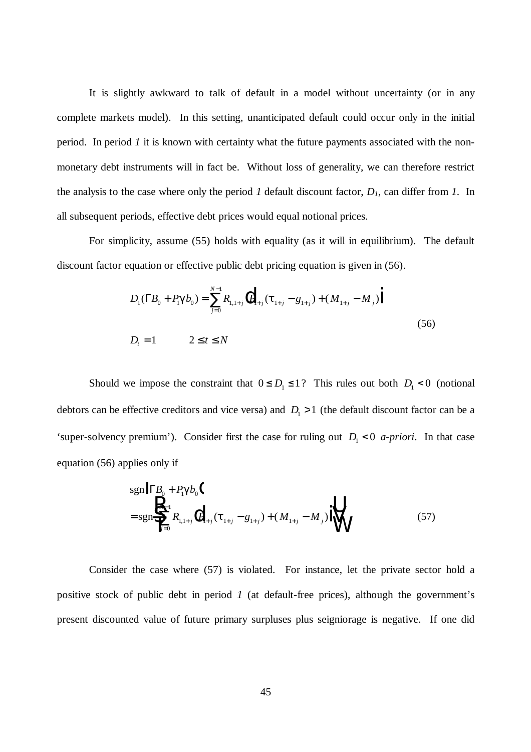It is slightly awkward to talk of default in a model without uncertainty (or in any complete markets model). In this setting, unanticipated default could occur only in the initial period. In period *1* it is known with certainty what the future payments associated with the non-monetary debt instruments will in fact be. Without loss of generality, we can therefore restrict the analysis to the case where only the period *1* default discount factor, $D_1$, can differ from *1*. In all subsequent periods, effective debt prices would equal notional prices.

For simplicity, assume (55) holds with equality (as it will in equilibrium). The default discount factor equation or effective public debt pricing equation is given in (56).

$$
\begin{aligned}
&D_1(\Gamma B_0 + P_1\gamma b_0) = \sum_{j=0}^{N-1} R_{1,1+j}\left[P_{1+j}(\tau_{1+j} - g_{1+j}) + (M_{1+j} - M_j)\right] \\
&D_t = 1 \qquad 2 \le t \le N
\end{aligned}
\tag{56}
$$

Should we impose the constraint that $0 \le D_1 \le 1$? This rules out both $D_1 < 0$ (notional debtors can be effective creditors and vice versa) and $D_1 > 1$ (the default discount factor can be a 'super-solvency premium'). Consider first the case for ruling out $D_1 < 0$ *a-priori*. In that case equation (56) applies only if

$$
\begin{aligned}
&\operatorname{sgn}\left(\Gamma B_0 + P_1\gamma b_0\right) \\
&= \operatorname{sgn}\left\{\sum_{j=0}^{N-1} R_{1,1+j}\left[P_{1+j}(\tau_{1+j} - g_{1+j}) + (M_{1+j} - M_j)\right]\right\}
\end{aligned}
\tag{57}
$$

Consider the case where (57) is violated. For instance, let the private sector hold a positive stock of public debt in period *1* (at default-free prices), although the government's present discounted value of future primary surpluses plus seigniorage is negative. If one did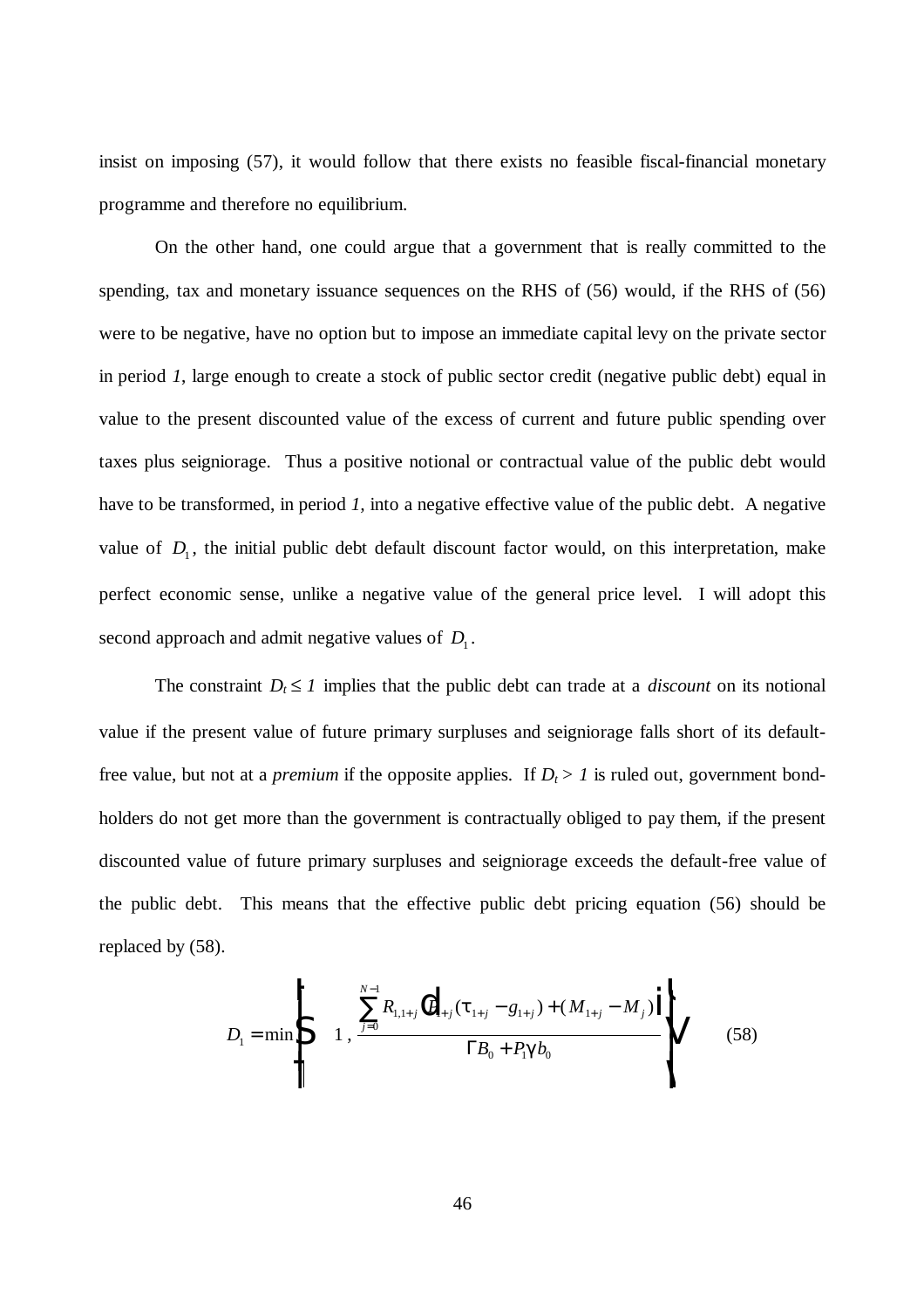insist on imposing (57), it would follow that there exists no feasible fiscal-financial monetary programme and therefore no equilibrium.

On the other hand, one could argue that a government that is really committed to the spending, tax and monetary issuance sequences on the RHS of (56) would, if the RHS of (56) were to be negative, have no option but to impose an immediate capital levy on the private sector in period *1*, large enough to create a stock of public sector credit (negative public debt) equal in value to the present discounted value of the excess of current and future public spending over taxes plus seigniorage. Thus a positive notional or contractual value of the public debt would have to be transformed, in period *1*, into a negative effective value of the public debt. A negative value of $D_1$, the initial public debt default discount factor would, on this interpretation, make perfect economic sense, unlike a negative value of the general price level. I will adopt this second approach and admit negative values of $D_1$.

The constraint $D_t \leq 1$ implies that the public debt can trade at a *discount* on its notional value if the present value of future primary surpluses and seigniorage falls short of its default-free value, but not at a *premium* if the opposite applies. If $D_t > 1$ is ruled out, government bond-holders do not get more than the government is contractually obliged to pay them, if the present discounted value of future primary surpluses and seigniorage exceeds the default-free value of the public debt. This means that the effective public debt pricing equation (56) should be replaced by (58).

$$D_1 = \min\left\{ 1 \, , \, \frac{\sum_{j=0}^{N-1} R_{1,1+j} \left[ P_{1+j}(\tau_{1+j} - g_{1+j}) + (M_{1+j} - M_j) \right]}{B_0 + P_1 b_0} \right\} \tag{58}$$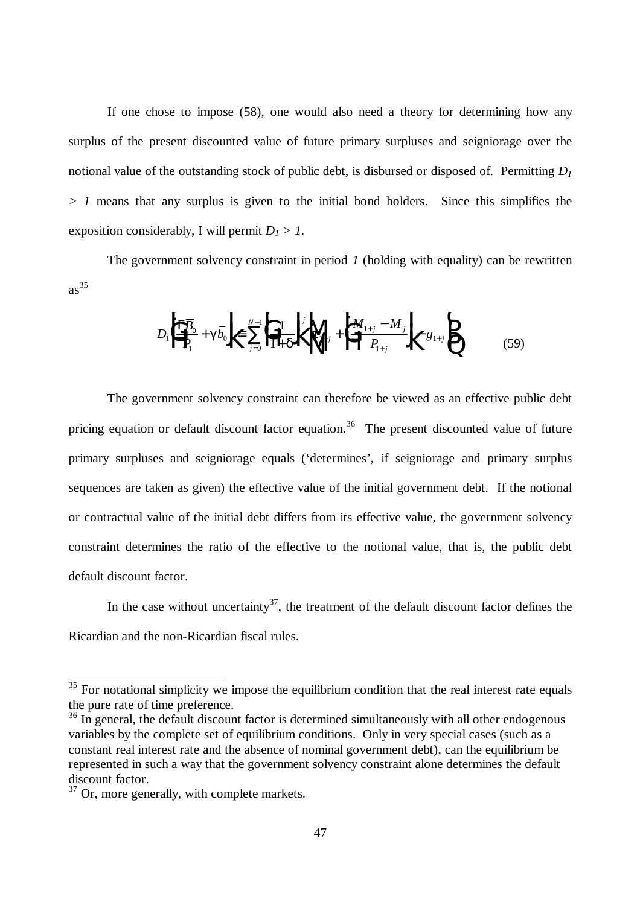If one chose to impose (58), one would also need a theory for determining how any surplus of the present discounted value of future primary surpluses and seigniorage over the notional value of the outstanding stock of public debt, is disbursed or disposed of. Permitting $D_1 > 1$ means that any surplus is given to the initial bond holders. Since this simplifies the exposition considerably, I will permit $D_1 > 1$.

The government solvency constraint in period *1* (holding with equality) can be rewritten as[35]

$$D_1\left(\frac{\bar{B}_0}{P_1}+\gamma\bar{b}_0\right)\equiv\sum_{j=0}^{N-1}\left(\frac{1}{1+\delta}\right)^j\left[\tau_{1+j}+\left(\frac{M_{1+j}-M_j}{P_{1+j}}\right)-g_{1+j}\right] \tag{59}$$

The government solvency constraint can therefore be viewed as an effective public debt pricing equation or default discount factor equation.[36] The present discounted value of future primary surpluses and seigniorage equals ('determines', if seigniorage and primary surplus sequences are taken as given) the effective value of the initial government debt. If the notional or contractual value of the initial debt differs from its effective value, the government solvency constraint determines the ratio of the effective to the notional value, that is, the public debt default discount factor.

In the case without uncertainty[37], the treatment of the default discount factor defines the Ricardian and the non-Ricardian fiscal rules.

---

[35] For notational simplicity we impose the equilibrium condition that the real interest rate equals the pure rate of time preference.

[36] In general, the default discount factor is determined simultaneously with all other endogenous variables by the complete set of equilibrium conditions. Only in very special cases (such as a constant real interest rate and the absence of nominal government debt), can the equilibrium be represented in such a way that the government solvency constraint alone determines the default discount factor.

[37] Or, more generally, with complete markets.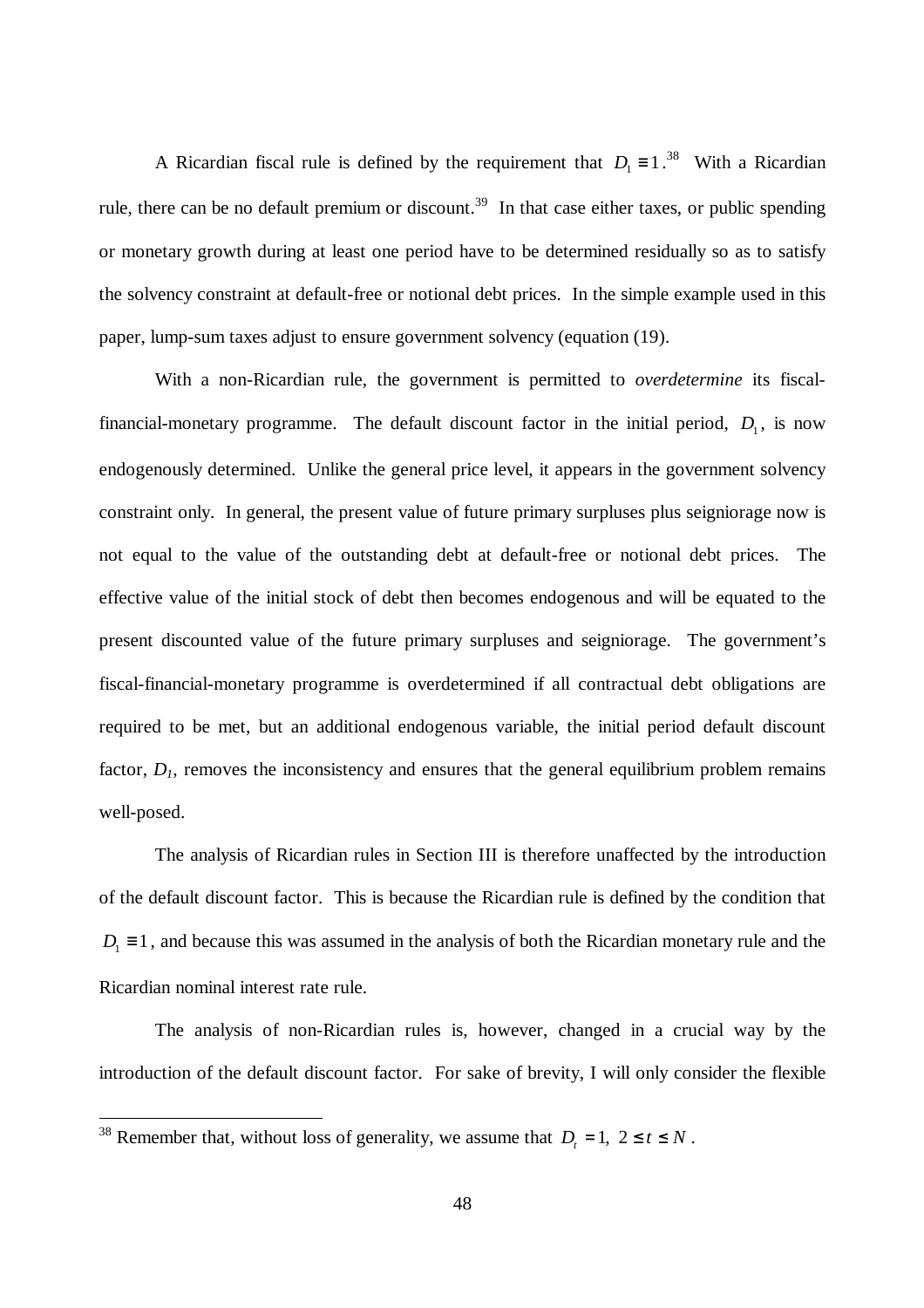A Ricardian fiscal rule is defined by the requirement that $D_1 \equiv 1$.[38] With a Ricardian rule, there can be no default premium or discount.[39] In that case either taxes, or public spending or monetary growth during at least one period have to be determined residually so as to satisfy the solvency constraint at default-free or notional debt prices. In the simple example used in this paper, lump-sum taxes adjust to ensure government solvency (equation (19).

With a non-Ricardian rule, the government is permitted to *overdetermine* its fiscal-financial-monetary programme. The default discount factor in the initial period, $D_1$, is now endogenously determined. Unlike the general price level, it appears in the government solvency constraint only. In general, the present value of future primary surpluses plus seigniorage now is not equal to the value of the outstanding debt at default-free or notional debt prices. The effective value of the initial stock of debt then becomes endogenous and will be equated to the present discounted value of the future primary surpluses and seigniorage. The government's fiscal-financial-monetary programme is overdetermined if all contractual debt obligations are required to be met, but an additional endogenous variable, the initial period default discount factor, $D_1$, removes the inconsistency and ensures that the general equilibrium problem remains well-posed.

The analysis of Ricardian rules in Section III is therefore unaffected by the introduction of the default discount factor. This is because the Ricardian rule is defined by the condition that $D_1 \equiv 1$, and because this was assumed in the analysis of both the Ricardian monetary rule and the Ricardian nominal interest rate rule.

The analysis of non-Ricardian rules is, however, changed in a crucial way by the introduction of the default discount factor. For sake of brevity, I will only consider the flexible

[38] Remember that, without loss of generality, we assume that $D_t = 1,\ 2 \le t \le N$.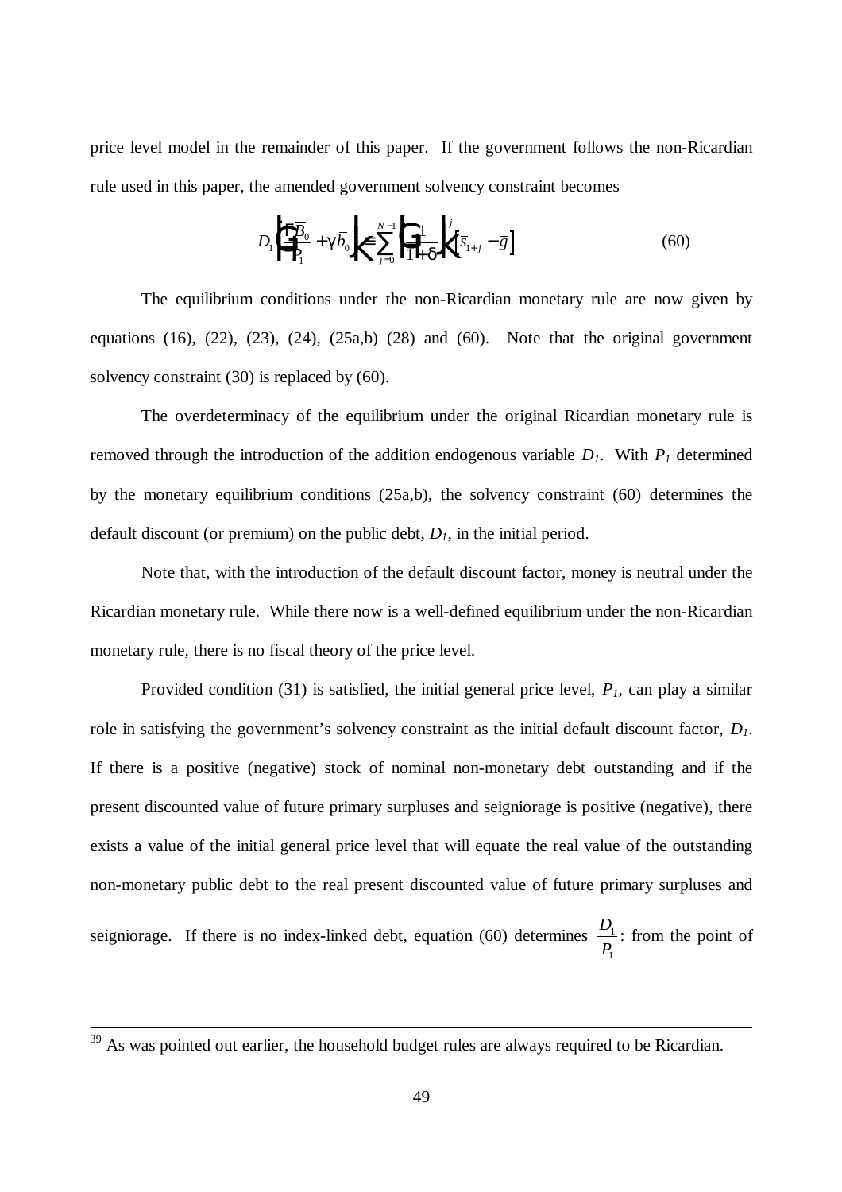price level model in the remainder of this paper. If the government follows the non-Ricardian rule used in this paper, the amended government solvency constraint becomes

$$D_1\left(\frac{\bar{B}_0}{P_1}+\gamma\bar{b}_0\right)\equiv\sum_{j=0}^{N-1}\left(\frac{1}{1+\delta}\right)^j\left[\bar{s}_{1+j}-\bar{g}\right] \tag{60}$$

The equilibrium conditions under the non-Ricardian monetary rule are now given by equations (16), (22), (23), (24), (25a,b) (28) and (60). Note that the original government solvency constraint (30) is replaced by (60).

The overdeterminacy of the equilibrium under the original Ricardian monetary rule is removed through the introduction of the addition endogenous variable $D_1$. With $P_1$ determined by the monetary equilibrium conditions (25a,b), the solvency constraint (60) determines the default discount (or premium) on the public debt, $D_1$, in the initial period.

Note that, with the introduction of the default discount factor, money is neutral under the Ricardian monetary rule. While there now is a well-defined equilibrium under the non-Ricardian monetary rule, there is no fiscal theory of the price level.

Provided condition (31) is satisfied, the initial general price level, $P_1$, can play a similar role in satisfying the government's solvency constraint as the initial default discount factor, $D_1$. If there is a positive (negative) stock of nominal non-monetary debt outstanding and if the present discounted value of future primary surpluses and seigniorage is positive (negative), there exists a value of the initial general price level that will equate the real value of the outstanding non-monetary public debt to the real present discounted value of future primary surpluses and seigniorage. If there is no index-linked debt, equation (60) determines $\frac{D_1}{P_1}$: from the point of

---

[39] As was pointed out earlier, the household budget rules are always required to be Ricardian.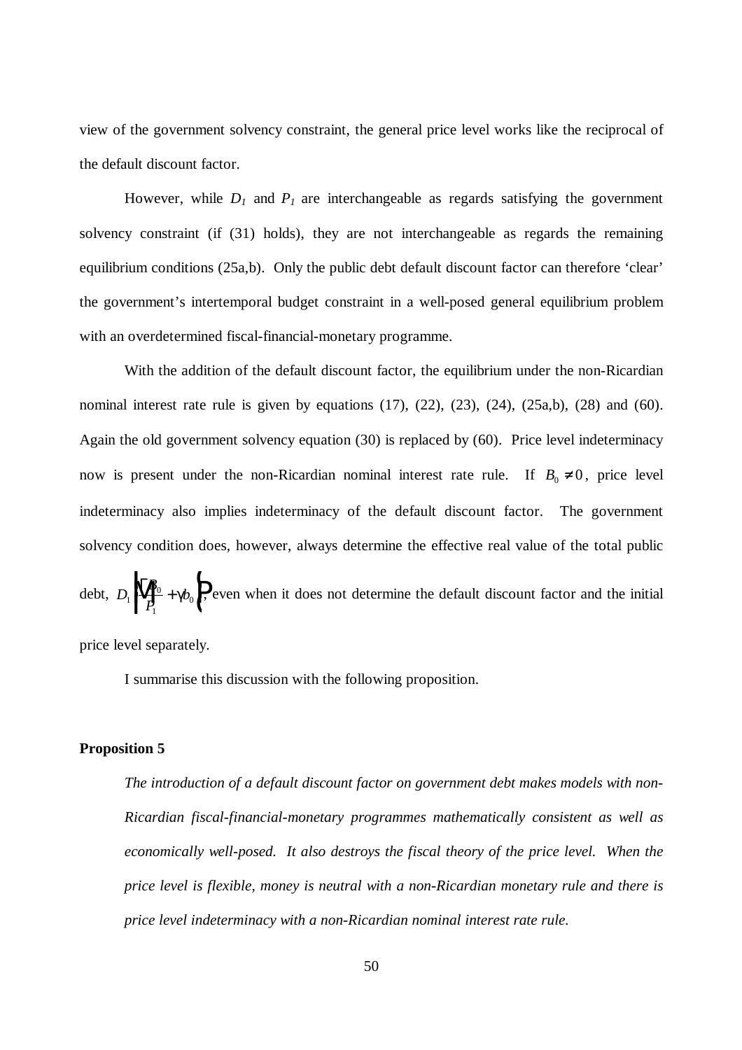view of the government solvency constraint, the general price level works like the reciprocal of the default discount factor.

However, while $D_1$ and $P_1$ are interchangeable as regards satisfying the government solvency constraint (if (31) holds), they are not interchangeable as regards the remaining equilibrium conditions (25a,b). Only the public debt default discount factor can therefore 'clear' the government's intertemporal budget constraint in a well-posed general equilibrium problem with an overdetermined fiscal-financial-monetary programme.

With the addition of the default discount factor, the equilibrium under the non-Ricardian nominal interest rate rule is given by equations (17), (22), (23), (24), (25a,b), (28) and (60). Again the old government solvency equation (30) is replaced by (60). Price level indeterminacy now is present under the non-Ricardian nominal interest rate rule. If $B_0 \neq 0$, price level indeterminacy also implies indeterminacy of the default discount factor. The government solvency condition does, however, always determine the effective real value of the total public debt, $D_1\left(\frac{B_0}{P_1}+\gamma b_0\right)$, even when it does not determine the default discount factor and the initial price level separately.

I summarise this discussion with the following proposition.

**Proposition 5**

*The introduction of a default discount factor on government debt makes models with non-Ricardian fiscal-financial-monetary programmes mathematically consistent as well as economically well-posed. It also destroys the fiscal theory of the price level. When the price level is flexible, money is neutral with a non-Ricardian monetary rule and there is price level indeterminacy with a non-Ricardian nominal interest rate rule.*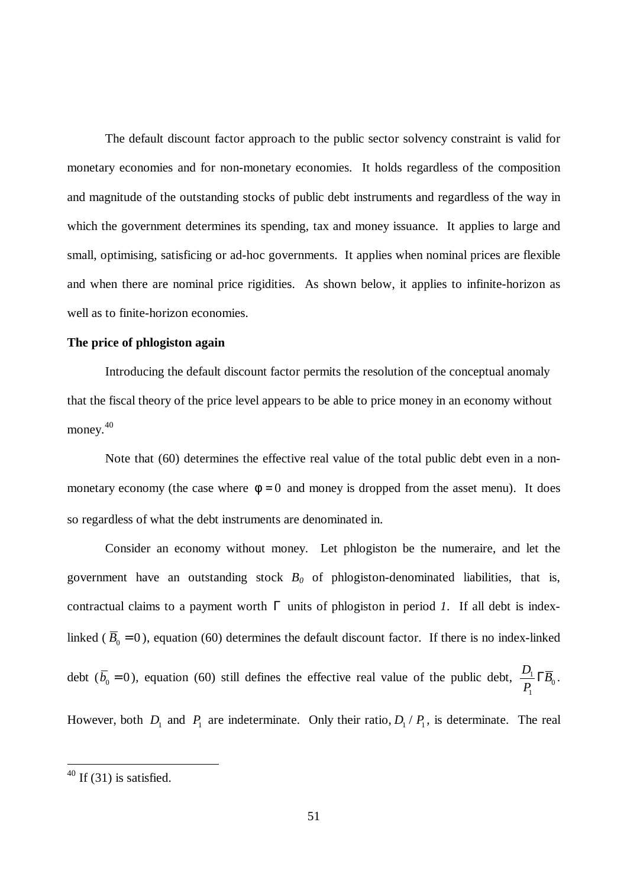The default discount factor approach to the public sector solvency constraint is valid for monetary economies and for non-monetary economies. It holds regardless of the composition and magnitude of the outstanding stocks of public debt instruments and regardless of the way in which the government determines its spending, tax and money issuance. It applies to large and small, optimising, satisficing or ad-hoc governments. It applies when nominal prices are flexible and when there are nominal price rigidities. As shown below, it applies to infinite-horizon as well as to finite-horizon economies.

**The price of phlogiston again**

Introducing the default discount factor permits the resolution of the conceptual anomaly that the fiscal theory of the price level appears to be able to price money in an economy without money.[40]

Note that (60) determines the effective real value of the total public debt even in a non-monetary economy (the case where $\phi = 0$ and money is dropped from the asset menu). It does so regardless of what the debt instruments are denominated in.

Consider an economy without money. Let phlogiston be the numeraire, and let the government have an outstanding stock $B_0$ of phlogiston-denominated liabilities, that is, contractual claims to a payment worth $\Gamma$ units of phlogiston in period *1*. If all debt is index-linked ($\overline{B}_0 = 0$), equation (60) determines the default discount factor. If there is no index-linked debt ($\overline{b}_0 = 0$), equation (60) still defines the effective real value of the public debt, $\frac{D_1}{P_1}\Gamma\overline{B}_0$. However, both $D_1$ and $P_1$ are indeterminate. Only their ratio, $D_1 / P_1$, is determinate. The real

[40] If (31) is satisfied.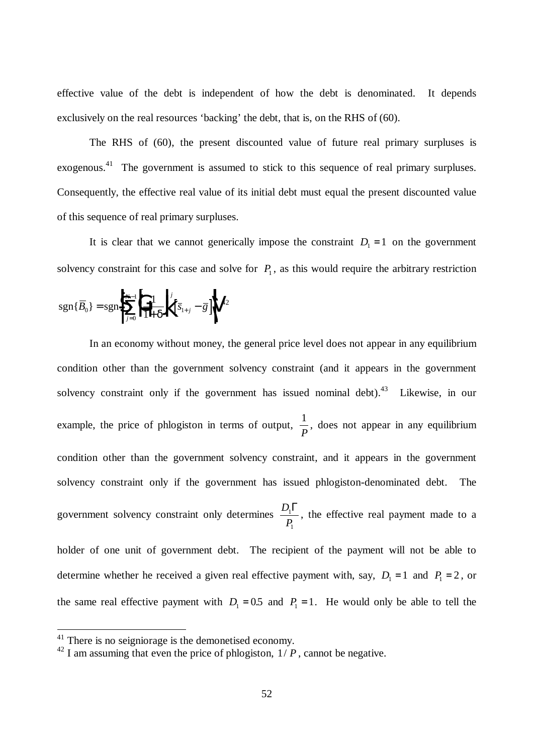effective value of the debt is independent of how the debt is denominated. It depends exclusively on the real resources 'backing' the debt, that is, on the RHS of (60).

The RHS of (60), the present discounted value of future real primary surpluses is exogenous.[41] The government is assumed to stick to this sequence of real primary surpluses. Consequently, the effective real value of its initial debt must equal the present discounted value of this sequence of real primary surpluses.

It is clear that we cannot generically impose the constraint $D_1 = 1$ on the government solvency constraint for this case and solve for $P_1$, as this would require the arbitrary restriction $\text{sgn}\{\bar{B}_0\} = \text{sgn}\left\{\sum_{j=0}^{N-1}\left(\frac{1}{1+\delta}\right)^j [\bar{s}_{1+j} - \bar{g}]\right\}$.[42]

In an economy without money, the general price level does not appear in any equilibrium condition other than the government solvency constraint (and it appears in the government solvency constraint only if the government has issued nominal debt).[43] Likewise, in our example, the price of phlogiston in terms of output, $\frac{1}{P}$, does not appear in any equilibrium condition other than the government solvency constraint, and it appears in the government solvency constraint only if the government has issued phlogiston-denominated debt. The government solvency constraint only determines $\frac{D_1\Gamma}{P_1}$, the effective real payment made to a holder of one unit of government debt. The recipient of the payment will not be able to determine whether he received a given real effective payment with, say, $D_1 = 1$ and $P_1 = 2$, or the same real effective payment with $D_1 = 0.5$ and $P_1 = 1$. He would only be able to tell the

---

[41] There is no seigniorage is the demonetised economy.

[42] I am assuming that even the price of phlogiston, $1/P$, cannot be negative.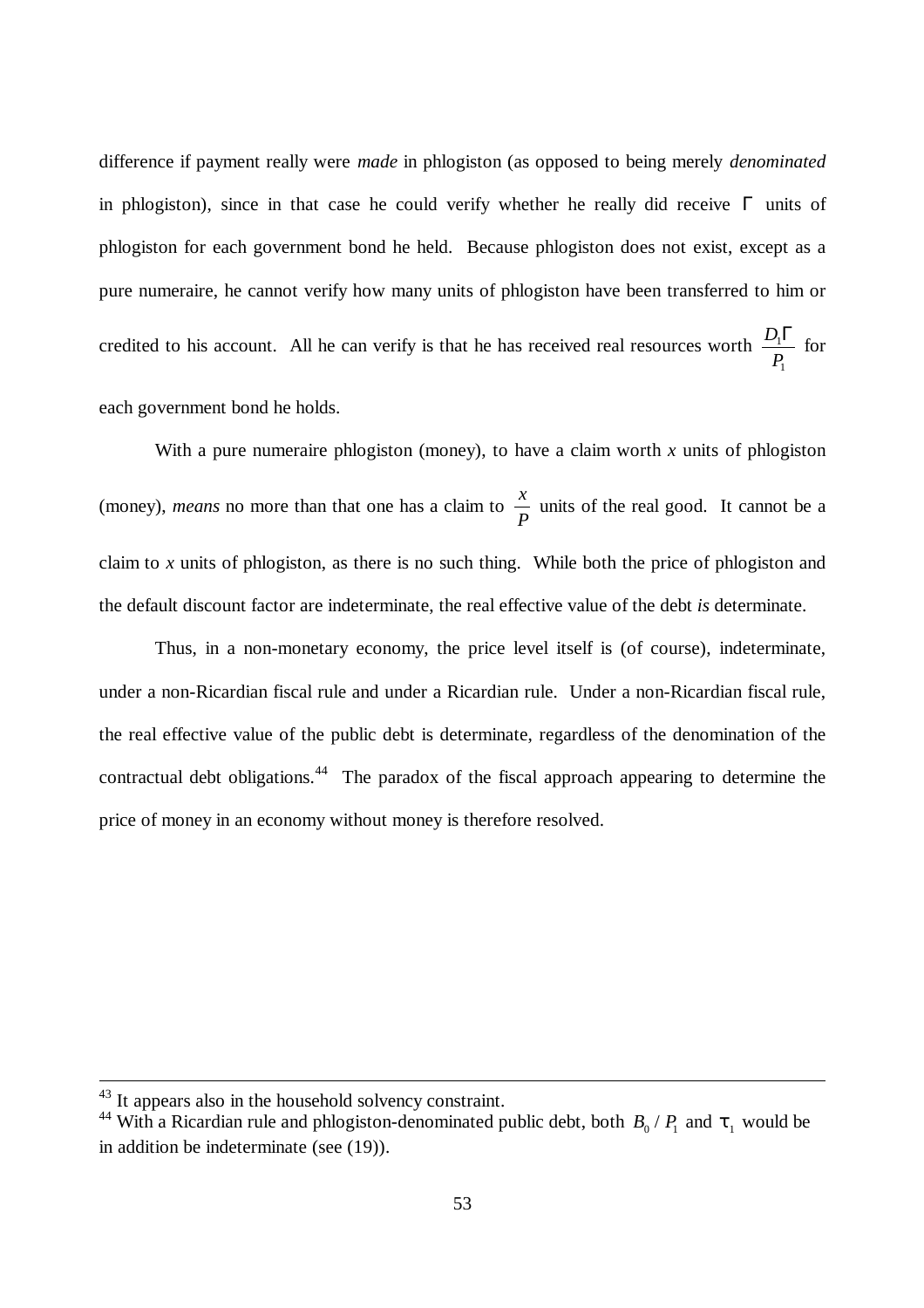difference if payment really were *made* in phlogiston (as opposed to being merely *denominated* in phlogiston), since in that case he could verify whether he really did receive $\Gamma$ units of phlogiston for each government bond he held. Because phlogiston does not exist, except as a pure numeraire, he cannot verify how many units of phlogiston have been transferred to him or credited to his account. All he can verify is that he has received real resources worth $\frac{D_1\Gamma}{P_1}$ for each government bond he holds.

With a pure numeraire phlogiston (money), to have a claim worth $x$ units of phlogiston (money), *means* no more than that one has a claim to $\frac{x}{P}$ units of the real good. It cannot be a claim to $x$ units of phlogiston, as there is no such thing. While both the price of phlogiston and the default discount factor are indeterminate, the real effective value of the debt *is* determinate.

Thus, in a non-monetary economy, the price level itself is (of course), indeterminate, under a non-Ricardian fiscal rule and under a Ricardian rule. Under a non-Ricardian fiscal rule, the real effective value of the public debt is determinate, regardless of the denomination of the contractual debt obligations.[44] The paradox of the fiscal approach appearing to determine the price of money in an economy without money is therefore resolved.

---

[43] It appears also in the household solvency constraint.

[44] With a Ricardian rule and phlogiston-denominated public debt, both $B_0 / P_1$ and $\tau_1$ would be in addition be indeterminate (see (19)).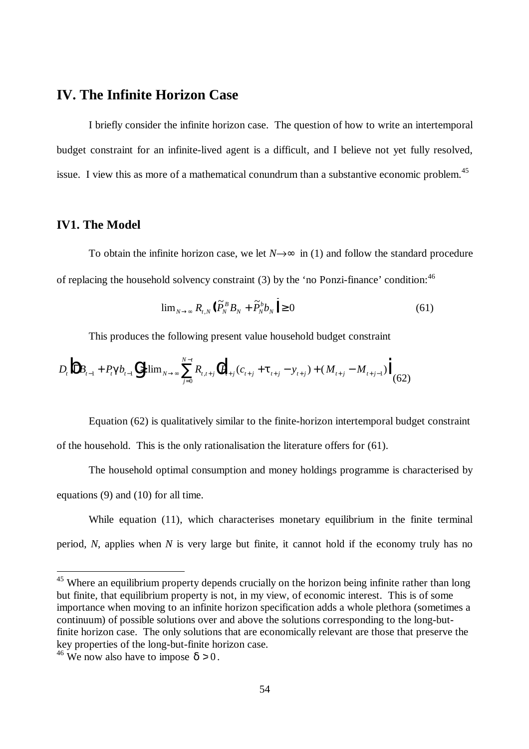# IV. The Infinite Horizon Case

I briefly consider the infinite horizon case. The question of how to write an intertemporal budget constraint for an infinite-lived agent is a difficult, and I believe not yet fully resolved, issue. I view this as more of a mathematical conundrum than a substantive economic problem.[45]

## IV1. The Model

To obtain the infinite horizon case, we let $N \to \infty$ in (1) and follow the standard procedure of replacing the household solvency constraint (3) by the 'no Ponzi-finance' condition:[46]

$$\lim_{N \to \infty} R_{t,N} \left( \tilde{P}_N^B B_N + \tilde{P}_N^b b_N \right) \geq 0 \tag{61}$$

This produces the following present value household budget constraint

$$D_t \left( B_{t-1} + P_t \gamma b_{t-1} \right) \geq \lim_{N \to \infty} \sum_{j=0}^{N-t} R_{t,t+j} \left[ P_{t+j} (c_{t+j} + \tau_{t+j} - y_{t+j}) + (M_{t+j} - M_{t+j-1}) \right] \tag{62}$$

Equation (62) is qualitatively similar to the finite-horizon intertemporal budget constraint of the household. This is the only rationalisation the literature offers for (61).

The household optimal consumption and money holdings programme is characterised by equations (9) and (10) for all time.

While equation (11), which characterises monetary equilibrium in the finite terminal period, $N$, applies when $N$ is very large but finite, it cannot hold if the economy truly has no

---

[45] Where an equilibrium property depends crucially on the horizon being infinite rather than long but finite, that equilibrium property is not, in my view, of economic interest. This is of some importance when moving to an infinite horizon specification adds a whole plethora (sometimes a continuum) of possible solutions over and above the solutions corresponding to the long-but-finite horizon case. The only solutions that are economically relevant are those that preserve the key properties of the long-but-finite horizon case.

[46] We now also have to impose $\delta > 0$.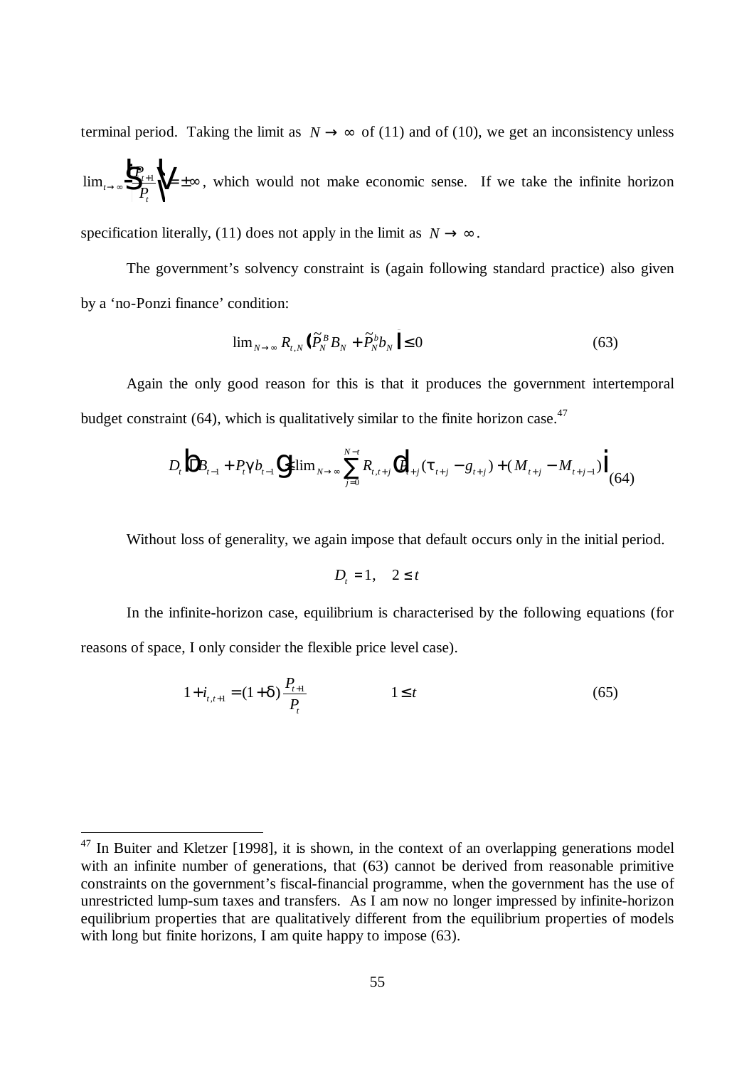terminal period. Taking the limit as $N \to \infty$ of (11) and of (10), we get an inconsistency unless $\lim_{t\to\infty}\left(\frac{P_{t+1}}{P_t}\right) = \pm\infty$, which would not make economic sense. If we take the infinite horizon specification literally, (11) does not apply in the limit as $N \to \infty$.

The government's solvency constraint is (again following standard practice) also given by a 'no-Ponzi finance' condition:

$$\lim_{N\to\infty} R_{t,N}\left(\tilde{P}_N^B B_N + \tilde{P}_N^b b_N\right) \leq 0 \tag{63}$$

Again the only good reason for this is that it produces the government intertemporal budget constraint (64), which is qualitatively similar to the finite horizon case.[47]

$$D_t\left(B_{t-1} + P_t\gamma b_{t-1}\right) \leq \lim_{N\to\infty} \sum_{j=0}^{N-t} R_{t,t+j}\left[P_{t+j}(\tau_{t+j} - g_{t+j}) + (M_{t+j} - M_{t+j-1})\right] \tag{64}$$

Without loss of generality, we again impose that default occurs only in the initial period.

$$D_t = 1, \quad 2 \leq t$$

In the infinite-horizon case, equilibrium is characterised by the following equations (for reasons of space, I only consider the flexible price level case).

$$1 + i_{t,t+1} = (1+\delta)\frac{P_{t+1}}{P_t} \qquad\qquad 1 \leq t \tag{65}$$

---

[47] In Buiter and Kletzer [1998], it is shown, in the context of an overlapping generations model with an infinite number of generations, that (63) cannot be derived from reasonable primitive constraints on the government's fiscal-financial programme, when the government has the use of unrestricted lump-sum taxes and transfers. As I am now no longer impressed by infinite-horizon equilibrium properties that are qualitatively different from the equilibrium properties of models with long but finite horizons, I am quite happy to impose (63).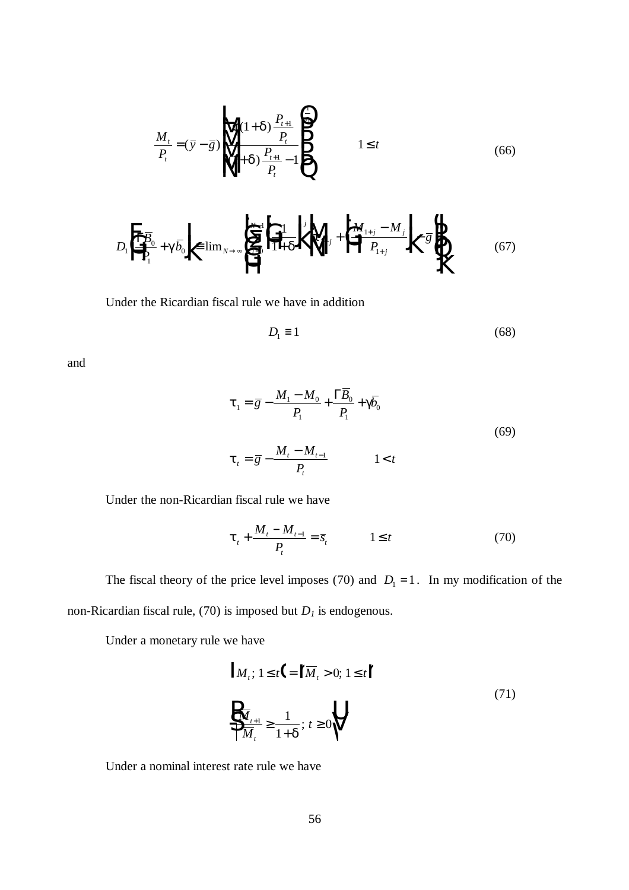$$\frac{M_t}{P_t} = (\bar{y} - \bar{g})\left[\frac{\gamma(1+\delta)\frac{P_{t+1}}{P_t}}{(1+\delta)\frac{P_{t+1}}{P_t} - 1}\right]^{\frac{1}{\eta}} \qquad 1 \le t \tag{66}$$

$$D_1\left(\frac{\Gamma\bar{B}_0}{P_1} + \gamma\bar{b}_0\right) \equiv \lim_{N\to\infty}\sum_{j=0}^{N-1}\left(\frac{1}{1+\delta}\right)^j\left[\tau_{1+j} + \left(\frac{M_{1+j} - M_j}{P_{1+j}}\right) - \bar{g}\right] \tag{67}$$

Under the Ricardian fiscal rule we have in addition

$$D_1 \equiv 1 \tag{68}$$

and

$$\begin{aligned} \tau_1 &= \bar{g} - \frac{M_1 - M_0}{P_1} + \frac{\Gamma\bar{B}_0}{P_1} + \gamma\bar{b}_0 \\ \tau_t &= \bar{g} - \frac{M_t - M_{t-1}}{P_t} \qquad\qquad 1 < t \end{aligned} \tag{69}$$

Under the non-Ricardian fiscal rule we have

$$\tau_t + \frac{M_t - M_{t-1}}{P_t} = \bar{s}_t \qquad\qquad 1 \le t \tag{70}$$

The fiscal theory of the price level imposes (70) and $D_1 = 1$. In my modification of the non-Ricardian fiscal rule, (70) is imposed but $D_1$ is endogenous.

Under a monetary rule we have

$$\begin{aligned} \{M_t;\, 1 \le t\} &= \{\bar{M}_t > 0;\, 1 \le t\} \\ &\left\{\frac{\bar{M}_{t+1}}{\bar{M}_t} \ge \frac{1}{1+\delta};\, t \ge 0\right\} \end{aligned} \tag{71}$$

Under a nominal interest rate rule we have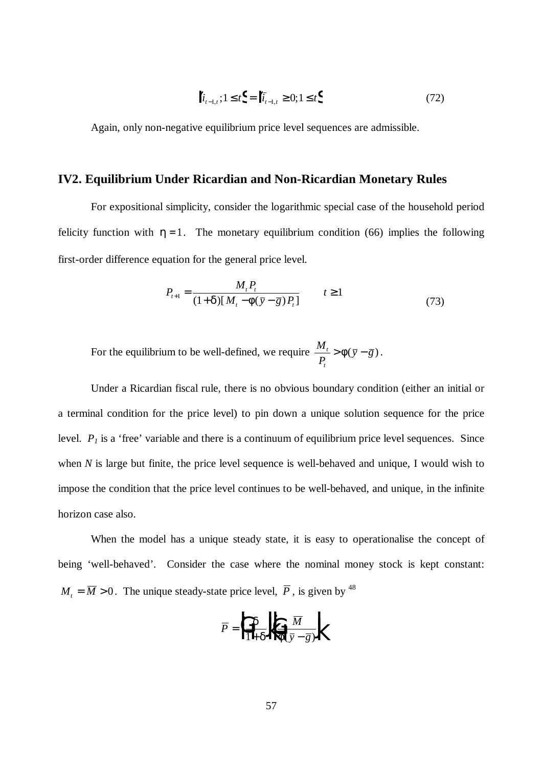$$\{i_{t-1,t}; 1 \le t\} = \{\bar{i}_{t-1,t} \ge 0; 1 \le t\} \tag{72}$$

Again, only non-negative equilibrium price level sequences are admissible.

## IV2. Equilibrium Under Ricardian and Non-Ricardian Monetary Rules

For expositional simplicity, consider the logarithmic special case of the household period felicity function with $\eta = 1$. The monetary equilibrium condition (66) implies the following first-order difference equation for the general price level.

$$P_{t+1} = \frac{M_t P_t}{(1+\delta)[M_t - \phi(\bar{y} - \bar{g}) P_t]} \qquad t \ge 1 \tag{73}$$

For the equilibrium to be well-defined, we require $\frac{M_t}{P_t} > \phi(\bar{y} - \bar{g})$.

Under a Ricardian fiscal rule, there is no obvious boundary condition (either an initial or a terminal condition for the price level) to pin down a unique solution sequence for the price level. $P_1$ is a 'free' variable and there is a continuum of equilibrium price level sequences. Since when *N* is large but finite, the price level sequence is well-behaved and unique, I would wish to impose the condition that the price level continues to be well-behaved, and unique, in the infinite horizon case also.

When the model has a unique steady state, it is easy to operationalise the concept of being 'well-behaved'. Consider the case where the nominal money stock is kept constant: $M_t = \overline{M} > 0$. The unique steady-state price level, $\overline{P}$, is given by [48]

$$\overline{P} = \left(\frac{\delta}{1+\delta}\right)\left(\frac{\overline{M}}{\phi(\bar{y} - \bar{g})}\right)$$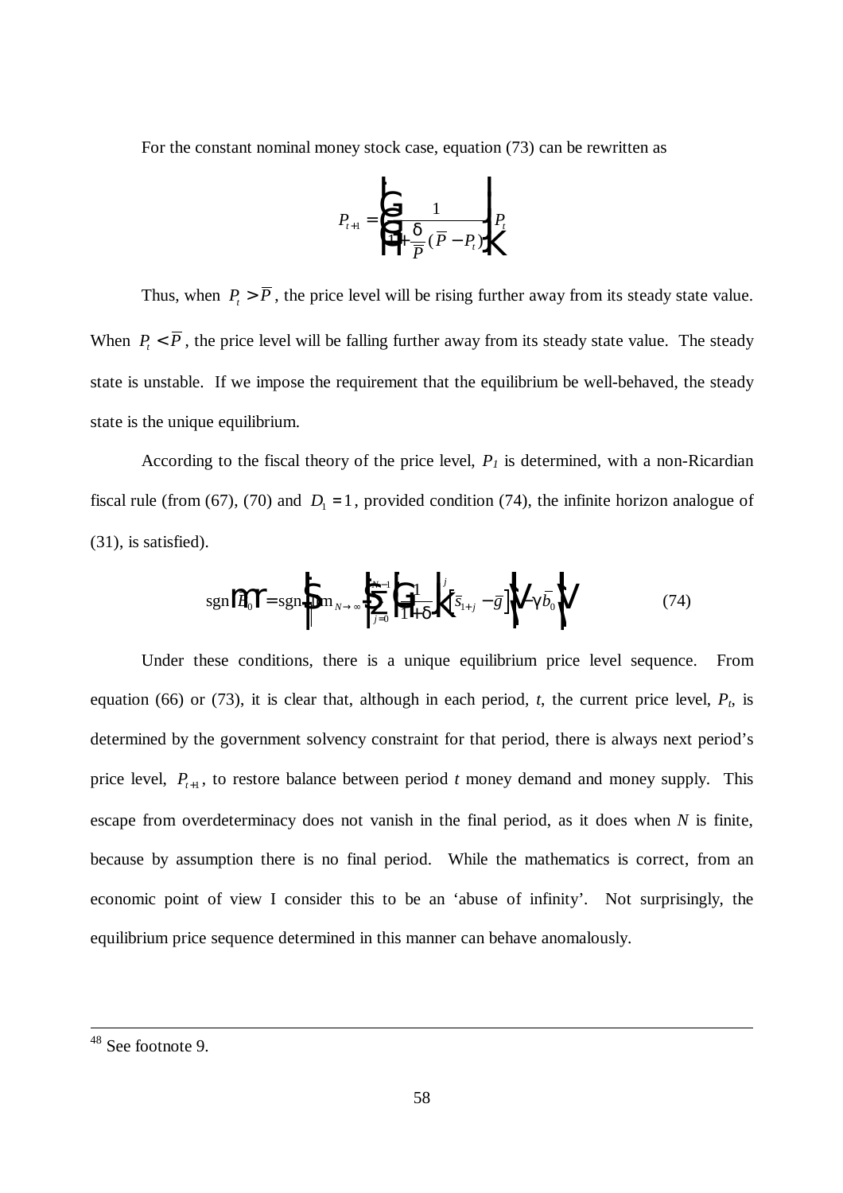For the constant nominal money stock case, equation (73) can be rewritten as

$$P_{t+1} = \left[ \frac{1}{1 + \frac{\delta}{\bar{P}}(\bar{P} - P_t)} \right] P_t$$

Thus, when $P_t > \bar{P}$, the price level will be rising further away from its steady state value. When $P_t < \bar{P}$, the price level will be falling further away from its steady state value. The steady state is unstable. If we impose the requirement that the equilibrium be well-behaved, the steady state is the unique equilibrium.

According to the fiscal theory of the price level, $P_1$ is determined, with a non-Ricardian fiscal rule (from (67), (70) and $D_1 = 1$, provided condition (74), the infinite horizon analogue of (31), is satisfied).

$$\text{sgn}\left(\bar{B}_0\right) = \text{sgn}\left\{ \lim_{N \to \infty} \left\{ \sum_{j=0}^{N-1} \left( \frac{1}{1+\delta} \right)^j \left[ \bar{s}_{1+j} - \bar{g} \right] \right\} - \gamma \bar{b}_0 \right\} \tag{74}$$

Under these conditions, there is a unique equilibrium price level sequence. From equation (66) or (73), it is clear that, although in each period, $t$, the current price level, $P_t$, is determined by the government solvency constraint for that period, there is always next period's price level, $P_{t+1}$, to restore balance between period $t$ money demand and money supply. This escape from overdeterminacy does not vanish in the final period, as it does when $N$ is finite, because by assumption there is no final period. While the mathematics is correct, from an economic point of view I consider this to be an 'abuse of infinity'. Not surprisingly, the equilibrium price sequence determined in this manner can behave anomalously.

---

[48] See footnote 9.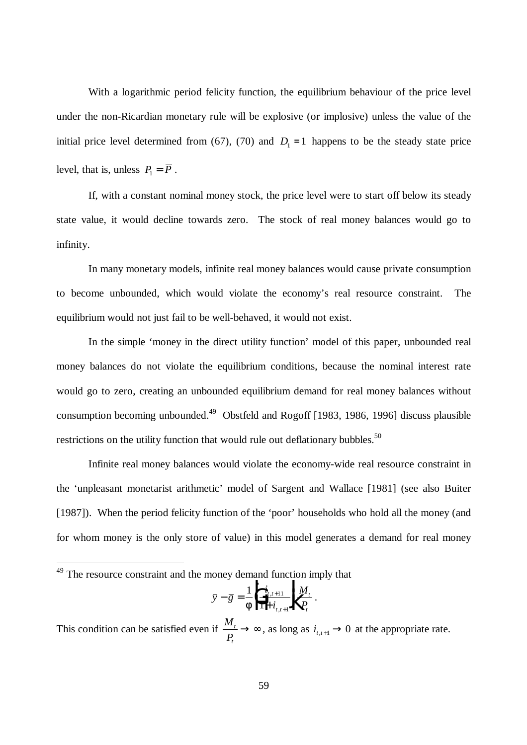With a logarithmic period felicity function, the equilibrium behaviour of the price level under the non-Ricardian monetary rule will be explosive (or implosive) unless the value of the initial price level determined from (67), (70) and $D_1 = 1$ happens to be the steady state price level, that is, unless $P_1 = \overline{P}$.

If, with a constant nominal money stock, the price level were to start off below its steady state value, it would decline towards zero. The stock of real money balances would go to infinity.

In many monetary models, infinite real money balances would cause private consumption to become unbounded, which would violate the economy's real resource constraint. The equilibrium would not just fail to be well-behaved, it would not exist.

In the simple 'money in the direct utility function' model of this paper, unbounded real money balances do not violate the equilibrium conditions, because the nominal interest rate would go to zero, creating an unbounded equilibrium demand for real money balances without consumption becoming unbounded.[49] Obstfeld and Rogoff [1983, 1986, 1996] discuss plausible restrictions on the utility function that would rule out deflationary bubbles.[50]

Infinite real money balances would violate the economy-wide real resource constraint in the 'unpleasant monetarist arithmetic' model of Sargent and Wallace [1981] (see also Buiter [1987]). When the period felicity function of the 'poor' households who hold all the money (and for whom money is the only store of value) in this model generates a demand for real money

---

[49] The resource constraint and the money demand function imply that

$$\bar{y} - \bar{g} = \frac{1}{\phi}\left(\frac{i_{t,t+1}}{1+i_{t,t+1}}\right)\frac{M_t}{P_t}.$$

This condition can be satisfied even if $\frac{M_t}{P_t} \to \infty$, as long as $i_{t,t+1} \to 0$ at the appropriate rate.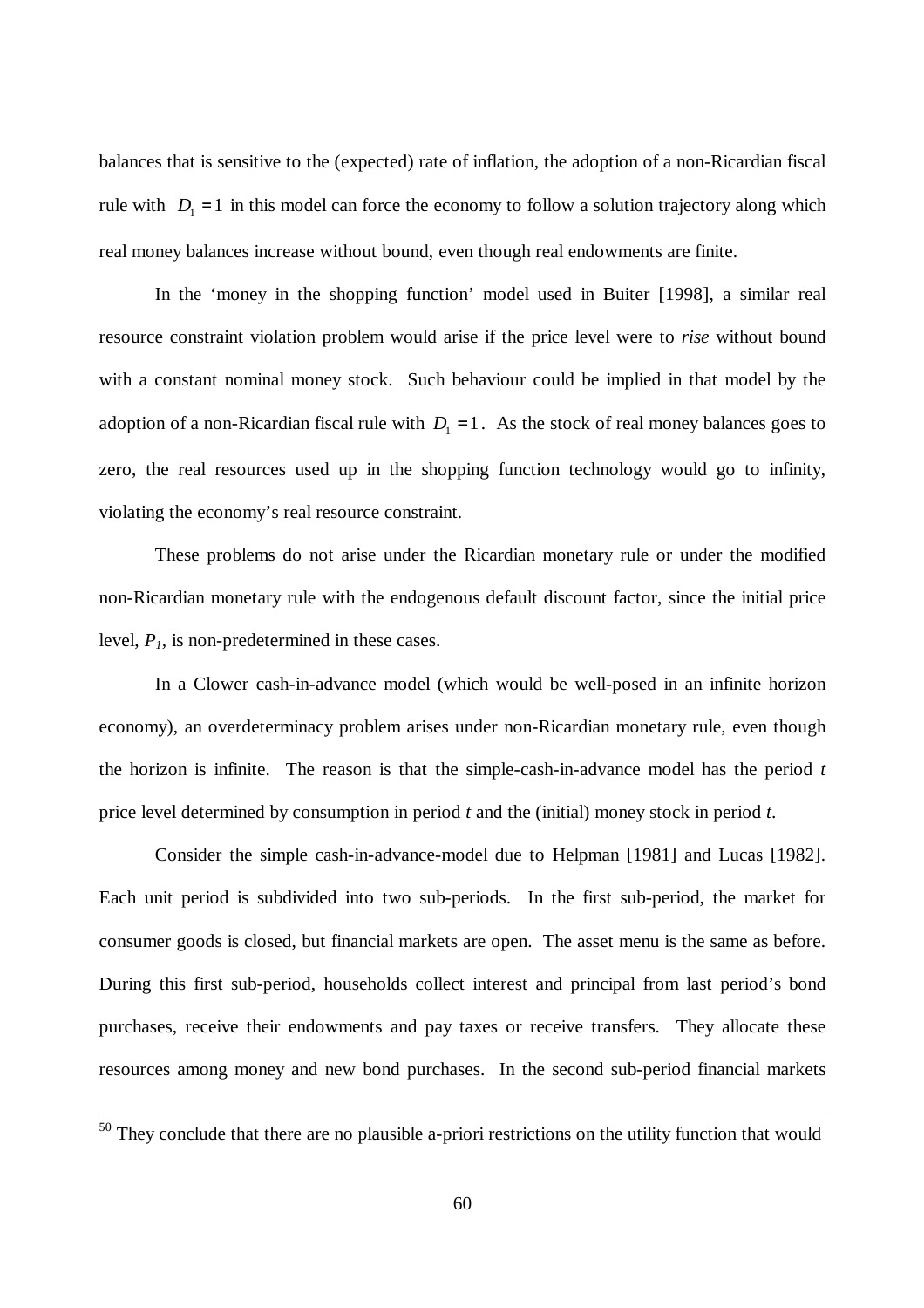balances that is sensitive to the (expected) rate of inflation, the adoption of a non-Ricardian fiscal rule with $D_1 = 1$ in this model can force the economy to follow a solution trajectory along which real money balances increase without bound, even though real endowments are finite.

In the 'money in the shopping function' model used in Buiter [1998], a similar real resource constraint violation problem would arise if the price level were to *rise* without bound with a constant nominal money stock. Such behaviour could be implied in that model by the adoption of a non-Ricardian fiscal rule with $D_1 = 1$. As the stock of real money balances goes to zero, the real resources used up in the shopping function technology would go to infinity, violating the economy's real resource constraint.

These problems do not arise under the Ricardian monetary rule or under the modified non-Ricardian monetary rule with the endogenous default discount factor, since the initial price level, $P_1$, is non-predetermined in these cases.

In a Clower cash-in-advance model (which would be well-posed in an infinite horizon economy), an overdeterminacy problem arises under non-Ricardian monetary rule, even though the horizon is infinite. The reason is that the simple-cash-in-advance model has the period *t* price level determined by consumption in period *t* and the (initial) money stock in period *t*.

Consider the simple cash-in-advance-model due to Helpman [1981] and Lucas [1982]. Each unit period is subdivided into two sub-periods. In the first sub-period, the market for consumer goods is closed, but financial markets are open. The asset menu is the same as before. During this first sub-period, households collect interest and principal from last period's bond purchases, receive their endowments and pay taxes or receive transfers. They allocate these resources among money and new bond purchases. In the second sub-period financial markets

[50] They conclude that there are no plausible a-priori restrictions on the utility function that would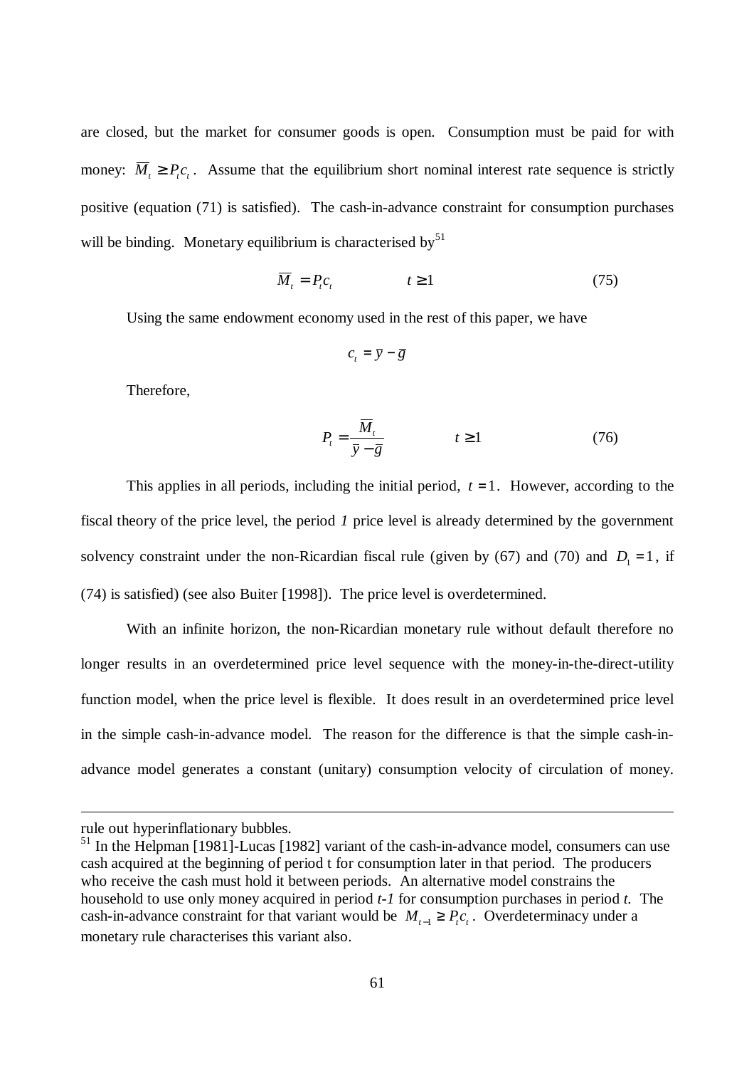are closed, but the market for consumer goods is open. Consumption must be paid for with money: $\overline{M}_t \geq P_t c_t$. Assume that the equilibrium short nominal interest rate sequence is strictly positive (equation (71) is satisfied). The cash-in-advance constraint for consumption purchases will be binding. Monetary equilibrium is characterised by[51]

$$\overline{M}_t = P_t c_t \qquad\qquad t \geq 1 \qquad\qquad (75)$$

Using the same endowment economy used in the rest of this paper, we have

$$c_t = \overline{y} - \overline{g}$$

Therefore,

$$P_t = \frac{\overline{M}_t}{\overline{y} - \overline{g}} \qquad\qquad t \geq 1 \qquad\qquad (76)$$

This applies in all periods, including the initial period, $t = 1$. However, according to the fiscal theory of the price level, the period *1* price level is already determined by the government solvency constraint under the non-Ricardian fiscal rule (given by (67) and (70) and $D_1 = 1$, if (74) is satisfied) (see also Buiter [1998]). The price level is overdetermined.

With an infinite horizon, the non-Ricardian monetary rule without default therefore no longer results in an overdetermined price level sequence with the money-in-the-direct-utility function model, when the price level is flexible. It does result in an overdetermined price level in the simple cash-in-advance model. The reason for the difference is that the simple cash-in-advance model generates a constant (unitary) consumption velocity of circulation of money.

---

rule out hyperinflationary bubbles.

[51] In the Helpman [1981]-Lucas [1982] variant of the cash-in-advance model, consumers can use cash acquired at the beginning of period t for consumption later in that period. The producers who receive the cash must hold it between periods. An alternative model constrains the household to use only money acquired in period *t-1* for consumption purchases in period *t*. The cash-in-advance constraint for that variant would be $M_{t-1} \geq P_t c_t$. Overdeterminacy under a monetary rule characterises this variant also.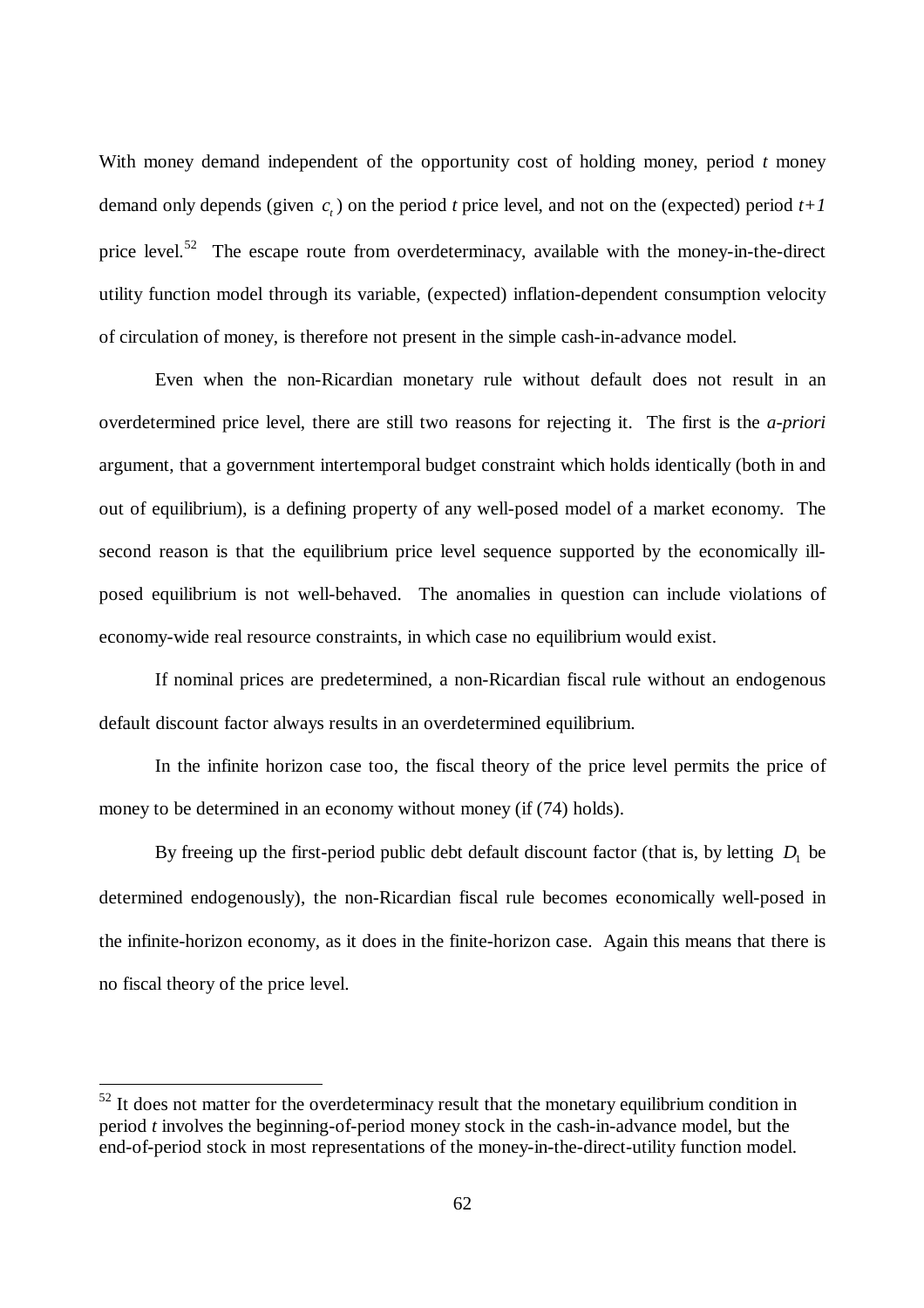With money demand independent of the opportunity cost of holding money, period *t* money demand only depends (given $c_t$) on the period *t* price level, and not on the (expected) period *t+1* price level.[52] The escape route from overdeterminacy, available with the money-in-the-direct utility function model through its variable, (expected) inflation-dependent consumption velocity of circulation of money, is therefore not present in the simple cash-in-advance model.

Even when the non-Ricardian monetary rule without default does not result in an overdetermined price level, there are still two reasons for rejecting it. The first is the *a-priori* argument, that a government intertemporal budget constraint which holds identically (both in and out of equilibrium), is a defining property of any well-posed model of a market economy. The second reason is that the equilibrium price level sequence supported by the economically ill-posed equilibrium is not well-behaved. The anomalies in question can include violations of economy-wide real resource constraints, in which case no equilibrium would exist.

If nominal prices are predetermined, a non-Ricardian fiscal rule without an endogenous default discount factor always results in an overdetermined equilibrium.

In the infinite horizon case too, the fiscal theory of the price level permits the price of money to be determined in an economy without money (if (74) holds).

By freeing up the first-period public debt default discount factor (that is, by letting $D_1$ be determined endogenously), the non-Ricardian fiscal rule becomes economically well-posed in the infinite-horizon economy, as it does in the finite-horizon case. Again this means that there is no fiscal theory of the price level.

---

[52] It does not matter for the overdeterminacy result that the monetary equilibrium condition in period *t* involves the beginning-of-period money stock in the cash-in-advance model, but the end-of-period stock in most representations of the money-in-the-direct-utility function model.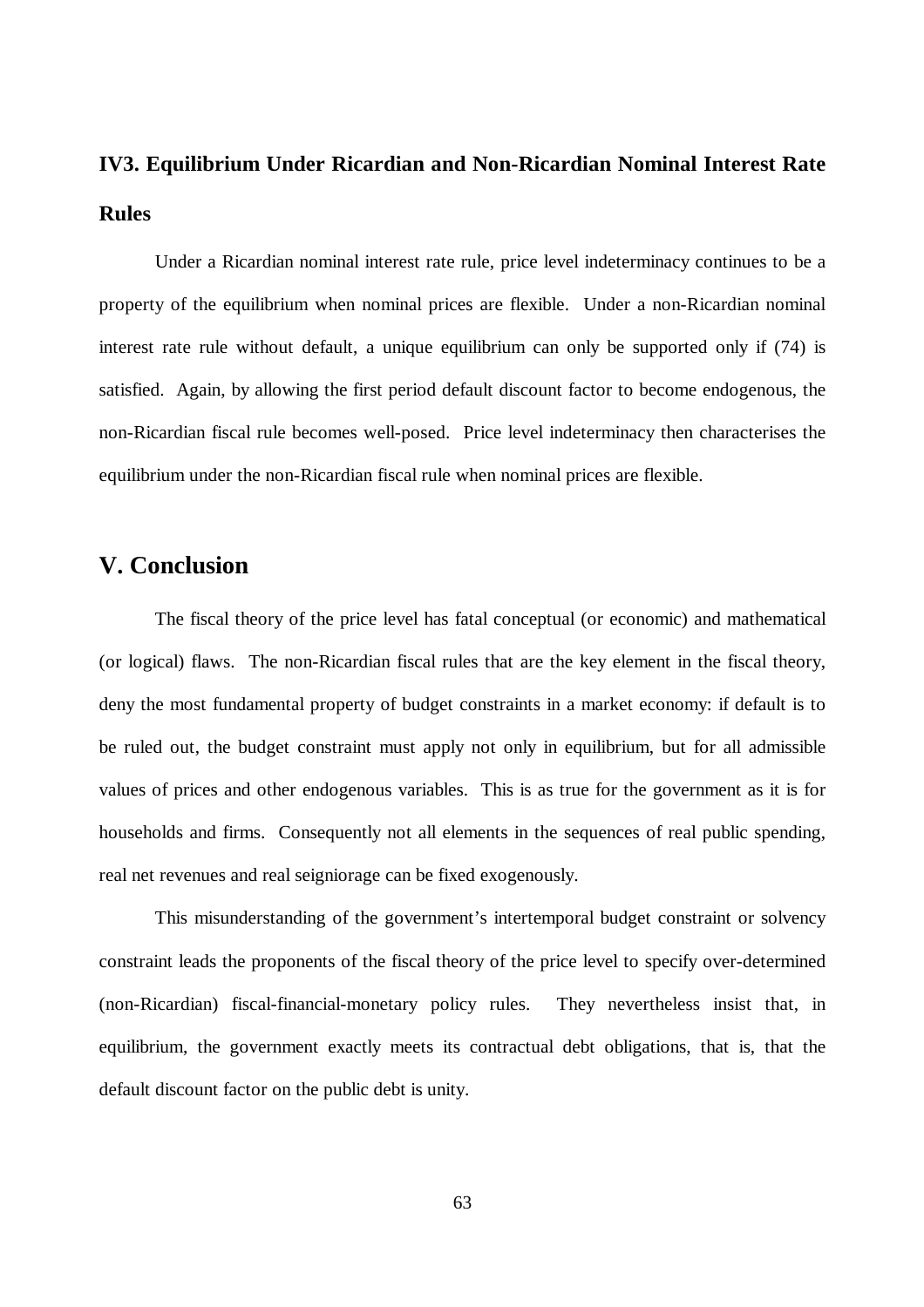### IV3. Equilibrium Under Ricardian and Non-Ricardian Nominal Interest Rate Rules

Under a Ricardian nominal interest rate rule, price level indeterminacy continues to be a property of the equilibrium when nominal prices are flexible. Under a non-Ricardian nominal interest rate rule without default, a unique equilibrium can only be supported only if (74) is satisfied. Again, by allowing the first period default discount factor to become endogenous, the non-Ricardian fiscal rule becomes well-posed. Price level indeterminacy then characterises the equilibrium under the non-Ricardian fiscal rule when nominal prices are flexible.

## V. Conclusion

The fiscal theory of the price level has fatal conceptual (or economic) and mathematical (or logical) flaws. The non-Ricardian fiscal rules that are the key element in the fiscal theory, deny the most fundamental property of budget constraints in a market economy: if default is to be ruled out, the budget constraint must apply not only in equilibrium, but for all admissible values of prices and other endogenous variables. This is as true for the government as it is for households and firms. Consequently not all elements in the sequences of real public spending, real net revenues and real seigniorage can be fixed exogenously.

This misunderstanding of the government's intertemporal budget constraint or solvency constraint leads the proponents of the fiscal theory of the price level to specify over-determined (non-Ricardian) fiscal-financial-monetary policy rules. They nevertheless insist that, in equilibrium, the government exactly meets its contractual debt obligations, that is, that the default discount factor on the public debt is unity.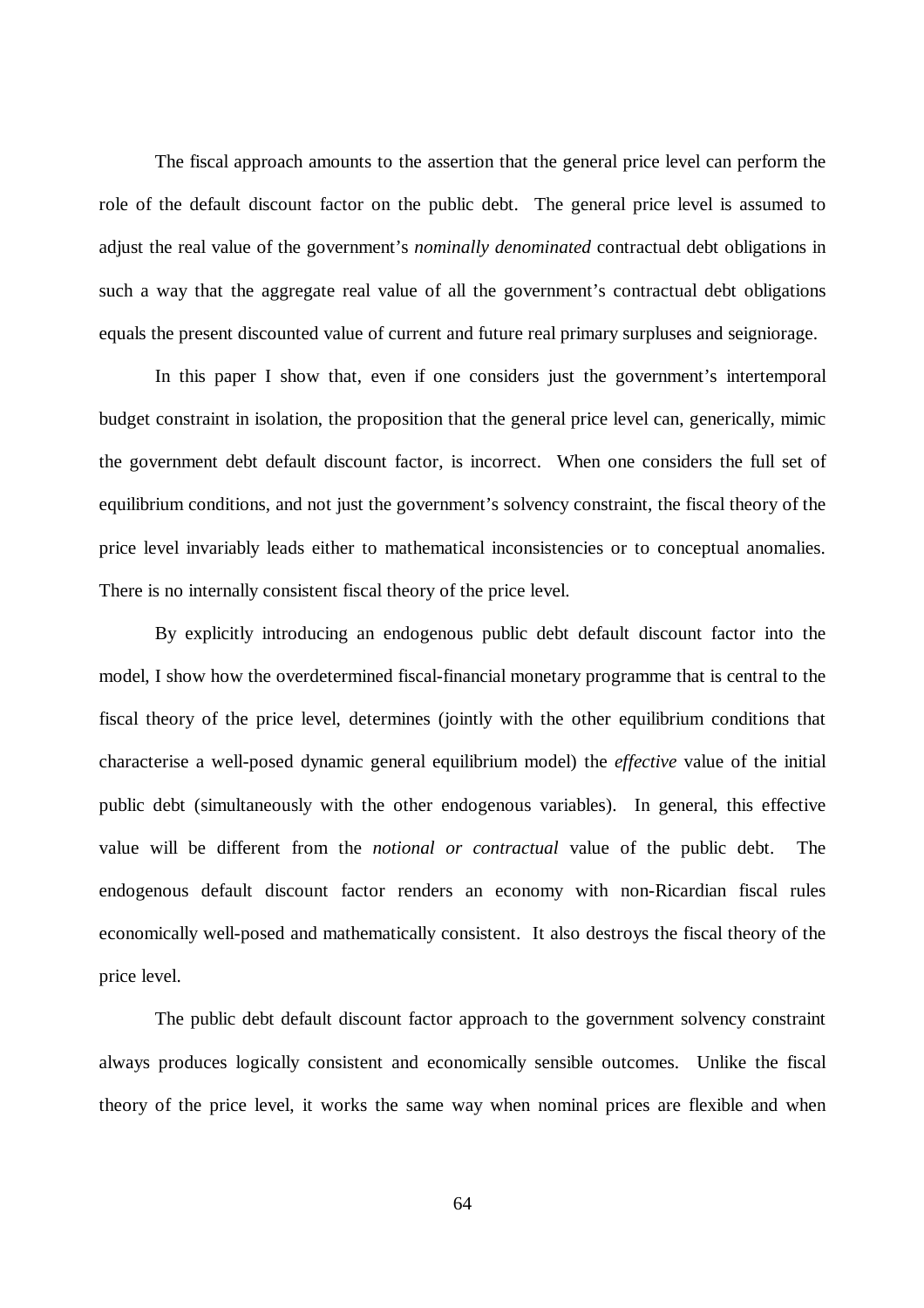The fiscal approach amounts to the assertion that the general price level can perform the role of the default discount factor on the public debt. The general price level is assumed to adjust the real value of the government's *nominally denominated* contractual debt obligations in such a way that the aggregate real value of all the government's contractual debt obligations equals the present discounted value of current and future real primary surpluses and seigniorage.

In this paper I show that, even if one considers just the government's intertemporal budget constraint in isolation, the proposition that the general price level can, generically, mimic the government debt default discount factor, is incorrect. When one considers the full set of equilibrium conditions, and not just the government's solvency constraint, the fiscal theory of the price level invariably leads either to mathematical inconsistencies or to conceptual anomalies. There is no internally consistent fiscal theory of the price level.

By explicitly introducing an endogenous public debt default discount factor into the model, I show how the overdetermined fiscal-financial monetary programme that is central to the fiscal theory of the price level, determines (jointly with the other equilibrium conditions that characterise a well-posed dynamic general equilibrium model) the *effective* value of the initial public debt (simultaneously with the other endogenous variables). In general, this effective value will be different from the *notional or contractual* value of the public debt. The endogenous default discount factor renders an economy with non-Ricardian fiscal rules economically well-posed and mathematically consistent. It also destroys the fiscal theory of the price level.

The public debt default discount factor approach to the government solvency constraint always produces logically consistent and economically sensible outcomes. Unlike the fiscal theory of the price level, it works the same way when nominal prices are flexible and when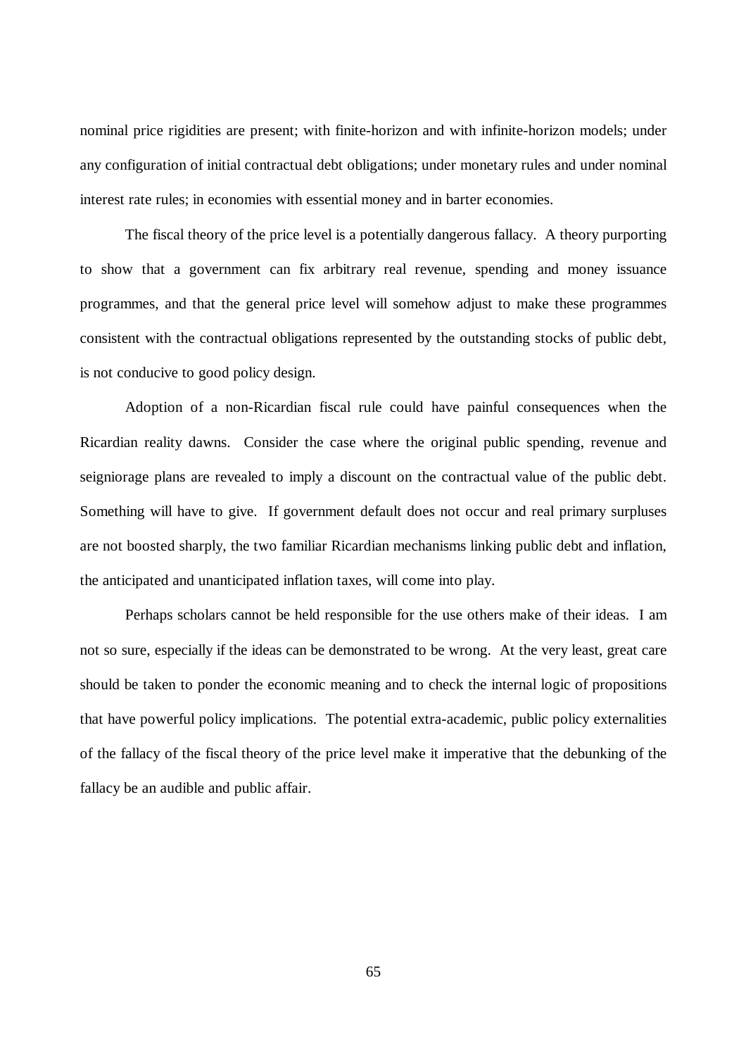nominal price rigidities are present; with finite-horizon and with infinite-horizon models; under any configuration of initial contractual debt obligations; under monetary rules and under nominal interest rate rules; in economies with essential money and in barter economies.

The fiscal theory of the price level is a potentially dangerous fallacy. A theory purporting to show that a government can fix arbitrary real revenue, spending and money issuance programmes, and that the general price level will somehow adjust to make these programmes consistent with the contractual obligations represented by the outstanding stocks of public debt, is not conducive to good policy design.

Adoption of a non-Ricardian fiscal rule could have painful consequences when the Ricardian reality dawns. Consider the case where the original public spending, revenue and seigniorage plans are revealed to imply a discount on the contractual value of the public debt. Something will have to give. If government default does not occur and real primary surpluses are not boosted sharply, the two familiar Ricardian mechanisms linking public debt and inflation, the anticipated and unanticipated inflation taxes, will come into play.

Perhaps scholars cannot be held responsible for the use others make of their ideas. I am not so sure, especially if the ideas can be demonstrated to be wrong. At the very least, great care should be taken to ponder the economic meaning and to check the internal logic of propositions that have powerful policy implications. The potential extra-academic, public policy externalities of the fallacy of the fiscal theory of the price level make it imperative that the debunking of the fallacy be an audible and public affair.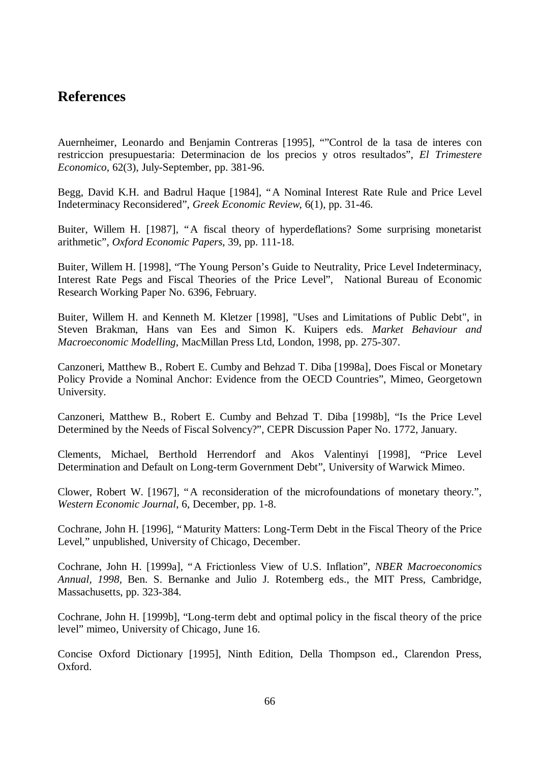## References

Auernheimer, Leonardo and Benjamin Contreras [1995], ""Control de la tasa de interes con restriccion presupuestaria: Determinacion de los precios y otros resultados", *El Trimestere Economico*, 62(3), July-September, pp. 381-96.

Begg, David K.H. and Badrul Haque [1984], "A Nominal Interest Rate Rule and Price Level Indeterminacy Reconsidered", *Greek Economic Review*, 6(1), pp. 31-46.

Buiter, Willem H. [1987], "A fiscal theory of hyperdeflations? Some surprising monetarist arithmetic", *Oxford Economic Papers*, 39, pp. 111-18.

Buiter, Willem H. [1998], "The Young Person's Guide to Neutrality, Price Level Indeterminacy, Interest Rate Pegs and Fiscal Theories of the Price Level", National Bureau of Economic Research Working Paper No. 6396, February.

Buiter, Willem H. and Kenneth M. Kletzer [1998], "Uses and Limitations of Public Debt", in Steven Brakman, Hans van Ees and Simon K. Kuipers eds. *Market Behaviour and Macroeconomic Modelling*, MacMillan Press Ltd, London, 1998, pp. 275-307.

Canzoneri, Matthew B., Robert E. Cumby and Behzad T. Diba [1998a], Does Fiscal or Monetary Policy Provide a Nominal Anchor: Evidence from the OECD Countries", Mimeo, Georgetown University.

Canzoneri, Matthew B., Robert E. Cumby and Behzad T. Diba [1998b], "Is the Price Level Determined by the Needs of Fiscal Solvency?", CEPR Discussion Paper No. 1772, January.

Clements, Michael, Berthold Herrendorf and Akos Valentinyi [1998], "Price Level Determination and Default on Long-term Government Debt", University of Warwick Mimeo.

Clower, Robert W. [1967], "A reconsideration of the microfoundations of monetary theory.", *Western Economic Journal*, 6, December, pp. 1-8.

Cochrane, John H. [1996], "Maturity Matters: Long-Term Debt in the Fiscal Theory of the Price Level," unpublished, University of Chicago, December.

Cochrane, John H. [1999a], "A Frictionless View of U.S. Inflation", *NBER Macroeconomics Annual, 1998*, Ben. S. Bernanke and Julio J. Rotemberg eds., the MIT Press, Cambridge, Massachusetts, pp. 323-384.

Cochrane, John H. [1999b], "Long-term debt and optimal policy in the fiscal theory of the price level" mimeo, University of Chicago, June 16.

Concise Oxford Dictionary [1995], Ninth Edition, Della Thompson ed., Clarendon Press, Oxford.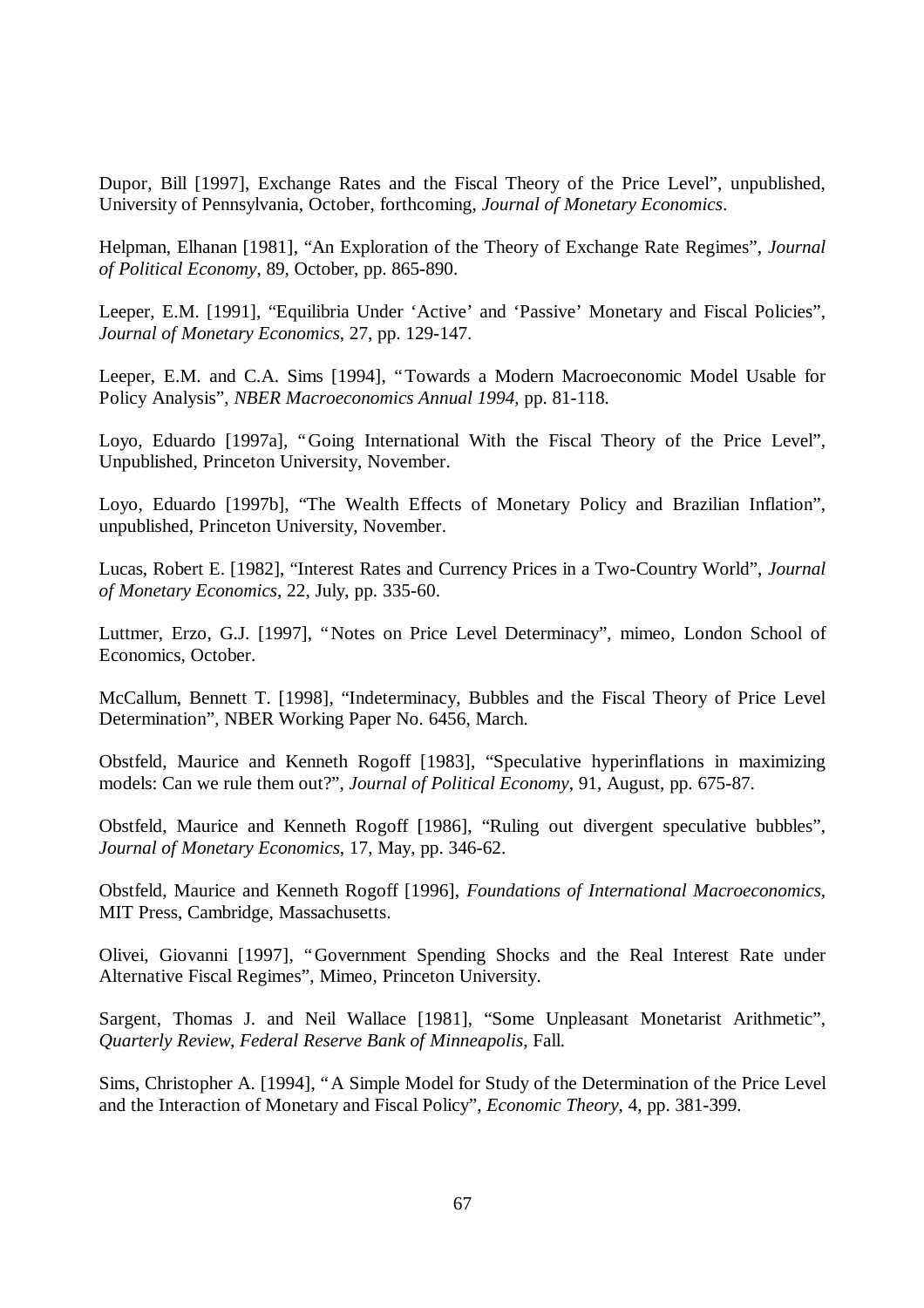Dupor, Bill [1997], Exchange Rates and the Fiscal Theory of the Price Level", unpublished, University of Pennsylvania, October, forthcoming, *Journal of Monetary Economics*.

Helpman, Elhanan [1981], "An Exploration of the Theory of Exchange Rate Regimes", *Journal of Political Economy*, 89, October, pp. 865-890.

Leeper, E.M. [1991], "Equilibria Under 'Active' and 'Passive' Monetary and Fiscal Policies", *Journal of Monetary Economics*, 27, pp. 129-147.

Leeper, E.M. and C.A. Sims [1994], "Towards a Modern Macroeconomic Model Usable for Policy Analysis", *NBER Macroeconomics Annual 1994*, pp. 81-118.

Loyo, Eduardo [1997a], "Going International With the Fiscal Theory of the Price Level", Unpublished, Princeton University, November.

Loyo, Eduardo [1997b], "The Wealth Effects of Monetary Policy and Brazilian Inflation", unpublished, Princeton University, November.

Lucas, Robert E. [1982], "Interest Rates and Currency Prices in a Two-Country World", *Journal of Monetary Economics*, 22, July, pp. 335-60.

Luttmer, Erzo, G.J. [1997], "Notes on Price Level Determinacy", mimeo, London School of Economics, October.

McCallum, Bennett T. [1998], "Indeterminacy, Bubbles and the Fiscal Theory of Price Level Determination", NBER Working Paper No. 6456, March.

Obstfeld, Maurice and Kenneth Rogoff [1983], "Speculative hyperinflations in maximizing models: Can we rule them out?", *Journal of Political Economy*, 91, August, pp. 675-87.

Obstfeld, Maurice and Kenneth Rogoff [1986], "Ruling out divergent speculative bubbles", *Journal of Monetary Economics*, 17, May, pp. 346-62.

Obstfeld, Maurice and Kenneth Rogoff [1996], *Foundations of International Macroeconomics*, MIT Press, Cambridge, Massachusetts.

Olivei, Giovanni [1997], "Government Spending Shocks and the Real Interest Rate under Alternative Fiscal Regimes", Mimeo, Princeton University.

Sargent, Thomas J. and Neil Wallace [1981], "Some Unpleasant Monetarist Arithmetic", *Quarterly Review, Federal Reserve Bank of Minneapolis*, Fall.

Sims, Christopher A. [1994], "A Simple Model for Study of the Determination of the Price Level and the Interaction of Monetary and Fiscal Policy", *Economic Theory*, 4, pp. 381-399.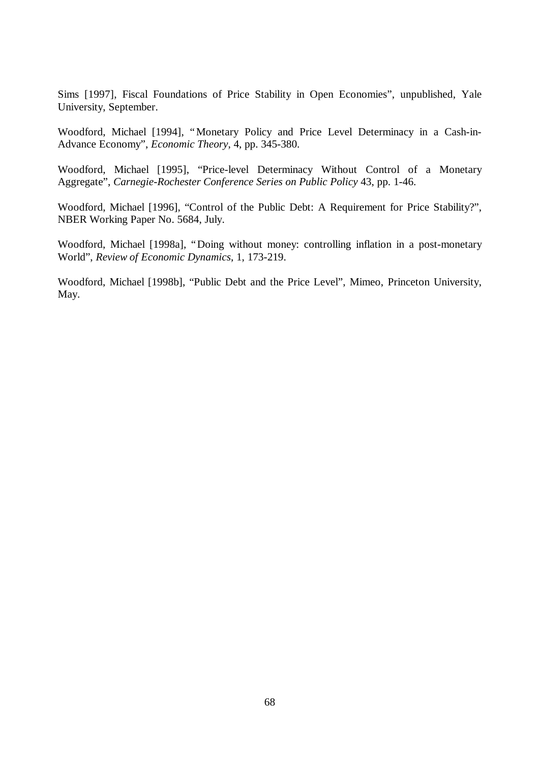Sims [1997], Fiscal Foundations of Price Stability in Open Economies", unpublished, Yale University, September.

Woodford, Michael [1994], "Monetary Policy and Price Level Determinacy in a Cash-in-Advance Economy", *Economic Theory*, 4, pp. 345-380.

Woodford, Michael [1995], "Price-level Determinacy Without Control of a Monetary Aggregate", *Carnegie-Rochester Conference Series on Public Policy* 43, pp. 1-46.

Woodford, Michael [1996], "Control of the Public Debt: A Requirement for Price Stability?", NBER Working Paper No. 5684, July.

Woodford, Michael [1998a], "Doing without money: controlling inflation in a post-monetary World", *Review of Economic Dynamics*, 1, 173-219.

Woodford, Michael [1998b], "Public Debt and the Price Level", Mimeo, Princeton University, May.